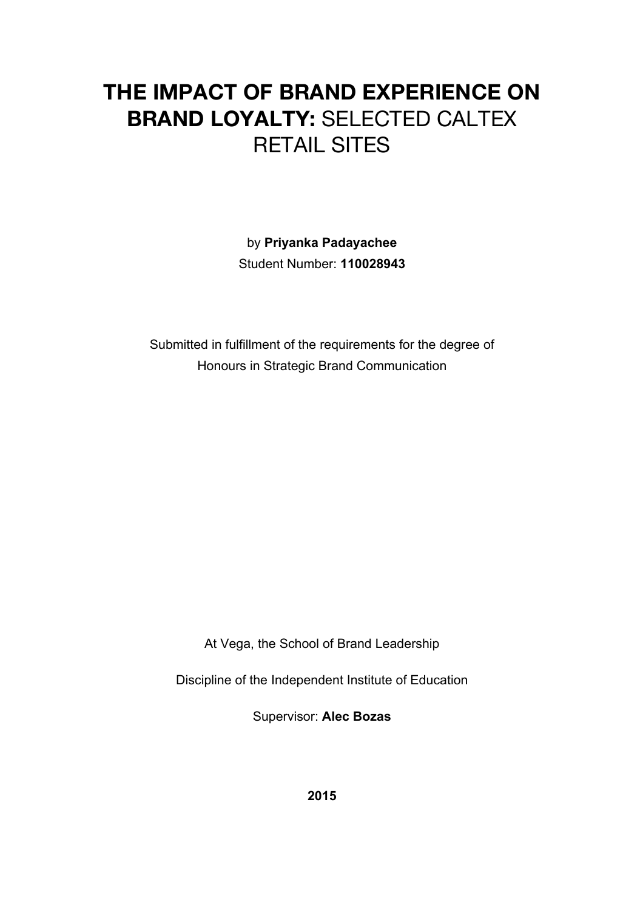# **THE IMPACT OF BRAND EXPERIENCE ON BRAND LOYALTY:** SELECTED CALTEX RETAIL SITES

by **Priyanka Padayachee**

Student Number: **110028943**

Submitted in fulfillment of the requirements for the degree of

Honours in Strategic Brand Communication

At Vega, the School of Brand Leadership

Discipline of the Independent Institute of Education

Supervisor: **Alec Bozas**

**2015**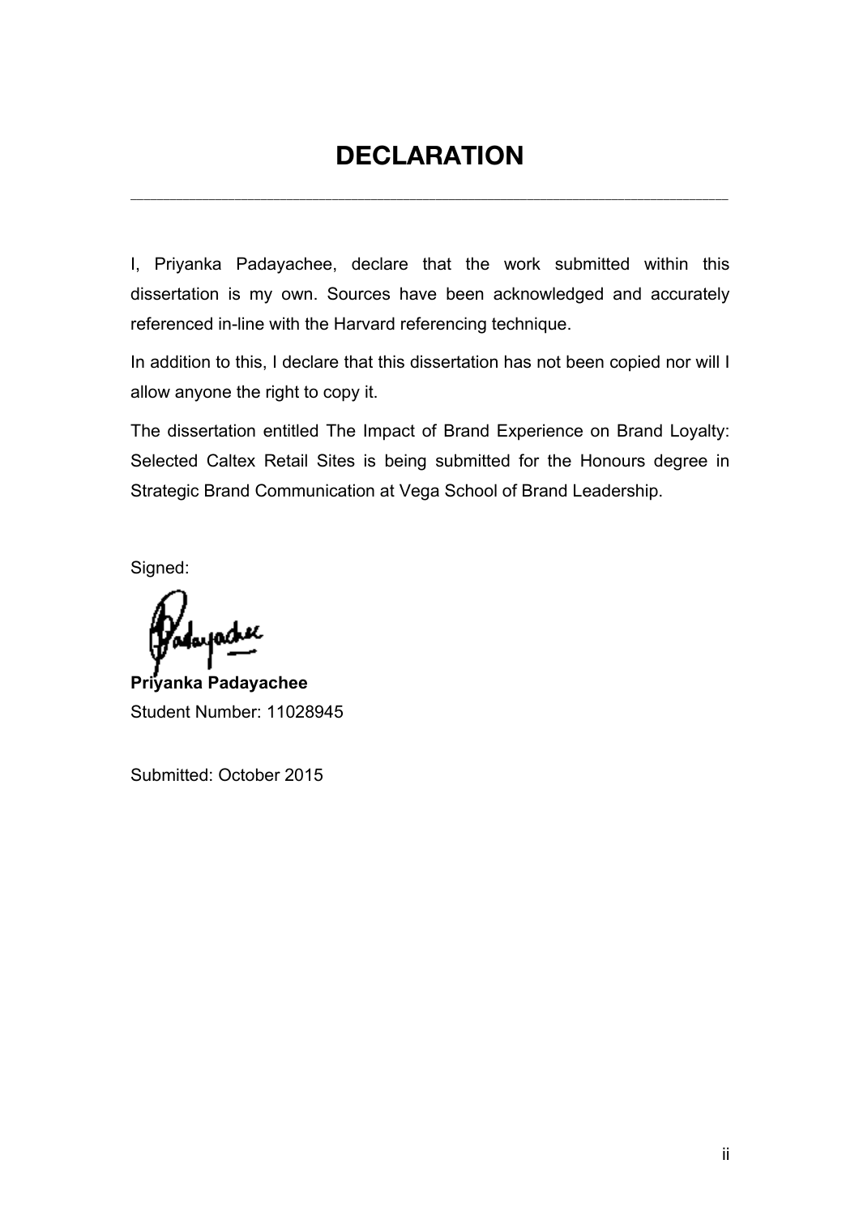# DECLARATION

---

I, Priyanka Padayachee, declare that the work submitted within this dissertation is my own. Sources have been acknowledged and accurately referenced in-line with the Harvard referencing technique.

In addition to this, I declare that this dissertation has not been copied nor will I allow anyone the right to copy it.

The dissertation entitled The Impact of Brand Experience on Brand Loyalty: Selected Caltex Retail Sites is being submitted for the Honours degree in Strategic Brand Communication at Vega School of Brand Leadership.

Signed:

**Priyanka Padayachee**
Student Number: 11028945

Submitted: October 2015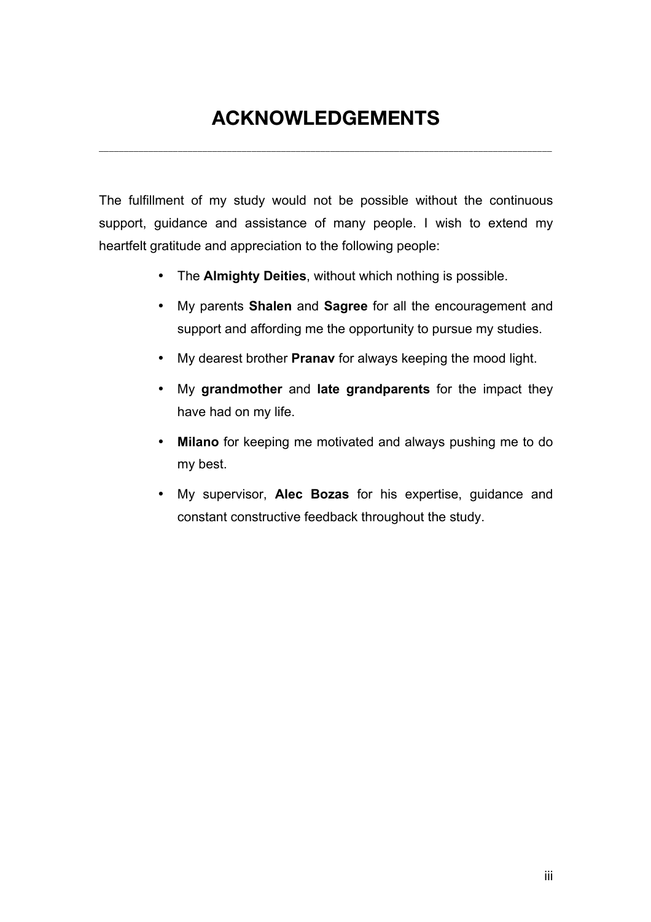# ACKNOWLEDGEMENTS

The fulfillment of my study would not be possible without the continuous support, guidance and assistance of many people. I wish to extend my heartfelt gratitude and appreciation to the following people:

- The **Almighty Deities**, without which nothing is possible.
- My parents **Shalen** and **Sagree** for all the encouragement and support and affording me the opportunity to pursue my studies.
- My dearest brother **Pranav** for always keeping the mood light.
- My **grandmother** and **late grandparents** for the impact they have had on my life.
- **Milano** for keeping me motivated and always pushing me to do my best.
- My supervisor, **Alec Bozas** for his expertise, guidance and constant constructive feedback throughout the study.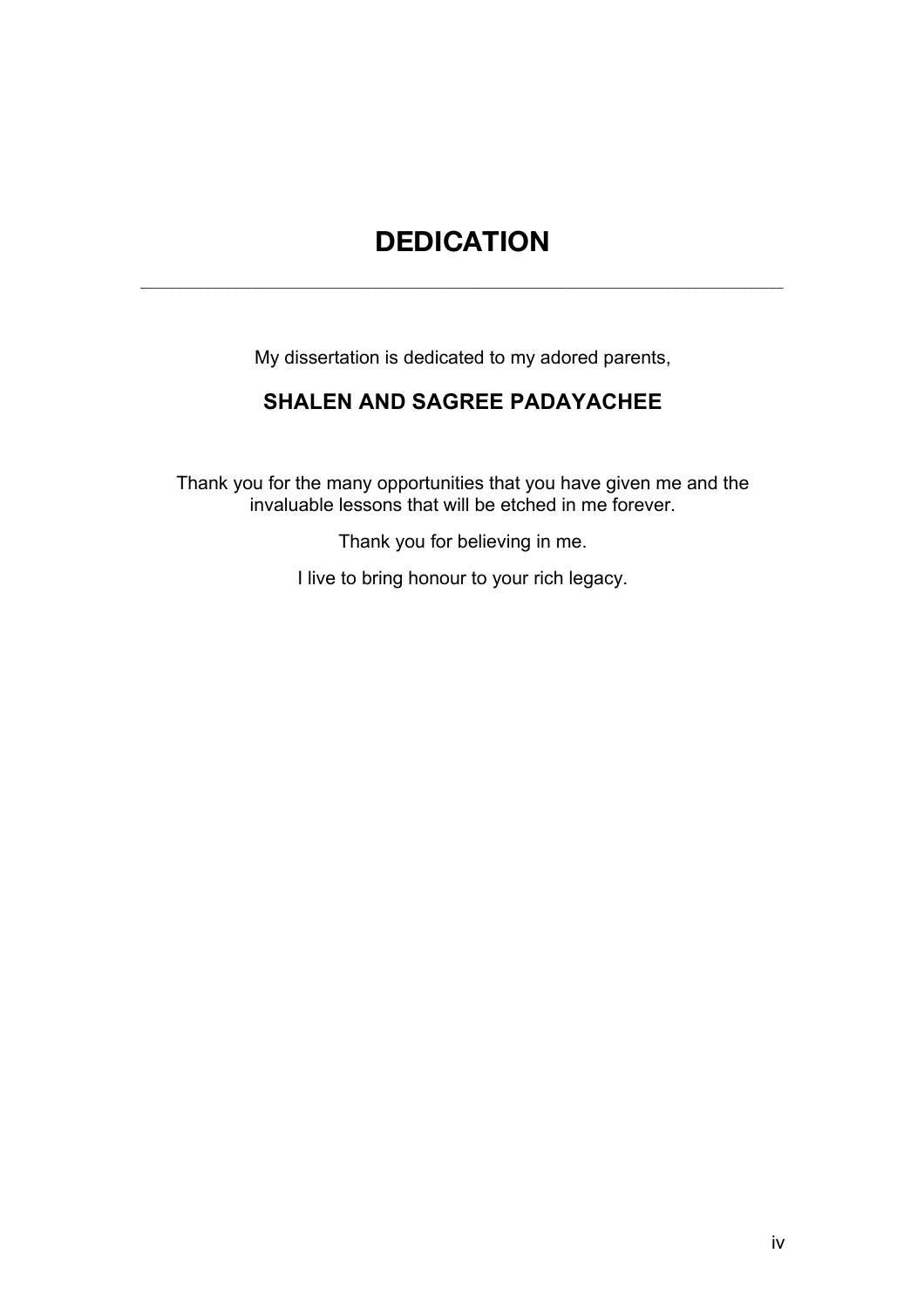# DEDICATION

---

My dissertation is dedicated to my adored parents,

**SHALEN AND SAGREE PADAYACHEE**

Thank you for the many opportunities that you have given me and the invaluable lessons that will be etched in me forever.

Thank you for believing in me.

I live to bring honour to your rich legacy.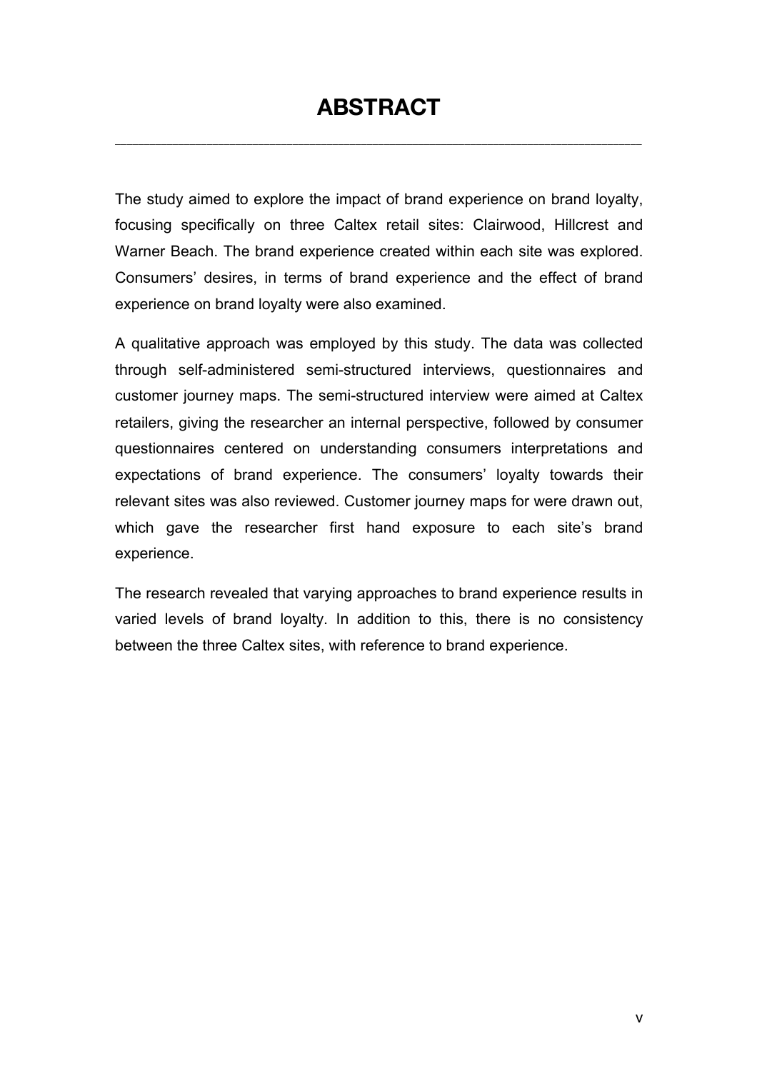# ABSTRACT

The study aimed to explore the impact of brand experience on brand loyalty, focusing specifically on three Caltex retail sites: Clairwood, Hillcrest and Warner Beach. The brand experience created within each site was explored. Consumers' desires, in terms of brand experience and the effect of brand experience on brand loyalty were also examined.

A qualitative approach was employed by this study. The data was collected through self-administered semi-structured interviews, questionnaires and customer journey maps. The semi-structured interview were aimed at Caltex retailers, giving the researcher an internal perspective, followed by consumer questionnaires centered on understanding consumers interpretations and expectations of brand experience. The consumers' loyalty towards their relevant sites was also reviewed. Customer journey maps for were drawn out, which gave the researcher first hand exposure to each site's brand experience.

The research revealed that varying approaches to brand experience results in varied levels of brand loyalty. In addition to this, there is no consistency between the three Caltex sites, with reference to brand experience.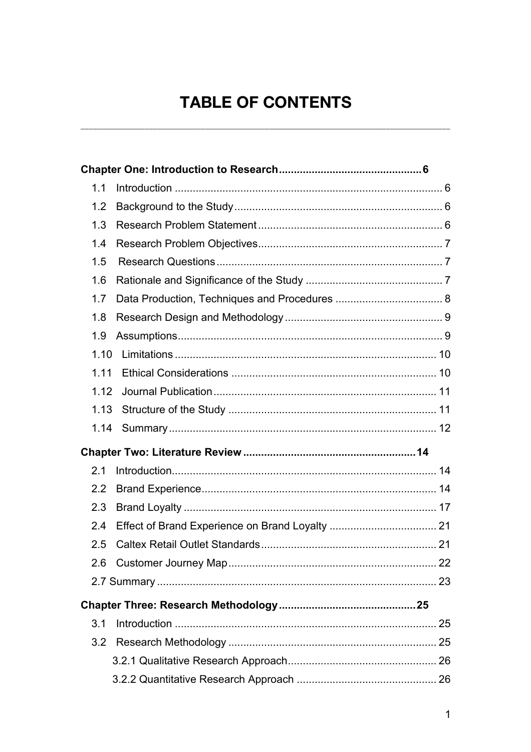# TABLE OF CONTENTS

**Chapter One: Introduction to Research** ............................................... **6**

- 1.1 Introduction ........................................................................................ 6
- 1.2 Background to the Study ..................................................................... 6
- 1.3 Research Problem Statement ............................................................. 6
- 1.4 Research Problem Objectives ............................................................. 7
- 1.5 Research Questions ........................................................................... 7
- 1.6 Rationale and Significance of the Study .............................................. 7
- 1.7 Data Production, Techniques and Procedures .................................... 8
- 1.8 Research Design and Methodology .................................................... 9
- 1.9 Assumptions ....................................................................................... 9
- 1.10 Limitations ....................................................................................... 10
- 1.11 Ethical Considerations .................................................................... 10
- 1.12 Journal Publication .......................................................................... 11
- 1.13 Structure of the Study ..................................................................... 11
- 1.14 Summary ......................................................................................... 12

**Chapter Two: Literature Review** ......................................................... **14**

- 2.1 Introduction ....................................................................................... 14
- 2.2 Brand Experience .............................................................................. 14
- 2.3 Brand Loyalty .................................................................................... 17
- 2.4 Effect of Brand Experience on Brand Loyalty .................................... 21
- 2.5 Caltex Retail Outlet Standards .......................................................... 21
- 2.6 Customer Journey Map ..................................................................... 22
- 2.7 Summary ........................................................................................... 23

**Chapter Three: Research Methodology** ............................................. **25**

- 3.1 Introduction ....................................................................................... 25
- 3.2 Research Methodology ..................................................................... 25
  - 3.2.1 Qualitative Research Approach ................................................. 26
  - 3.2.2 Quantitative Research Approach .............................................. 26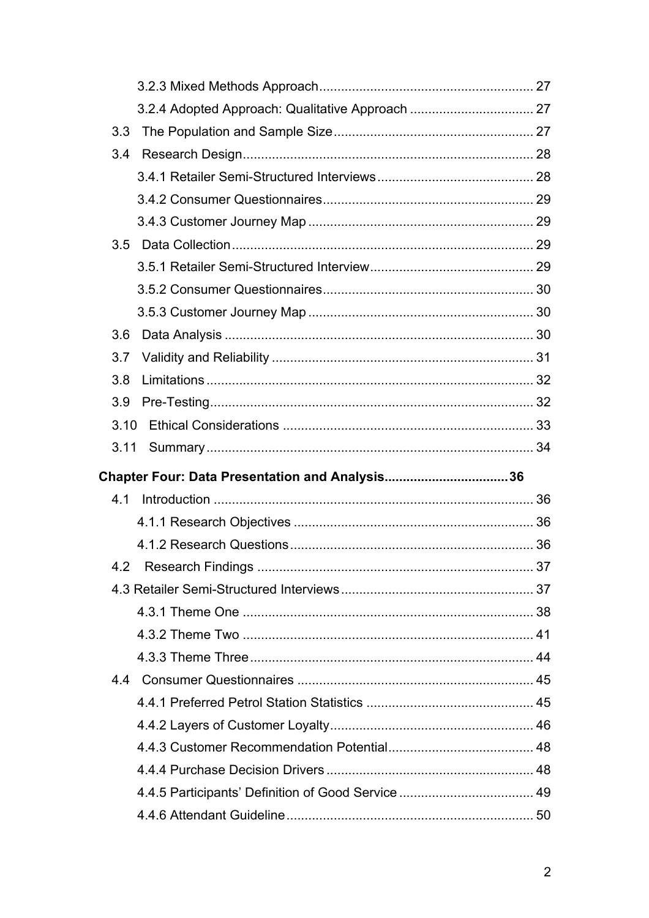3.2.3 Mixed Methods Approach .......... 27

3.2.4 Adopted Approach: Qualitative Approach .......... 27

3.3 The Population and Sample Size .......... 27

3.4 Research Design .......... 28

3.4.1 Retailer Semi-Structured Interviews .......... 28

3.4.2 Consumer Questionnaires .......... 29

3.4.3 Customer Journey Map .......... 29

3.5 Data Collection .......... 29

3.5.1 Retailer Semi-Structured Interview .......... 29

3.5.2 Consumer Questionnaires .......... 30

3.5.3 Customer Journey Map .......... 30

3.6 Data Analysis .......... 30

3.7 Validity and Reliability .......... 31

3.8 Limitations .......... 32

3.9 Pre-Testing .......... 32

3.10 Ethical Considerations .......... 33

3.11 Summary .......... 34

**Chapter Four: Data Presentation and Analysis .......... 36**

4.1 Introduction .......... 36

4.1.1 Research Objectives .......... 36

4.1.2 Research Questions .......... 36

4.2 Research Findings .......... 37

4.3 Retailer Semi-Structured Interviews .......... 37

4.3.1 Theme One .......... 38

4.3.2 Theme Two .......... 41

4.3.3 Theme Three .......... 44

4.4 Consumer Questionnaires .......... 45

4.4.1 Preferred Petrol Station Statistics .......... 45

4.4.2 Layers of Customer Loyalty .......... 46

4.4.3 Customer Recommendation Potential .......... 48

4.4.4 Purchase Decision Drivers .......... 48

4.4.5 Participants' Definition of Good Service .......... 49

4.4.6 Attendant Guideline .......... 50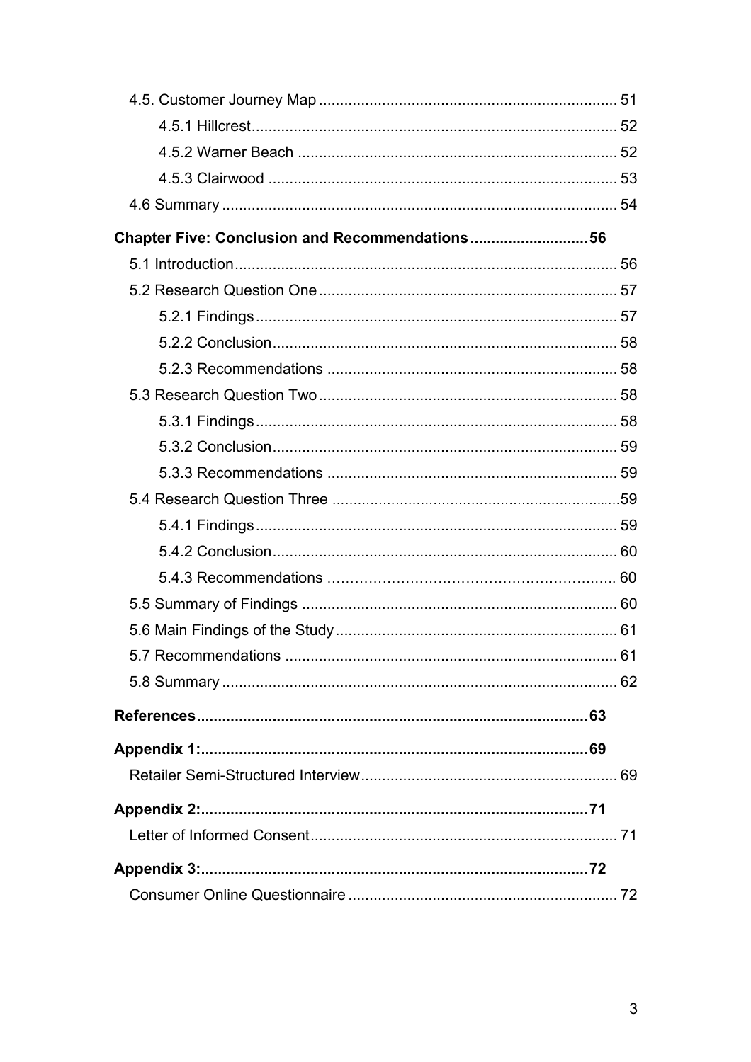4.5. Customer Journey Map ..................................................................... 51

4.5.1 Hillcrest ..................................................................................... 52

4.5.2 Warner Beach ........................................................................... 52

4.5.3 Clairwood .................................................................................. 53

4.6 Summary ............................................................................................ 54

**Chapter Five: Conclusion and Recommendations ........................... 56**

5.1 Introduction .......................................................................................... 56

5.2 Research Question One ...................................................................... 57

5.2.1 Findings ..................................................................................... 57

5.2.2 Conclusion ................................................................................. 58

5.2.3 Recommendations .................................................................... 58

5.3 Research Question Two ...................................................................... 58

5.3.1 Findings ..................................................................................... 58

5.3.2 Conclusion ................................................................................. 59

5.3.3 Recommendations .................................................................... 59

5.4 Research Question Three ...................................................................59

5.4.1 Findings ..................................................................................... 59

5.4.2 Conclusion ................................................................................. 60

5.4.3 Recommendations ..................................................................... 60

5.5 Summary of Findings .......................................................................... 60

5.6 Main Findings of the Study .................................................................. 61

5.7 Recommendations .............................................................................. 61

5.8 Summary ............................................................................................ 62

**References ........................................................................................... 63**

**Appendix 1: .......................................................................................... 69**

Retailer Semi-Structured Interview ............................................................ 69

**Appendix 2: .......................................................................................... 71**

Letter of Informed Consent ........................................................................ 71

**Appendix 3: .......................................................................................... 72**

Consumer Online Questionnaire ............................................................... 72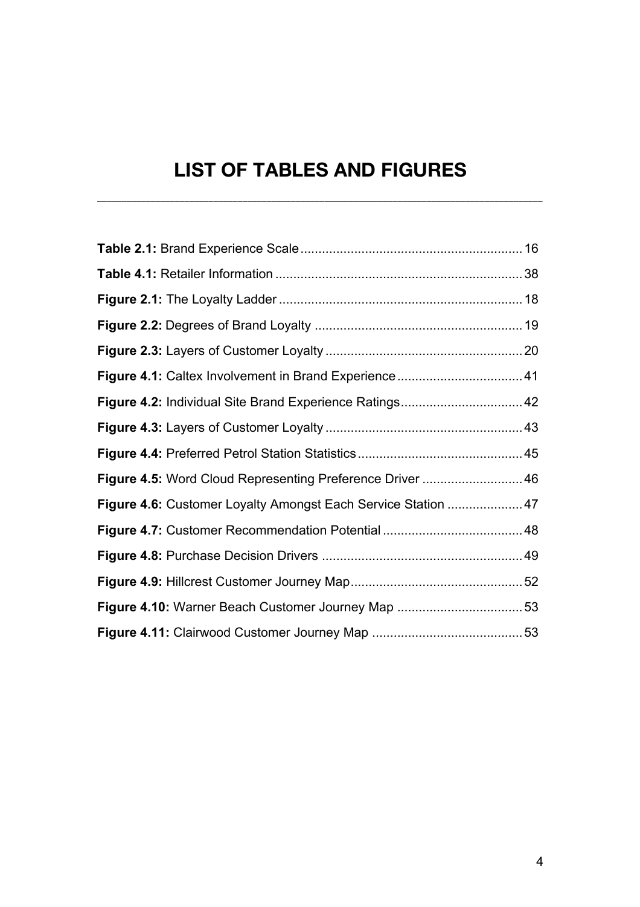# LIST OF TABLES AND FIGURES

**Table 2.1:** Brand Experience Scale .......................................................... 16

**Table 4.1:** Retailer Information ................................................................ 38

**Figure 2.1:** The Loyalty Ladder ................................................................ 18

**Figure 2.2:** Degrees of Brand Loyalty ...................................................... 19

**Figure 2.3:** Layers of Customer Loyalty ................................................... 20

**Figure 4.1:** Caltex Involvement in Brand Experience ................................ 41

**Figure 4.2:** Individual Site Brand Experience Ratings ................................ 42

**Figure 4.3:** Layers of Customer Loyalty ................................................... 43

**Figure 4.4:** Preferred Petrol Station Statistics ........................................... 45

**Figure 4.5:** Word Cloud Representing Preference Driver .......................... 46

**Figure 4.6:** Customer Loyalty Amongst Each Service Station ................... 47

**Figure 4.7:** Customer Recommendation Potential ..................................... 48

**Figure 4.8:** Purchase Decision Drivers ..................................................... 49

**Figure 4.9:** Hillcrest Customer Journey Map ............................................. 52

**Figure 4.10:** Warner Beach Customer Journey Map ................................. 53

**Figure 4.11:** Clairwood Customer Journey Map ........................................ 53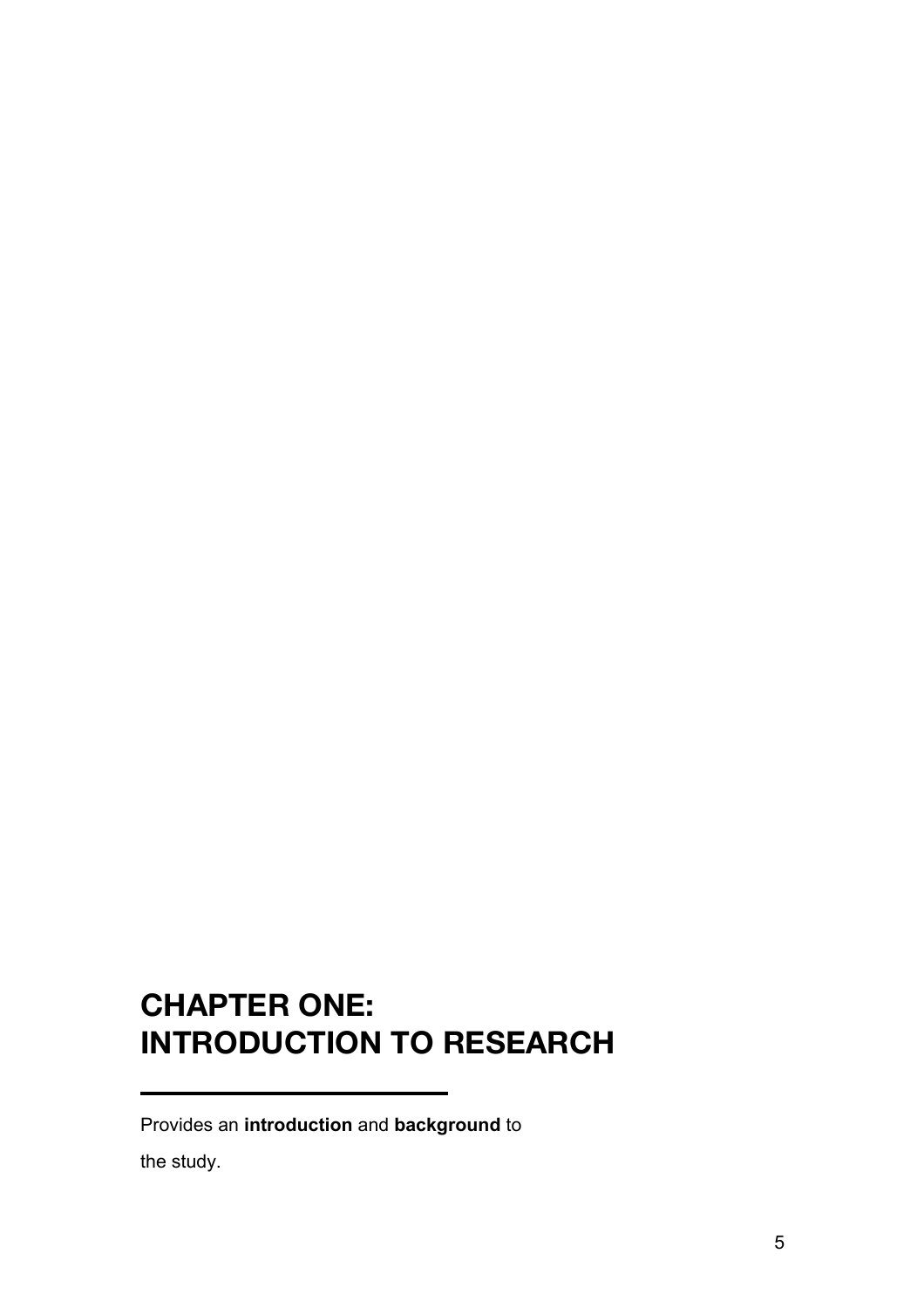# CHAPTER ONE:
# INTRODUCTION TO RESEARCH

---

Provides an **introduction** and **background** to the study.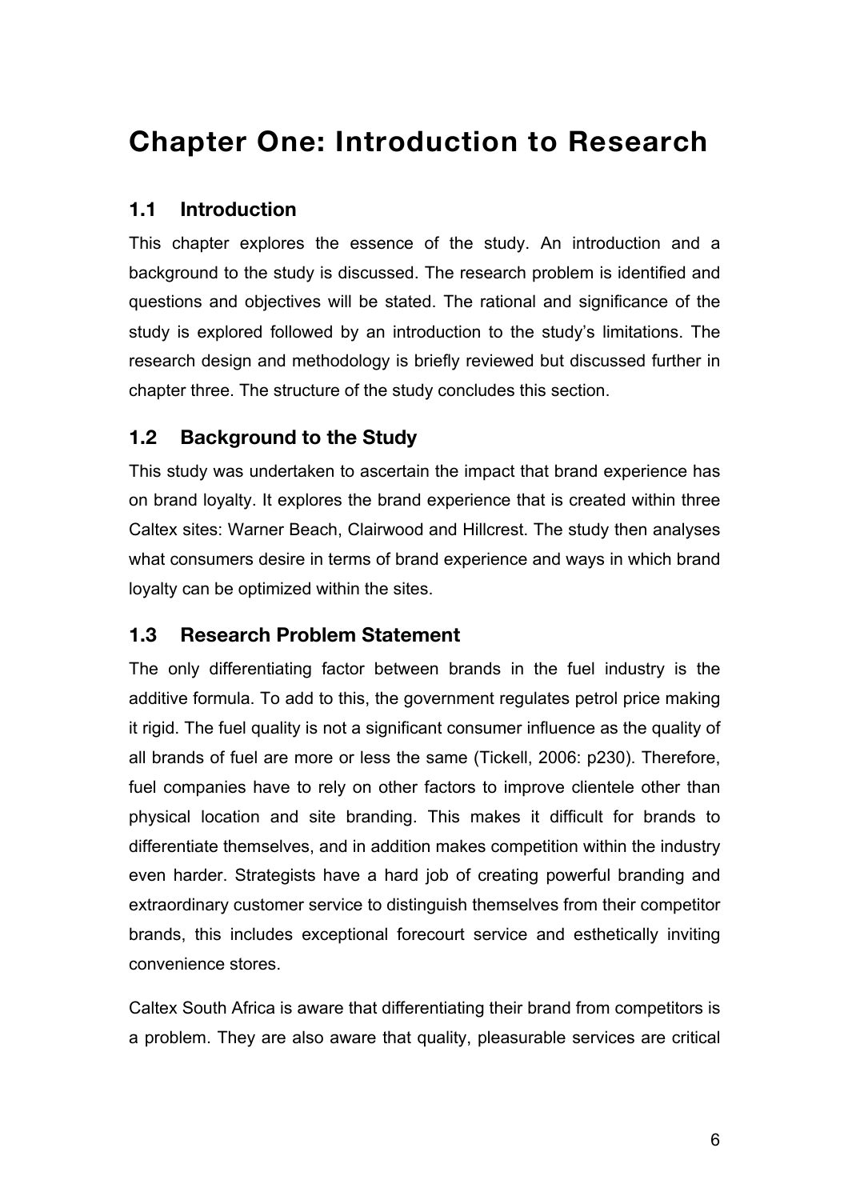# Chapter One: Introduction to Research

## 1.1 Introduction

This chapter explores the essence of the study. An introduction and a background to the study is discussed. The research problem is identified and questions and objectives will be stated. The rational and significance of the study is explored followed by an introduction to the study's limitations. The research design and methodology is briefly reviewed but discussed further in chapter three. The structure of the study concludes this section.

## 1.2 Background to the Study

This study was undertaken to ascertain the impact that brand experience has on brand loyalty. It explores the brand experience that is created within three Caltex sites: Warner Beach, Clairwood and Hillcrest. The study then analyses what consumers desire in terms of brand experience and ways in which brand loyalty can be optimized within the sites.

## 1.3 Research Problem Statement

The only differentiating factor between brands in the fuel industry is the additive formula. To add to this, the government regulates petrol price making it rigid. The fuel quality is not a significant consumer influence as the quality of all brands of fuel are more or less the same (Tickell, 2006: p230). Therefore, fuel companies have to rely on other factors to improve clientele other than physical location and site branding. This makes it difficult for brands to differentiate themselves, and in addition makes competition within the industry even harder. Strategists have a hard job of creating powerful branding and extraordinary customer service to distinguish themselves from their competitor brands, this includes exceptional forecourt service and esthetically inviting convenience stores.

Caltex South Africa is aware that differentiating their brand from competitors is a problem. They are also aware that quality, pleasurable services are critical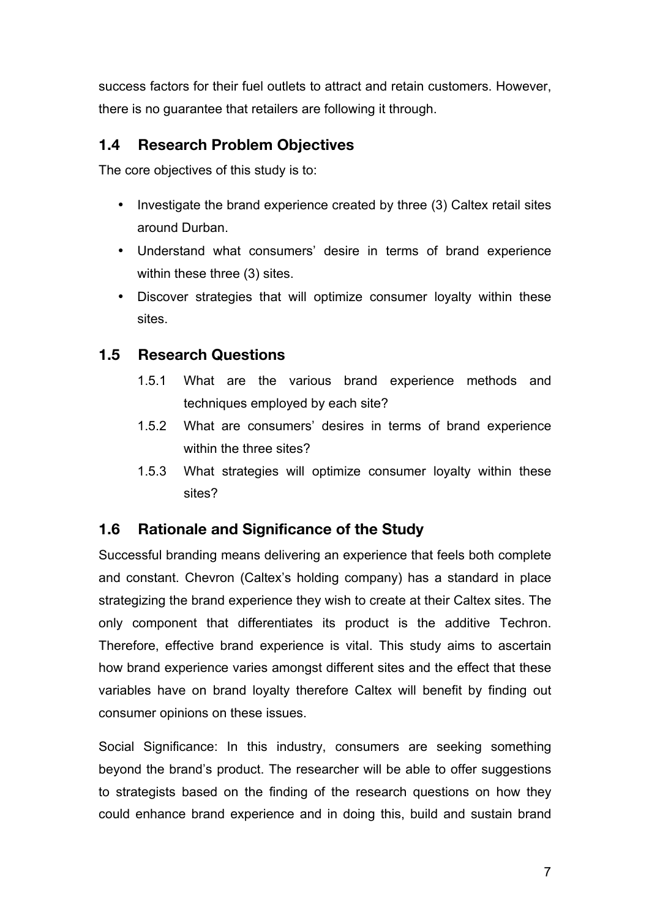success factors for their fuel outlets to attract and retain customers. However, there is no guarantee that retailers are following it through.

## 1.4 Research Problem Objectives

The core objectives of this study is to:

- Investigate the brand experience created by three (3) Caltex retail sites around Durban.
- Understand what consumers' desire in terms of brand experience within these three (3) sites.
- Discover strategies that will optimize consumer loyalty within these sites.

## 1.5 Research Questions

1.5.1 What are the various brand experience methods and techniques employed by each site?

1.5.2 What are consumers' desires in terms of brand experience within the three sites?

1.5.3 What strategies will optimize consumer loyalty within these sites?

## 1.6 Rationale and Significance of the Study

Successful branding means delivering an experience that feels both complete and constant. Chevron (Caltex's holding company) has a standard in place strategizing the brand experience they wish to create at their Caltex sites. The only component that differentiates its product is the additive Techron. Therefore, effective brand experience is vital. This study aims to ascertain how brand experience varies amongst different sites and the effect that these variables have on brand loyalty therefore Caltex will benefit by finding out consumer opinions on these issues.

Social Significance: In this industry, consumers are seeking something beyond the brand's product. The researcher will be able to offer suggestions to strategists based on the finding of the research questions on how they could enhance brand experience and in doing this, build and sustain brand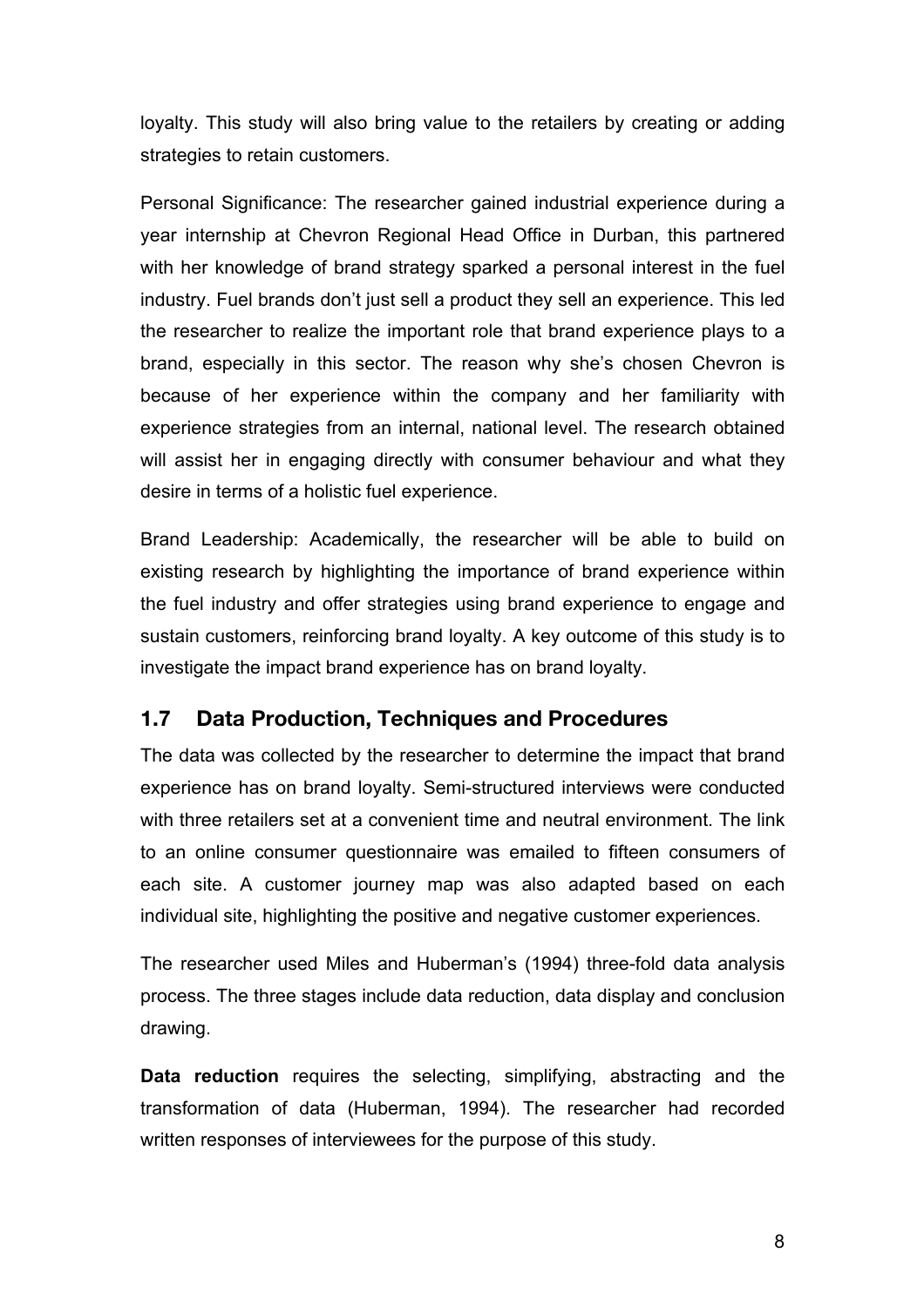loyalty. This study will also bring value to the retailers by creating or adding strategies to retain customers.

Personal Significance: The researcher gained industrial experience during a year internship at Chevron Regional Head Office in Durban, this partnered with her knowledge of brand strategy sparked a personal interest in the fuel industry. Fuel brands don't just sell a product they sell an experience. This led the researcher to realize the important role that brand experience plays to a brand, especially in this sector. The reason why she's chosen Chevron is because of her experience within the company and her familiarity with experience strategies from an internal, national level. The research obtained will assist her in engaging directly with consumer behaviour and what they desire in terms of a holistic fuel experience.

Brand Leadership: Academically, the researcher will be able to build on existing research by highlighting the importance of brand experience within the fuel industry and offer strategies using brand experience to engage and sustain customers, reinforcing brand loyalty. A key outcome of this study is to investigate the impact brand experience has on brand loyalty.

## 1.7 Data Production, Techniques and Procedures

The data was collected by the researcher to determine the impact that brand experience has on brand loyalty. Semi-structured interviews were conducted with three retailers set at a convenient time and neutral environment. The link to an online consumer questionnaire was emailed to fifteen consumers of each site. A customer journey map was also adapted based on each individual site, highlighting the positive and negative customer experiences.

The researcher used Miles and Huberman's (1994) three-fold data analysis process. The three stages include data reduction, data display and conclusion drawing.

**Data reduction** requires the selecting, simplifying, abstracting and the transformation of data (Huberman, 1994). The researcher had recorded written responses of interviewees for the purpose of this study.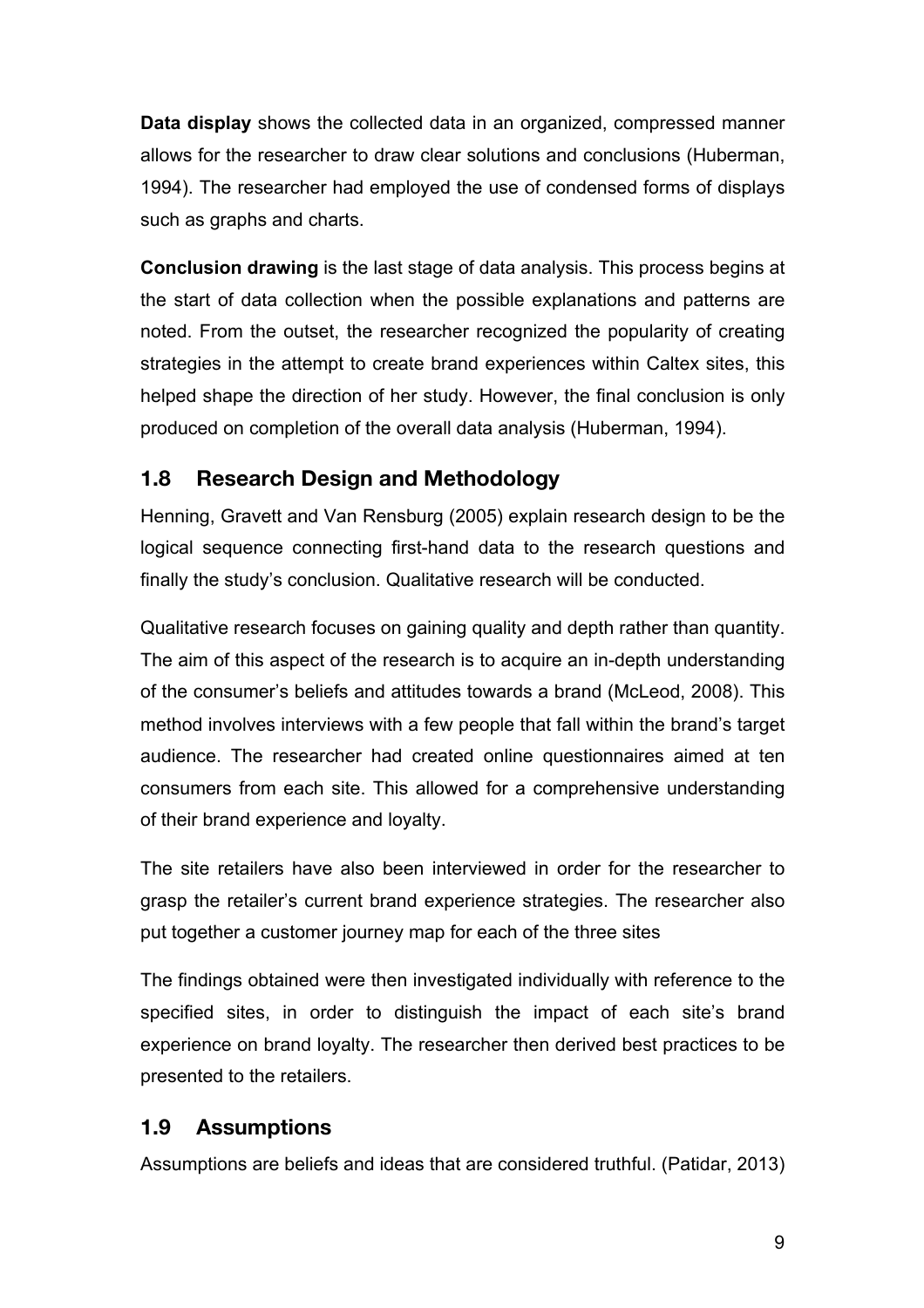**Data display** shows the collected data in an organized, compressed manner allows for the researcher to draw clear solutions and conclusions (Huberman, 1994). The researcher had employed the use of condensed forms of displays such as graphs and charts.

**Conclusion drawing** is the last stage of data analysis. This process begins at the start of data collection when the possible explanations and patterns are noted. From the outset, the researcher recognized the popularity of creating strategies in the attempt to create brand experiences within Caltex sites, this helped shape the direction of her study. However, the final conclusion is only produced on completion of the overall data analysis (Huberman, 1994).

## 1.8 Research Design and Methodology

Henning, Gravett and Van Rensburg (2005) explain research design to be the logical sequence connecting first-hand data to the research questions and finally the study's conclusion. Qualitative research will be conducted.

Qualitative research focuses on gaining quality and depth rather than quantity. The aim of this aspect of the research is to acquire an in-depth understanding of the consumer's beliefs and attitudes towards a brand (McLeod, 2008). This method involves interviews with a few people that fall within the brand's target audience. The researcher had created online questionnaires aimed at ten consumers from each site. This allowed for a comprehensive understanding of their brand experience and loyalty.

The site retailers have also been interviewed in order for the researcher to grasp the retailer's current brand experience strategies. The researcher also put together a customer journey map for each of the three sites

The findings obtained were then investigated individually with reference to the specified sites, in order to distinguish the impact of each site's brand experience on brand loyalty. The researcher then derived best practices to be presented to the retailers.

## 1.9 Assumptions

Assumptions are beliefs and ideas that are considered truthful. (Patidar, 2013)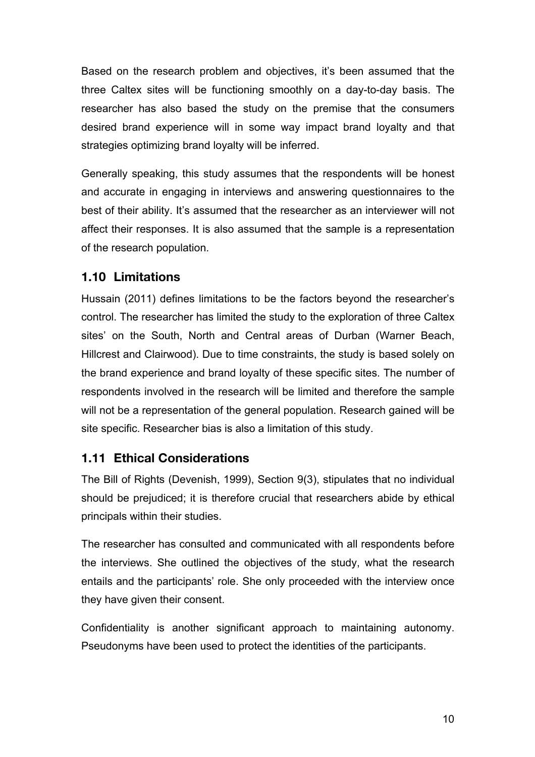Based on the research problem and objectives, it's been assumed that the three Caltex sites will be functioning smoothly on a day-to-day basis. The researcher has also based the study on the premise that the consumers desired brand experience will in some way impact brand loyalty and that strategies optimizing brand loyalty will be inferred.

Generally speaking, this study assumes that the respondents will be honest and accurate in engaging in interviews and answering questionnaires to the best of their ability. It's assumed that the researcher as an interviewer will not affect their responses. It is also assumed that the sample is a representation of the research population.

## 1.10 Limitations

Hussain (2011) defines limitations to be the factors beyond the researcher's control. The researcher has limited the study to the exploration of three Caltex sites' on the South, North and Central areas of Durban (Warner Beach, Hillcrest and Clairwood). Due to time constraints, the study is based solely on the brand experience and brand loyalty of these specific sites. The number of respondents involved in the research will be limited and therefore the sample will not be a representation of the general population. Research gained will be site specific. Researcher bias is also a limitation of this study.

## 1.11 Ethical Considerations

The Bill of Rights (Devenish, 1999), Section 9(3), stipulates that no individual should be prejudiced; it is therefore crucial that researchers abide by ethical principals within their studies.

The researcher has consulted and communicated with all respondents before the interviews. She outlined the objectives of the study, what the research entails and the participants' role. She only proceeded with the interview once they have given their consent.

Confidentiality is another significant approach to maintaining autonomy. Pseudonyms have been used to protect the identities of the participants.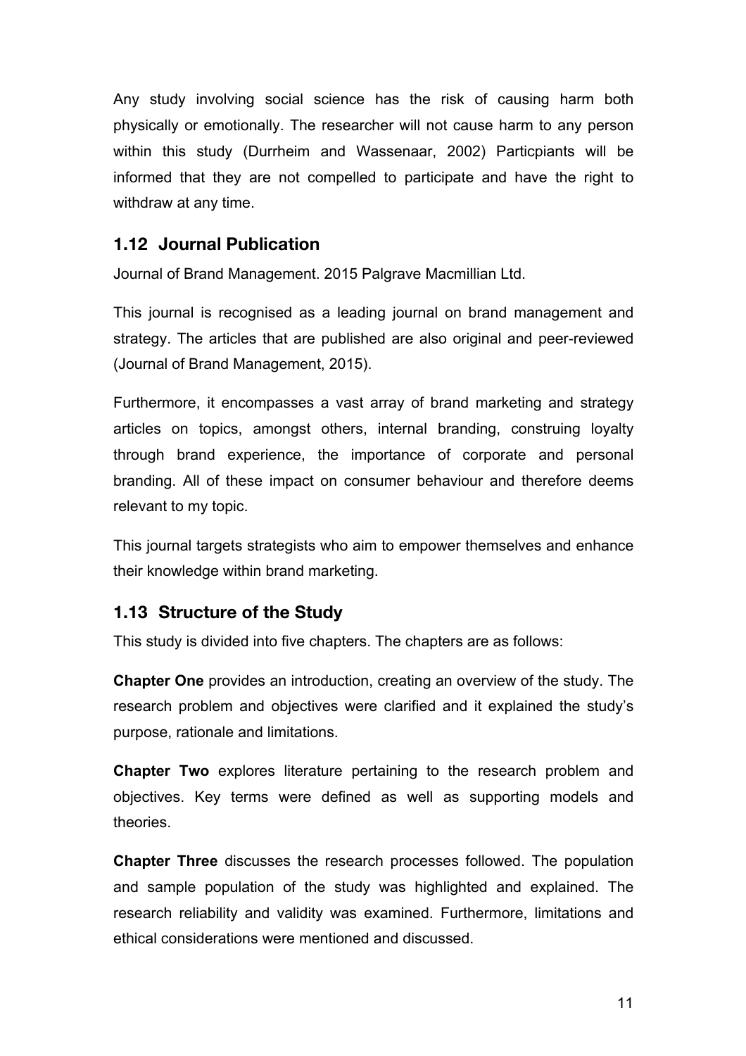Any study involving social science has the risk of causing harm both physically or emotionally. The researcher will not cause harm to any person within this study (Durrheim and Wassenaar, 2002) Particpiants will be informed that they are not compelled to participate and have the right to withdraw at any time.

## 1.12 Journal Publication

Journal of Brand Management. 2015 Palgrave Macmillian Ltd.

This journal is recognised as a leading journal on brand management and strategy. The articles that are published are also original and peer-reviewed (Journal of Brand Management, 2015).

Furthermore, it encompasses a vast array of brand marketing and strategy articles on topics, amongst others, internal branding, construing loyalty through brand experience, the importance of corporate and personal branding. All of these impact on consumer behaviour and therefore deems relevant to my topic.

This journal targets strategists who aim to empower themselves and enhance their knowledge within brand marketing.

## 1.13 Structure of the Study

This study is divided into five chapters. The chapters are as follows:

**Chapter One** provides an introduction, creating an overview of the study. The research problem and objectives were clarified and it explained the study's purpose, rationale and limitations.

**Chapter Two** explores literature pertaining to the research problem and objectives. Key terms were defined as well as supporting models and theories.

**Chapter Three** discusses the research processes followed. The population and sample population of the study was highlighted and explained. The research reliability and validity was examined. Furthermore, limitations and ethical considerations were mentioned and discussed.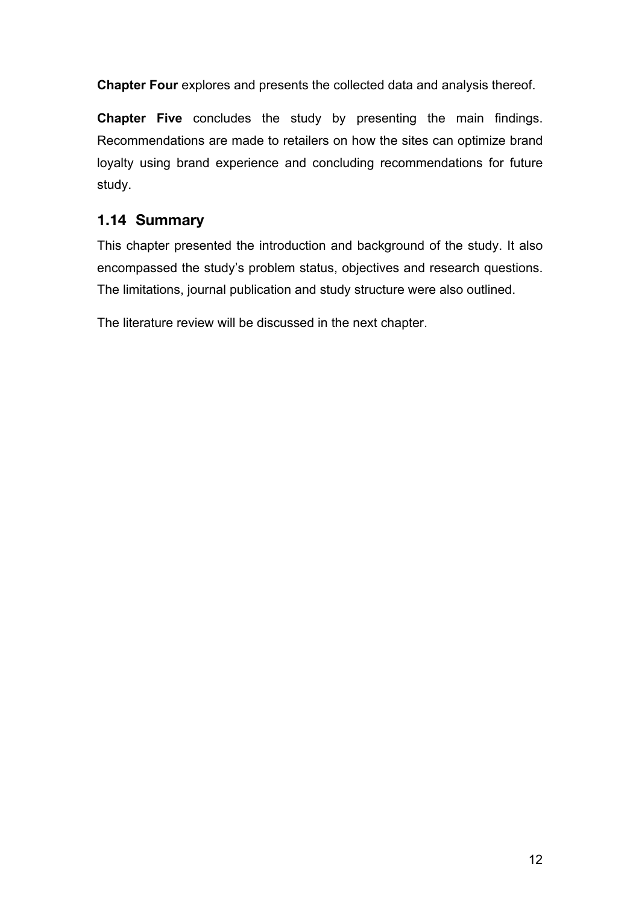**Chapter Four** explores and presents the collected data and analysis thereof.

**Chapter Five** concludes the study by presenting the main findings. Recommendations are made to retailers on how the sites can optimize brand loyalty using brand experience and concluding recommendations for future study.

## 1.14 Summary

This chapter presented the introduction and background of the study. It also encompassed the study's problem status, objectives and research questions. The limitations, journal publication and study structure were also outlined.

The literature review will be discussed in the next chapter.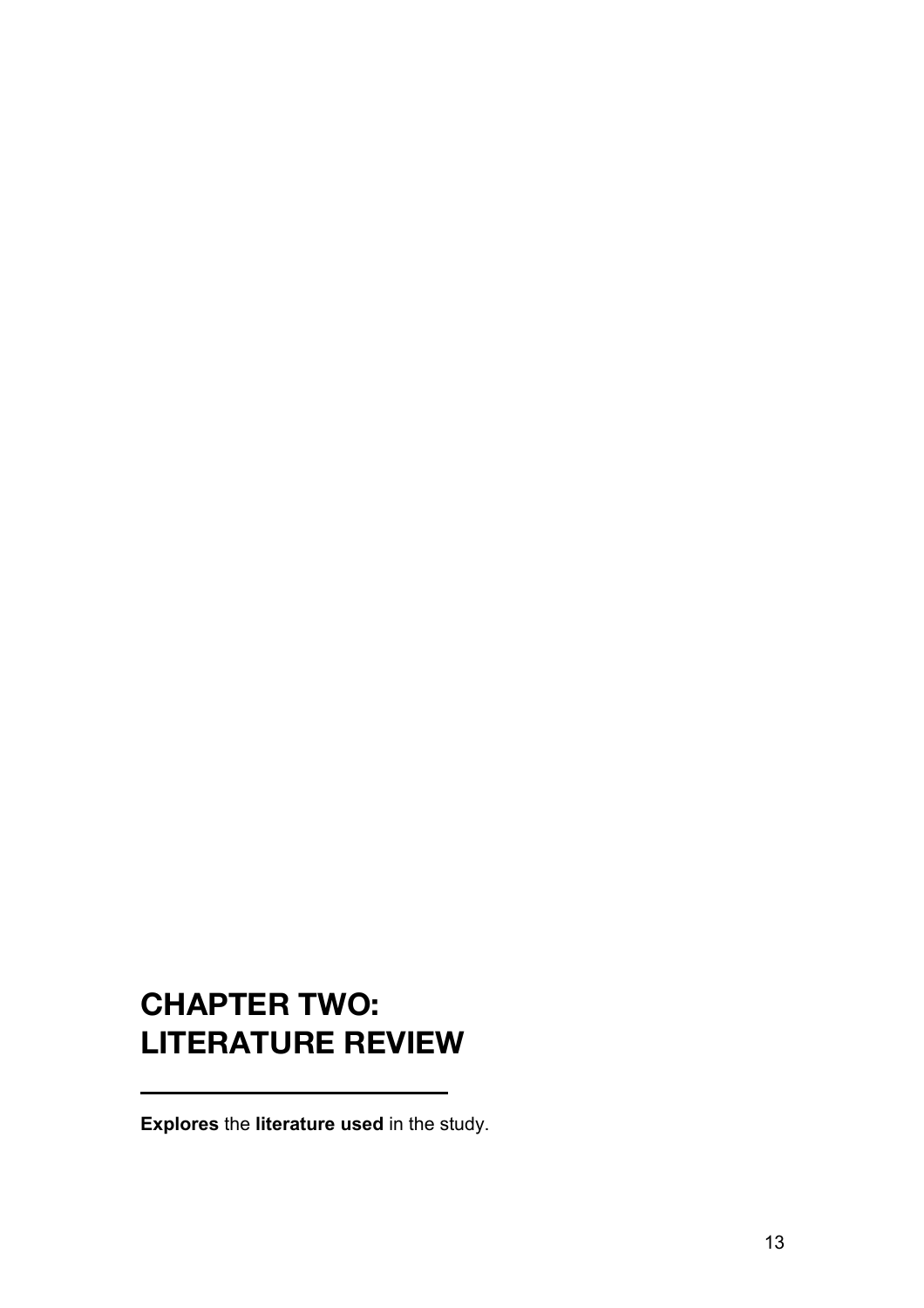# CHAPTER TWO: LITERATURE REVIEW

**Explores** the **literature used** in the study.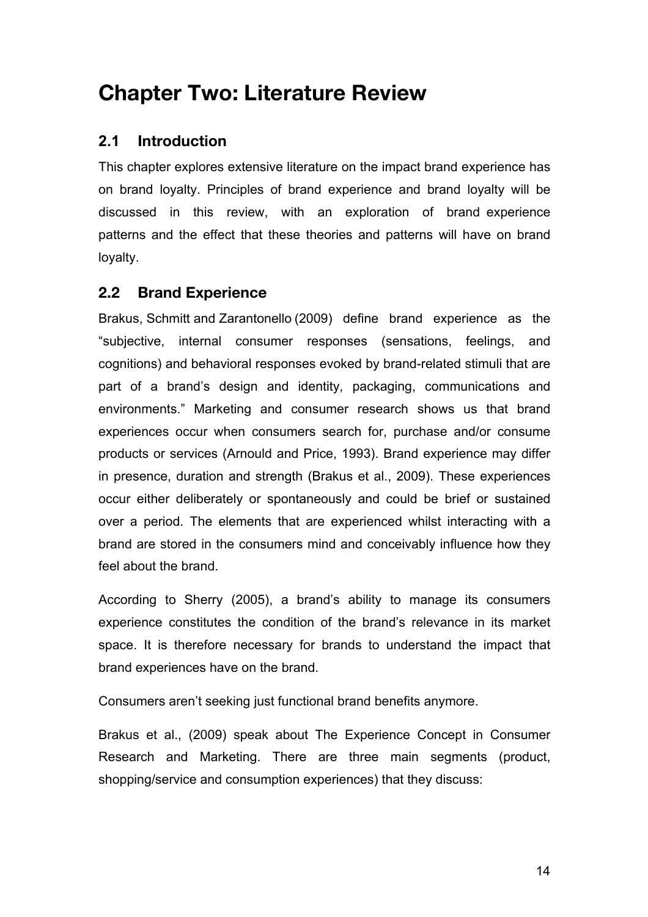# Chapter Two: Literature Review

## 2.1 Introduction

This chapter explores extensive literature on the impact brand experience has on brand loyalty. Principles of brand experience and brand loyalty will be discussed in this review, with an exploration of brand experience patterns and the effect that these theories and patterns will have on brand loyalty.

## 2.2 Brand Experience

Brakus, Schmitt and Zarantonello (2009) define brand experience as the "subjective, internal consumer responses (sensations, feelings, and cognitions) and behavioral responses evoked by brand-related stimuli that are part of a brand's design and identity, packaging, communications and environments." Marketing and consumer research shows us that brand experiences occur when consumers search for, purchase and/or consume products or services (Arnould and Price, 1993). Brand experience may differ in presence, duration and strength (Brakus et al., 2009). These experiences occur either deliberately or spontaneously and could be brief or sustained over a period. The elements that are experienced whilst interacting with a brand are stored in the consumers mind and conceivably influence how they feel about the brand.

According to Sherry (2005), a brand's ability to manage its consumers experience constitutes the condition of the brand's relevance in its market space. It is therefore necessary for brands to understand the impact that brand experiences have on the brand.

Consumers aren't seeking just functional brand benefits anymore.

Brakus et al., (2009) speak about The Experience Concept in Consumer Research and Marketing. There are three main segments (product, shopping/service and consumption experiences) that they discuss: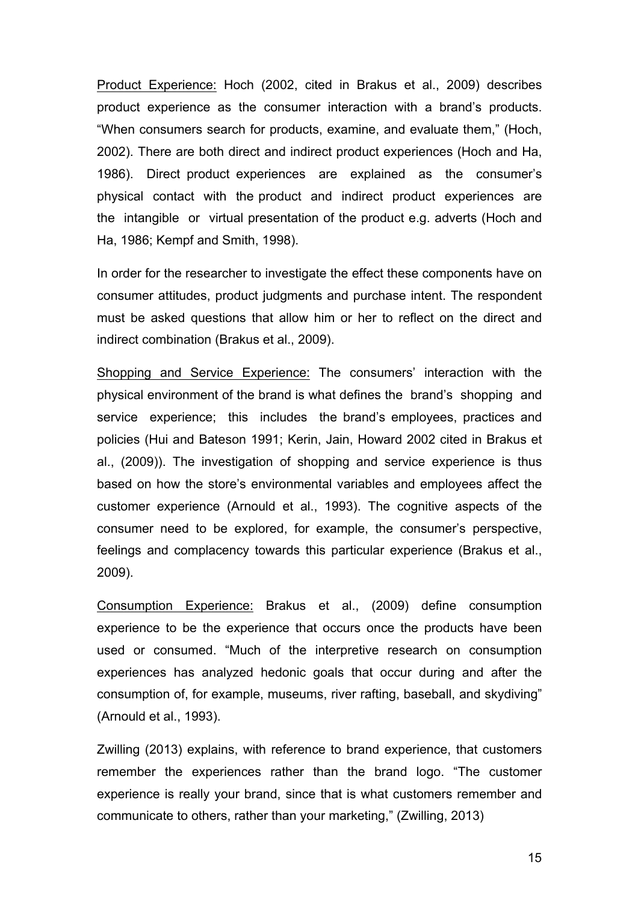<u>Product Experience:</u> Hoch (2002, cited in Brakus et al., 2009) describes product experience as the consumer interaction with a brand's products. "When consumers search for products, examine, and evaluate them," (Hoch, 2002). There are both direct and indirect product experiences (Hoch and Ha, 1986). Direct product experiences are explained as the consumer's physical contact with the product and indirect product experiences are the intangible or virtual presentation of the product e.g. adverts (Hoch and Ha, 1986; Kempf and Smith, 1998).

In order for the researcher to investigate the effect these components have on consumer attitudes, product judgments and purchase intent. The respondent must be asked questions that allow him or her to reflect on the direct and indirect combination (Brakus et al., 2009).

<u>Shopping and Service Experience:</u> The consumers' interaction with the physical environment of the brand is what defines the brand's shopping and service experience; this includes the brand's employees, practices and policies (Hui and Bateson 1991; Kerin, Jain, Howard 2002 cited in Brakus et al., (2009)). The investigation of shopping and service experience is thus based on how the store's environmental variables and employees affect the customer experience (Arnould et al., 1993). The cognitive aspects of the consumer need to be explored, for example, the consumer's perspective, feelings and complacency towards this particular experience (Brakus et al., 2009).

<u>Consumption Experience:</u> Brakus et al., (2009) define consumption experience to be the experience that occurs once the products have been used or consumed. "Much of the interpretive research on consumption experiences has analyzed hedonic goals that occur during and after the consumption of, for example, museums, river rafting, baseball, and skydiving" (Arnould et al., 1993).

Zwilling (2013) explains, with reference to brand experience, that customers remember the experiences rather than the brand logo. "The customer experience is really your brand, since that is what customers remember and communicate to others, rather than your marketing," (Zwilling, 2013)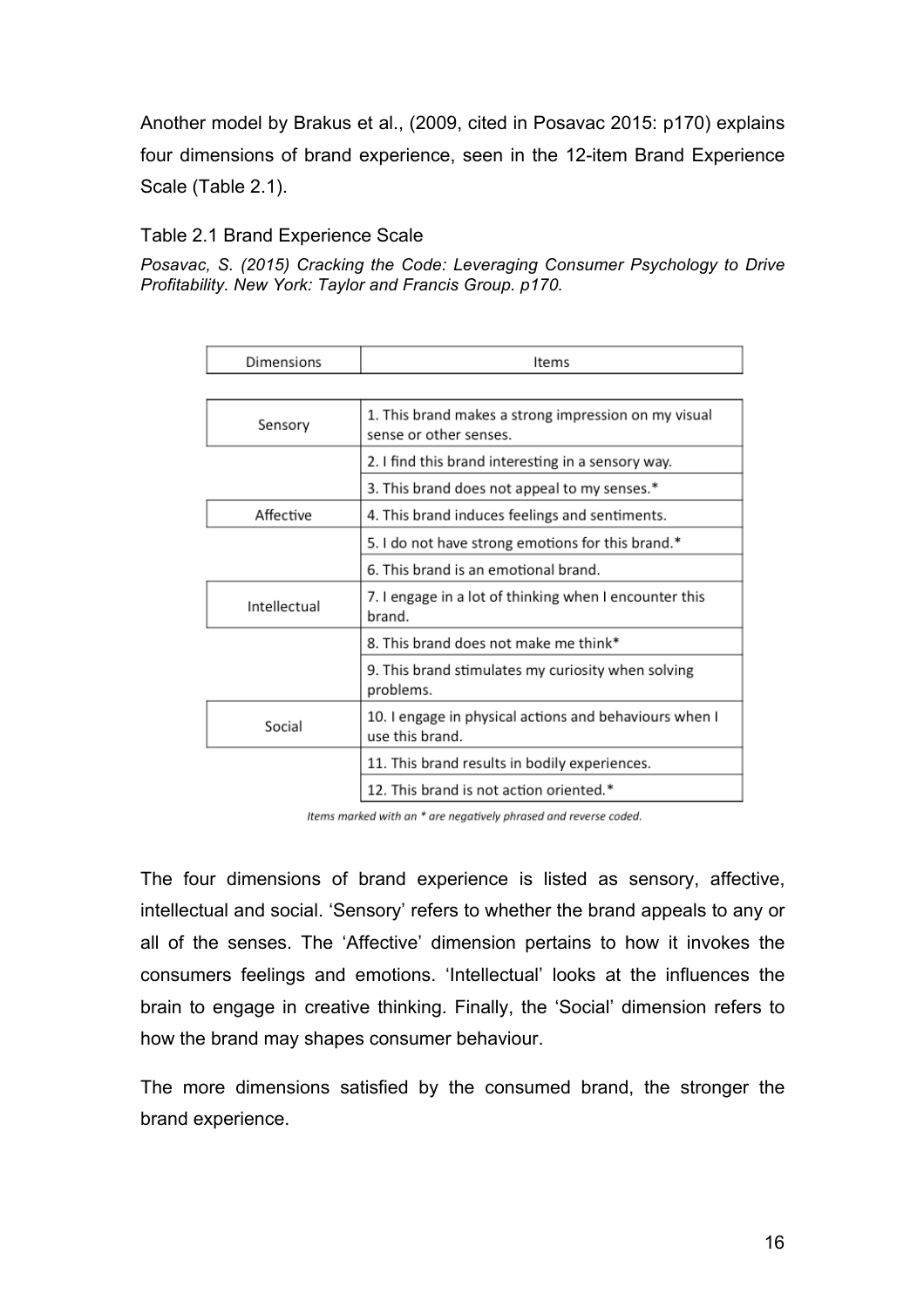Another model by Brakus et al., (2009, cited in Posavac 2015: p170) explains four dimensions of brand experience, seen in the 12-item Brand Experience Scale (Table 2.1).

Table 2.1 Brand Experience Scale

*Posavac, S. (2015) Cracking the Code: Leveraging Consumer Psychology to Drive Profitability. New York: Taylor and Francis Group. p170.*

| Dimensions | Items |
|---|---|
| Sensory | 1. This brand makes a strong impression on my visual sense or other senses. |
| | 2. I find this brand interesting in a sensory way. |
| | 3. This brand does not appeal to my senses.* |
| Affective | 4. This brand induces feelings and sentiments. |
| | 5. I do not have strong emotions for this brand.* |
| | 6. This brand is an emotional brand. |
| Intellectual | 7. I engage in a lot of thinking when I encounter this brand. |
| | 8. This brand does not make me think* |
| | 9. This brand stimulates my curiosity when solving problems. |
| Social | 10. I engage in physical actions and behaviours when I use this brand. |
| | 11. This brand results in bodily experiences. |
| | 12. This brand is not action oriented.* |

*Items marked with an * are negatively phrased and reverse coded.*

The four dimensions of brand experience is listed as sensory, affective, intellectual and social. 'Sensory' refers to whether the brand appeals to any or all of the senses. The 'Affective' dimension pertains to how it invokes the consumers feelings and emotions. 'Intellectual' looks at the influences the brain to engage in creative thinking. Finally, the 'Social' dimension refers to how the brand may shapes consumer behaviour.

The more dimensions satisfied by the consumed brand, the stronger the brand experience.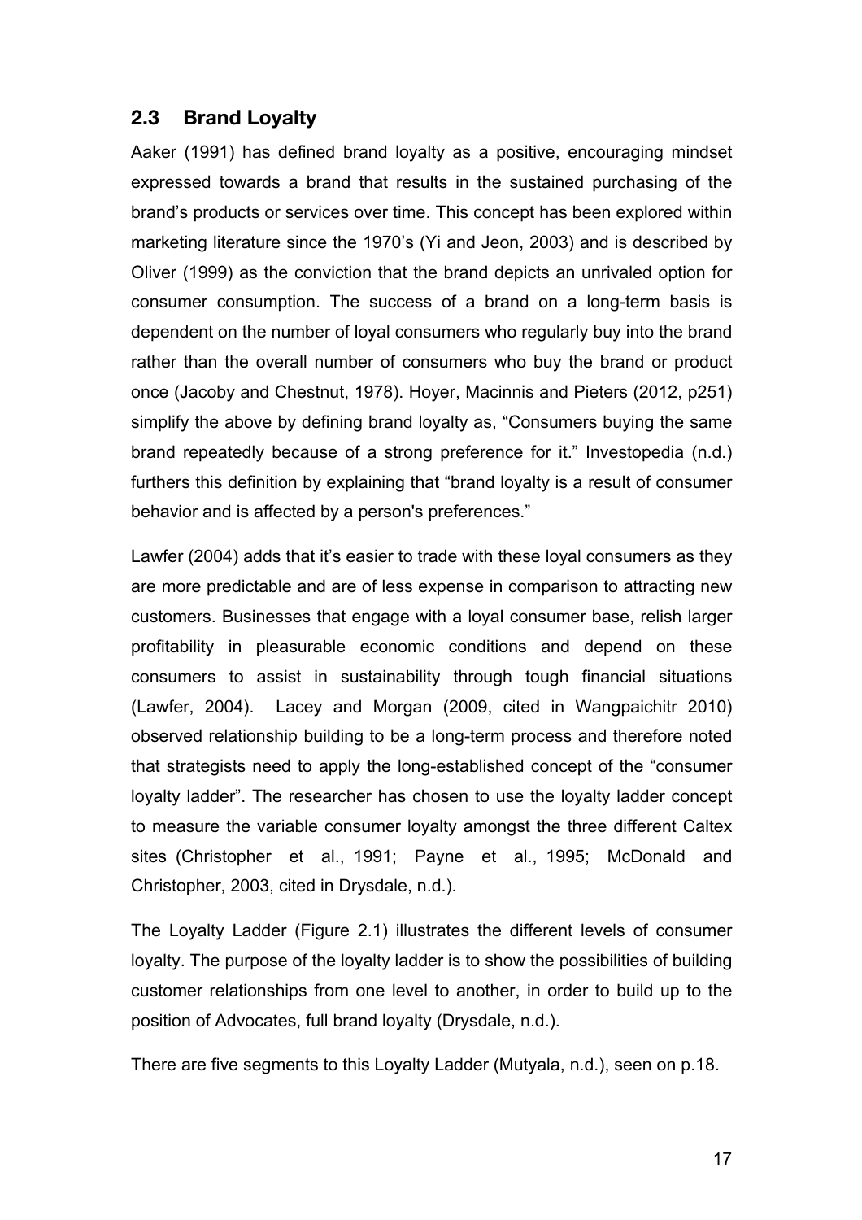## 2.3 Brand Loyalty

Aaker (1991) has defined brand loyalty as a positive, encouraging mindset expressed towards a brand that results in the sustained purchasing of the brand's products or services over time. This concept has been explored within marketing literature since the 1970's (Yi and Jeon, 2003) and is described by Oliver (1999) as the conviction that the brand depicts an unrivaled option for consumer consumption. The success of a brand on a long-term basis is dependent on the number of loyal consumers who regularly buy into the brand rather than the overall number of consumers who buy the brand or product once (Jacoby and Chestnut, 1978). Hoyer, Macinnis and Pieters (2012, p251) simplify the above by defining brand loyalty as, "Consumers buying the same brand repeatedly because of a strong preference for it." Investopedia (n.d.) furthers this definition by explaining that "brand loyalty is a result of consumer behavior and is affected by a person's preferences."

Lawfer (2004) adds that it's easier to trade with these loyal consumers as they are more predictable and are of less expense in comparison to attracting new customers. Businesses that engage with a loyal consumer base, relish larger profitability in pleasurable economic conditions and depend on these consumers to assist in sustainability through tough financial situations (Lawfer, 2004). Lacey and Morgan (2009, cited in Wangpaichitr 2010) observed relationship building to be a long-term process and therefore noted that strategists need to apply the long-established concept of the "consumer loyalty ladder". The researcher has chosen to use the loyalty ladder concept to measure the variable consumer loyalty amongst the three different Caltex sites (Christopher et al., 1991; Payne et al., 1995; McDonald and Christopher, 2003, cited in Drysdale, n.d.).

The Loyalty Ladder (Figure 2.1) illustrates the different levels of consumer loyalty. The purpose of the loyalty ladder is to show the possibilities of building customer relationships from one level to another, in order to build up to the position of Advocates, full brand loyalty (Drysdale, n.d.).

There are five segments to this Loyalty Ladder (Mutyala, n.d.), seen on p.18.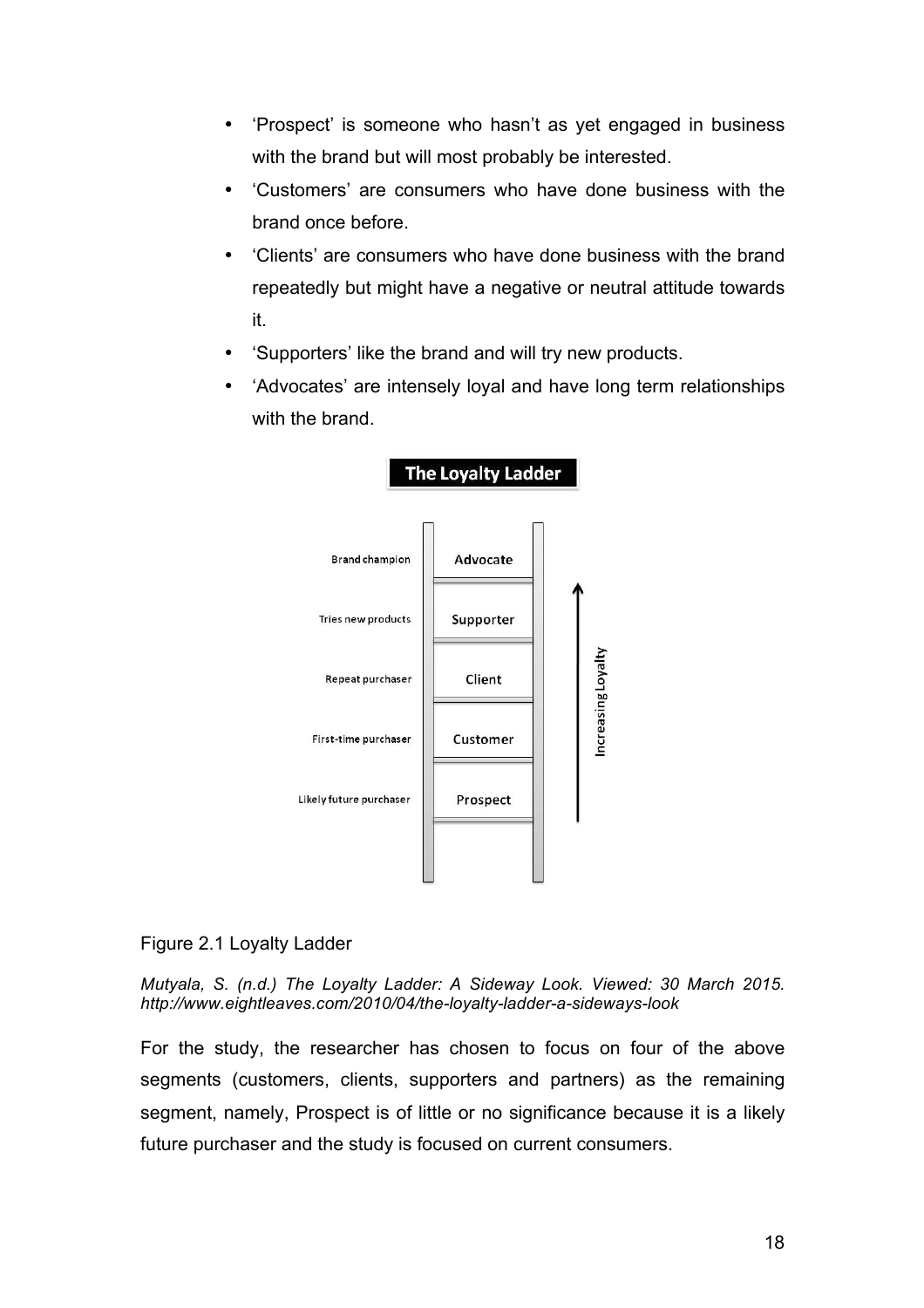- 'Prospect' is someone who hasn't as yet engaged in business with the brand but will most probably be interested.
- 'Customers' are consumers who have done business with the brand once before.
- 'Clients' are consumers who have done business with the brand repeatedly but might have a negative or neutral attitude towards it.
- 'Supporters' like the brand and will try new products.
- 'Advocates' are intensely loyal and have long term relationships with the brand.

**The Loyalty Ladder**

| | |
|---|---|
| Brand champion | Advocate |
| Tries new products | Supporter |
| Repeat purchaser | Client |
| First-time purchaser | Customer |
| Likely future purchaser | Prospect |

Increasing Loyalty ↑

Figure 2.1 Loyalty Ladder

*Mutyala, S. (n.d.) The Loyalty Ladder: A Sideway Look. Viewed: 30 March 2015. http://www.eightleaves.com/2010/04/the-loyalty-ladder-a-sideways-look*

For the study, the researcher has chosen to focus on four of the above segments (customers, clients, supporters and partners) as the remaining segment, namely, Prospect is of little or no significance because it is a likely future purchaser and the study is focused on current consumers.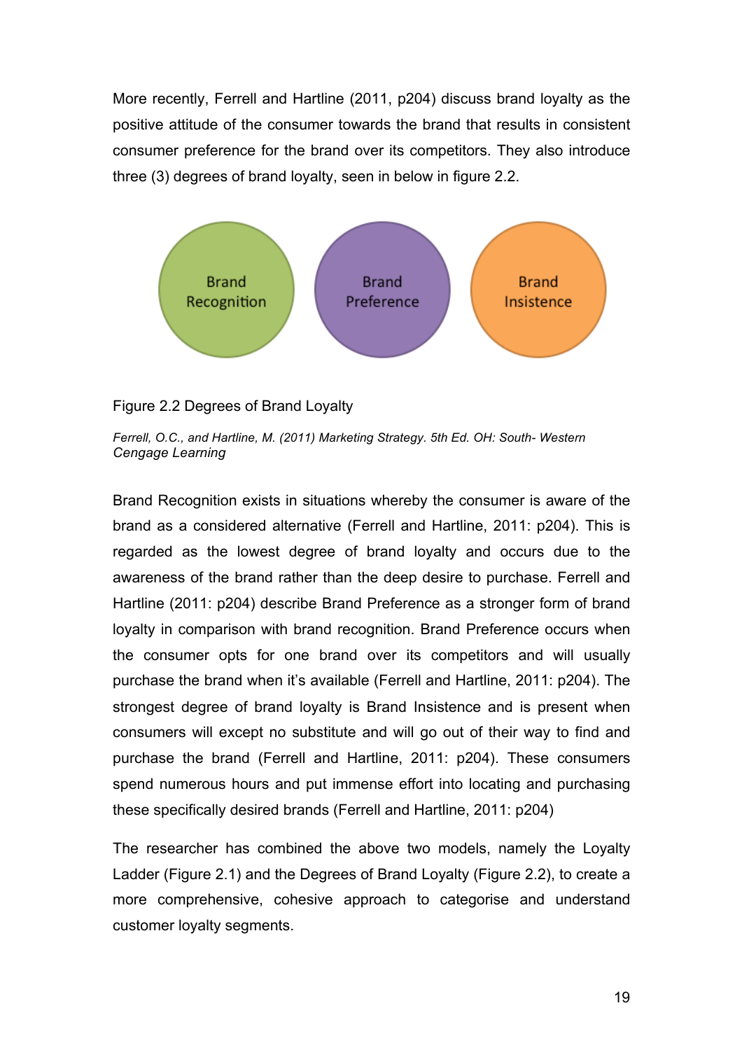More recently, Ferrell and Hartline (2011, p204) discuss brand loyalty as the positive attitude of the consumer towards the brand that results in consistent consumer preference for the brand over its competitors. They also introduce three (3) degrees of brand loyalty, seen in below in figure 2.2.

Brand Recognition

Brand Preference

Brand Insistence

Figure 2.2 Degrees of Brand Loyalty

*Ferrell, O.C., and Hartline, M. (2011) Marketing Strategy. 5th Ed. OH: South- Western Cengage Learning*

Brand Recognition exists in situations whereby the consumer is aware of the brand as a considered alternative (Ferrell and Hartline, 2011: p204). This is regarded as the lowest degree of brand loyalty and occurs due to the awareness of the brand rather than the deep desire to purchase. Ferrell and Hartline (2011: p204) describe Brand Preference as a stronger form of brand loyalty in comparison with brand recognition. Brand Preference occurs when the consumer opts for one brand over its competitors and will usually purchase the brand when it's available (Ferrell and Hartline, 2011: p204). The strongest degree of brand loyalty is Brand Insistence and is present when consumers will except no substitute and will go out of their way to find and purchase the brand (Ferrell and Hartline, 2011: p204). These consumers spend numerous hours and put immense effort into locating and purchasing these specifically desired brands (Ferrell and Hartline, 2011: p204)

The researcher has combined the above two models, namely the Loyalty Ladder (Figure 2.1) and the Degrees of Brand Loyalty (Figure 2.2), to create a more comprehensive, cohesive approach to categorise and understand customer loyalty segments.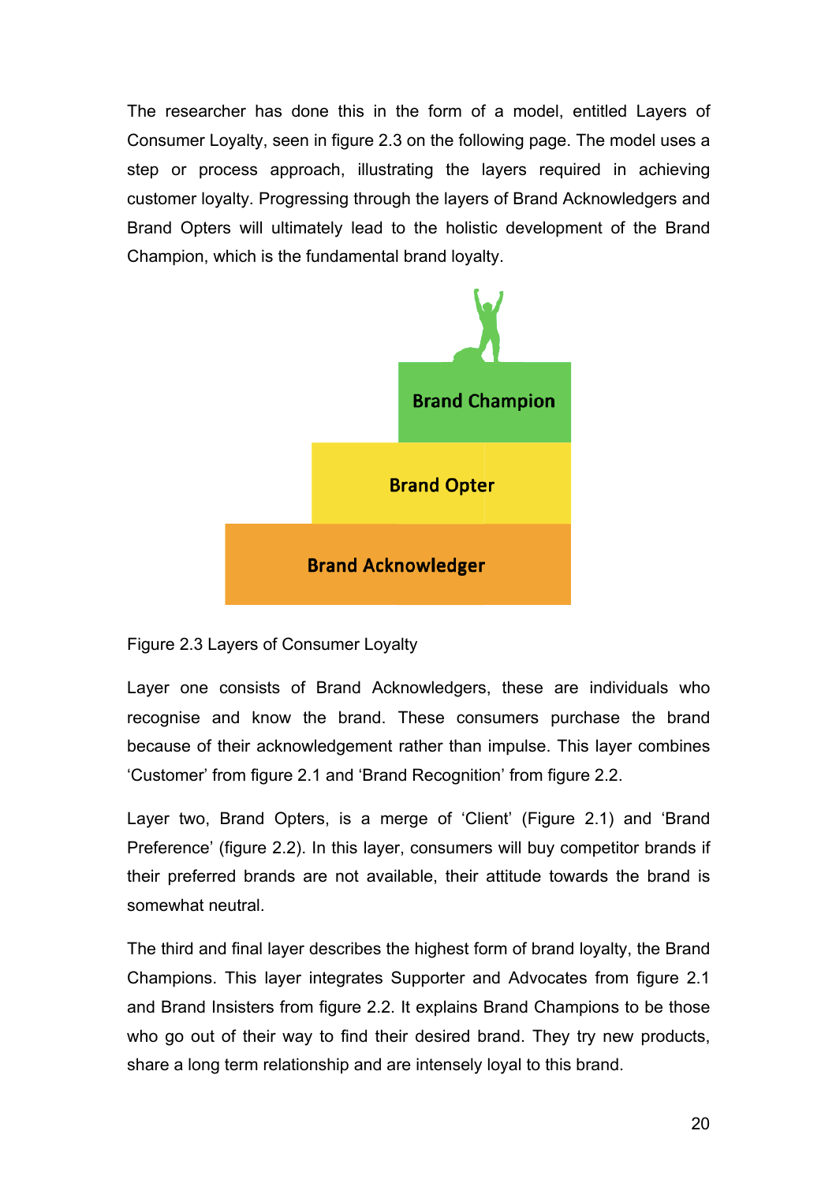The researcher has done this in the form of a model, entitled Layers of Consumer Loyalty, seen in figure 2.3 on the following page. The model uses a step or process approach, illustrating the layers required in achieving customer loyalty. Progressing through the layers of Brand Acknowledgers and Brand Opters will ultimately lead to the holistic development of the Brand Champion, which is the fundamental brand loyalty.

Brand Champion

Brand Opter

Brand Acknowledger

Figure 2.3 Layers of Consumer Loyalty

Layer one consists of Brand Acknowledgers, these are individuals who recognise and know the brand. These consumers purchase the brand because of their acknowledgement rather than impulse. This layer combines 'Customer' from figure 2.1 and 'Brand Recognition' from figure 2.2.

Layer two, Brand Opters, is a merge of 'Client' (Figure 2.1) and 'Brand Preference' (figure 2.2). In this layer, consumers will buy competitor brands if their preferred brands are not available, their attitude towards the brand is somewhat neutral.

The third and final layer describes the highest form of brand loyalty, the Brand Champions. This layer integrates Supporter and Advocates from figure 2.1 and Brand Insisters from figure 2.2. It explains Brand Champions to be those who go out of their way to find their desired brand. They try new products, share a long term relationship and are intensely loyal to this brand.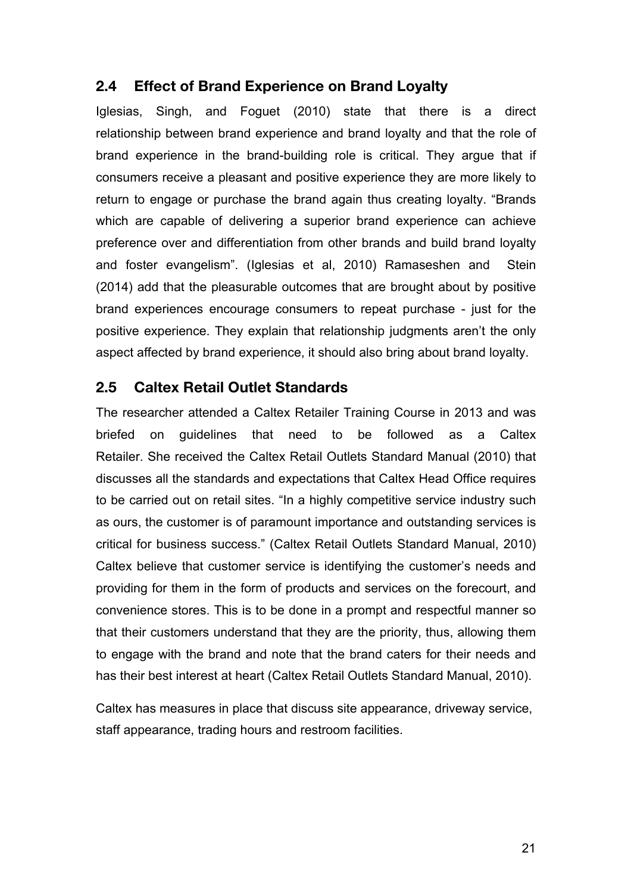## 2.4 Effect of Brand Experience on Brand Loyalty

Iglesias, Singh, and Foguet (2010) state that there is a direct relationship between brand experience and brand loyalty and that the role of brand experience in the brand-building role is critical. They argue that if consumers receive a pleasant and positive experience they are more likely to return to engage or purchase the brand again thus creating loyalty. "Brands which are capable of delivering a superior brand experience can achieve preference over and differentiation from other brands and build brand loyalty and foster evangelism". (Iglesias et al, 2010) Ramaseshen and Stein (2014) add that the pleasurable outcomes that are brought about by positive brand experiences encourage consumers to repeat purchase - just for the positive experience. They explain that relationship judgments aren't the only aspect affected by brand experience, it should also bring about brand loyalty.

## 2.5 Caltex Retail Outlet Standards

The researcher attended a Caltex Retailer Training Course in 2013 and was briefed on guidelines that need to be followed as a Caltex Retailer. She received the Caltex Retail Outlets Standard Manual (2010) that discusses all the standards and expectations that Caltex Head Office requires to be carried out on retail sites. "In a highly competitive service industry such as ours, the customer is of paramount importance and outstanding services is critical for business success." (Caltex Retail Outlets Standard Manual, 2010) Caltex believe that customer service is identifying the customer's needs and providing for them in the form of products and services on the forecourt, and convenience stores. This is to be done in a prompt and respectful manner so that their customers understand that they are the priority, thus, allowing them to engage with the brand and note that the brand caters for their needs and has their best interest at heart (Caltex Retail Outlets Standard Manual, 2010).

Caltex has measures in place that discuss site appearance, driveway service, staff appearance, trading hours and restroom facilities.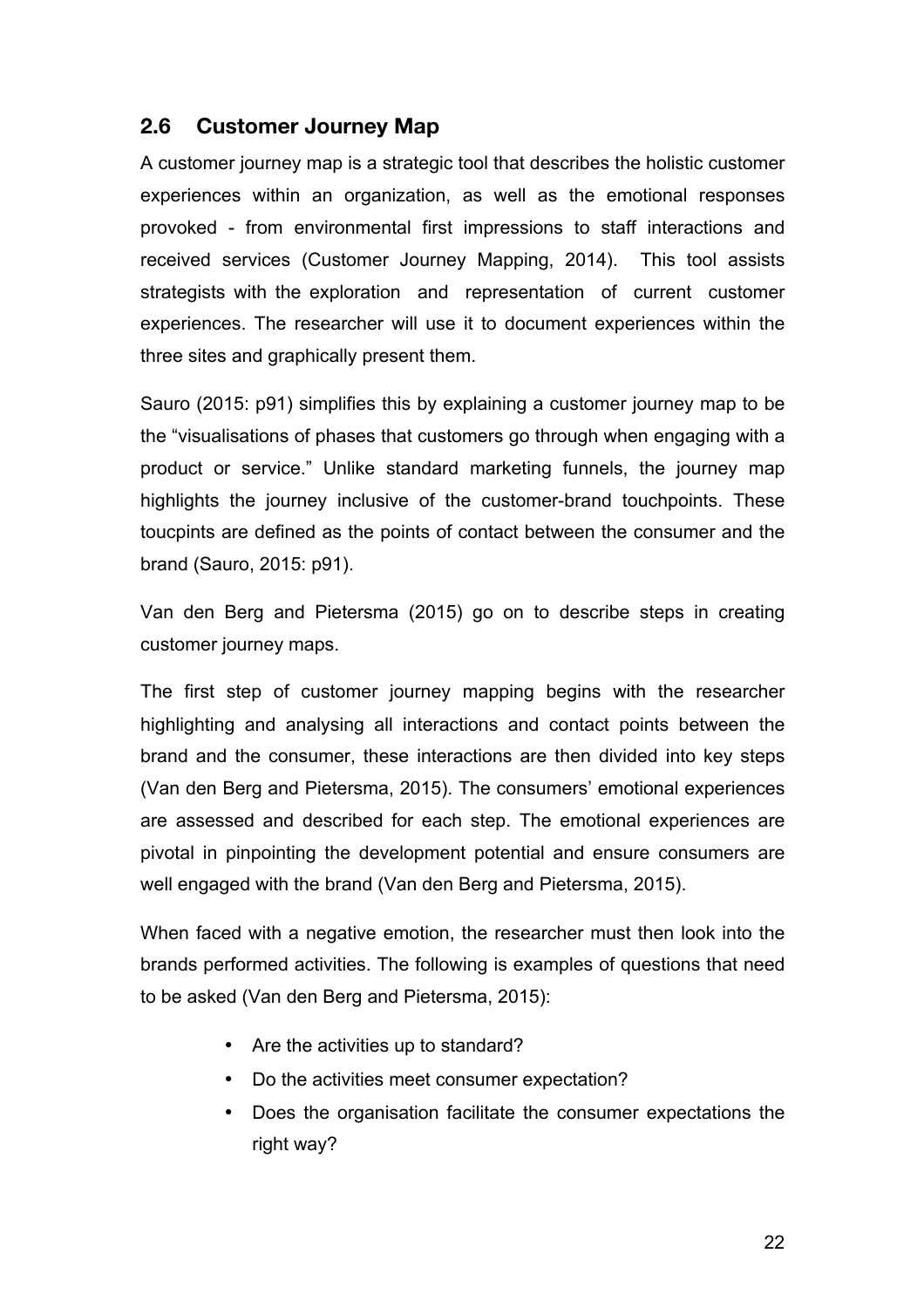## 2.6 Customer Journey Map

A customer journey map is a strategic tool that describes the holistic customer experiences within an organization, as well as the emotional responses provoked - from environmental first impressions to staff interactions and received services (Customer Journey Mapping, 2014). This tool assists strategists with the exploration and representation of current customer experiences. The researcher will use it to document experiences within the three sites and graphically present them.

Sauro (2015: p91) simplifies this by explaining a customer journey map to be the "visualisations of phases that customers go through when engaging with a product or service." Unlike standard marketing funnels, the journey map highlights the journey inclusive of the customer-brand touchpoints. These toucpints are defined as the points of contact between the consumer and the brand (Sauro, 2015: p91).

Van den Berg and Pietersma (2015) go on to describe steps in creating customer journey maps.

The first step of customer journey mapping begins with the researcher highlighting and analysing all interactions and contact points between the brand and the consumer, these interactions are then divided into key steps (Van den Berg and Pietersma, 2015). The consumers' emotional experiences are assessed and described for each step. The emotional experiences are pivotal in pinpointing the development potential and ensure consumers are well engaged with the brand (Van den Berg and Pietersma, 2015).

When faced with a negative emotion, the researcher must then look into the brands performed activities. The following is examples of questions that need to be asked (Van den Berg and Pietersma, 2015):

- Are the activities up to standard?
- Do the activities meet consumer expectation?
- Does the organisation facilitate the consumer expectations the right way?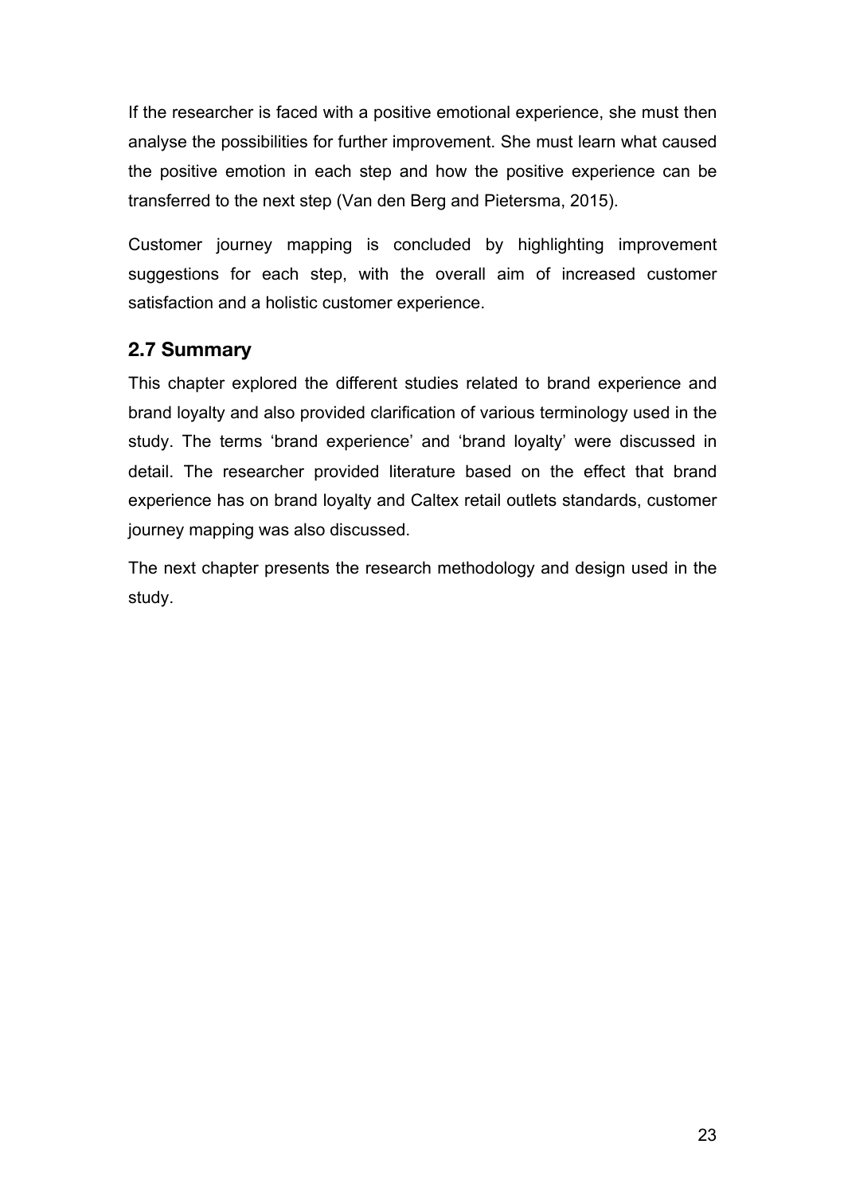If the researcher is faced with a positive emotional experience, she must then analyse the possibilities for further improvement. She must learn what caused the positive emotion in each step and how the positive experience can be transferred to the next step (Van den Berg and Pietersma, 2015).

Customer journey mapping is concluded by highlighting improvement suggestions for each step, with the overall aim of increased customer satisfaction and a holistic customer experience.

## 2.7 Summary

This chapter explored the different studies related to brand experience and brand loyalty and also provided clarification of various terminology used in the study. The terms 'brand experience' and 'brand loyalty' were discussed in detail. The researcher provided literature based on the effect that brand experience has on brand loyalty and Caltex retail outlets standards, customer journey mapping was also discussed.

The next chapter presents the research methodology and design used in the study.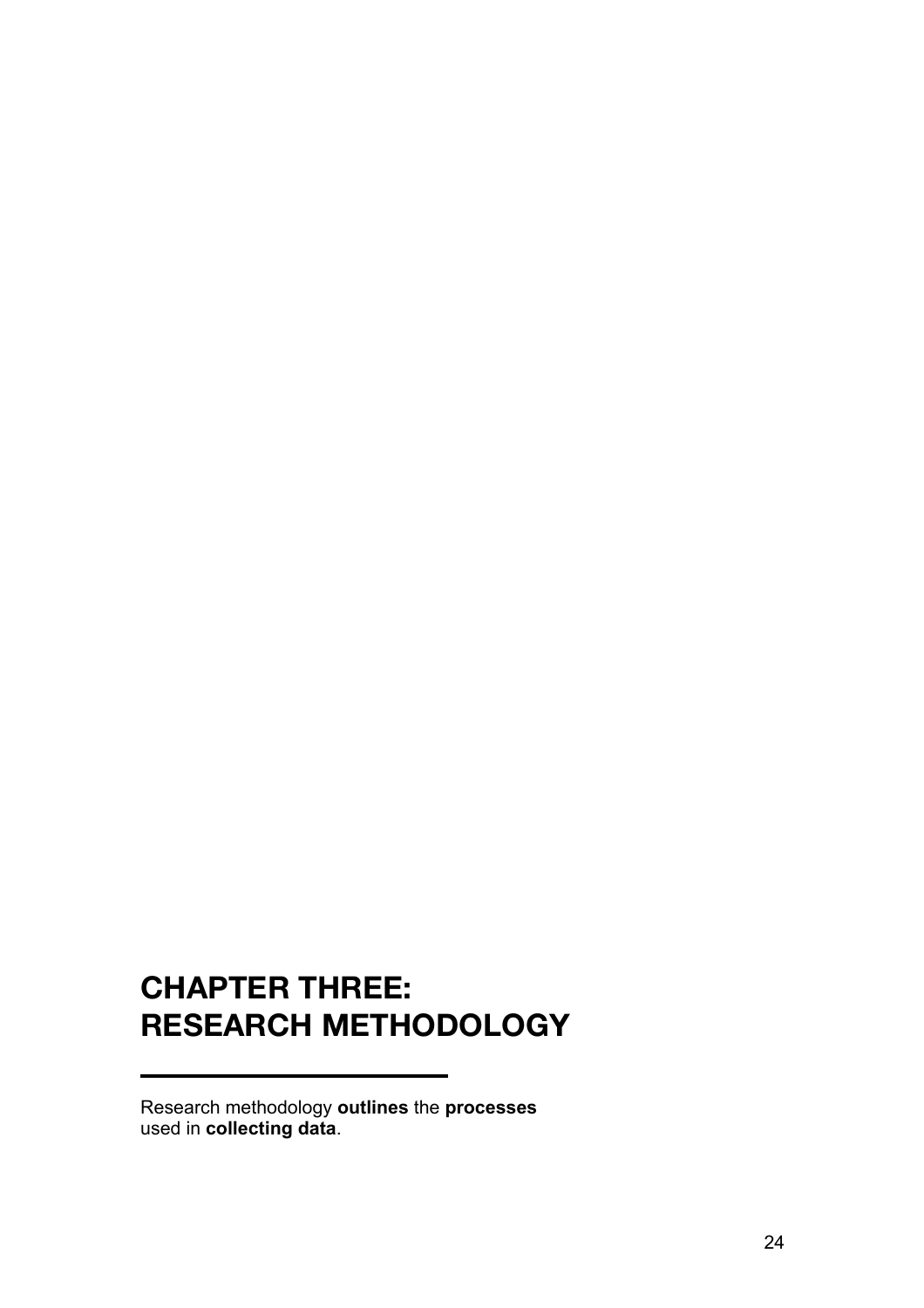# CHAPTER THREE: RESEARCH METHODOLOGY

---

Research methodology **outlines** the **processes** used in **collecting data**.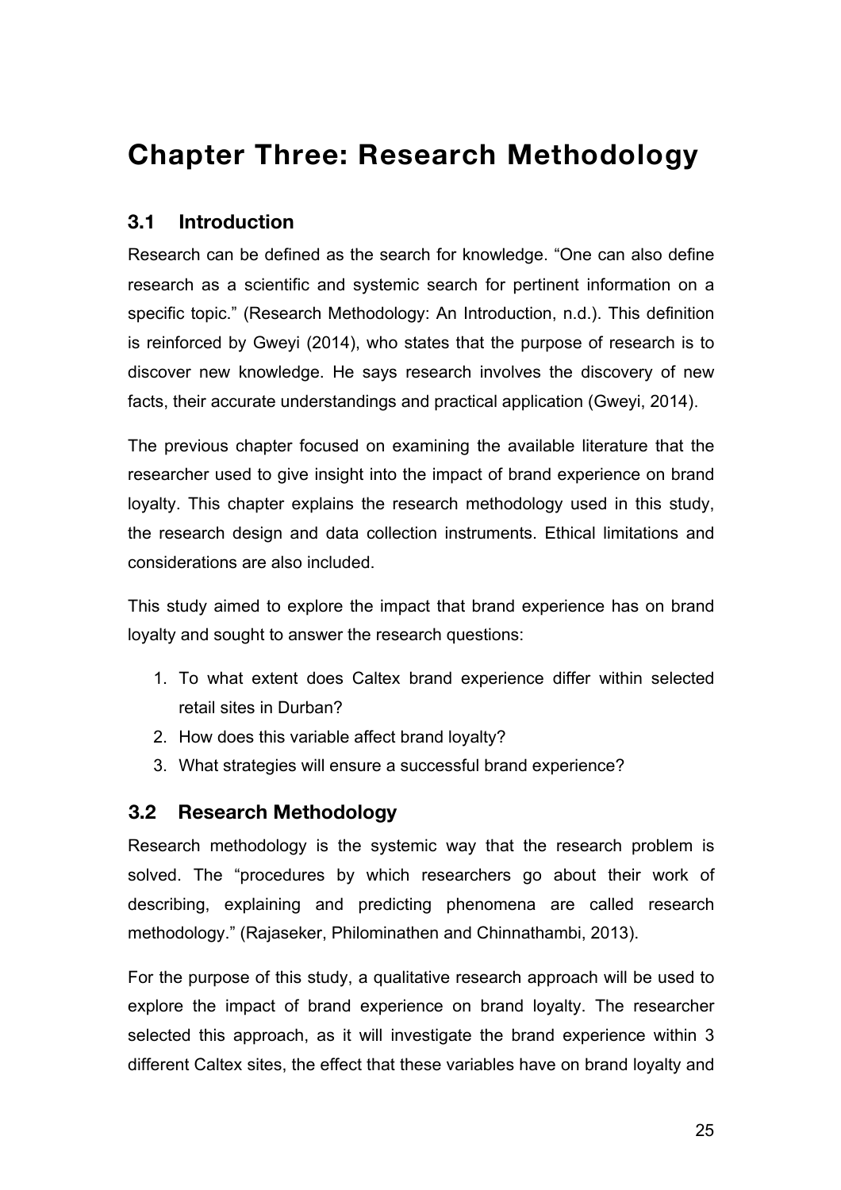# Chapter Three: Research Methodology

## 3.1 Introduction

Research can be defined as the search for knowledge. "One can also define research as a scientific and systemic search for pertinent information on a specific topic." (Research Methodology: An Introduction, n.d.). This definition is reinforced by Gweyi (2014), who states that the purpose of research is to discover new knowledge. He says research involves the discovery of new facts, their accurate understandings and practical application (Gweyi, 2014).

The previous chapter focused on examining the available literature that the researcher used to give insight into the impact of brand experience on brand loyalty. This chapter explains the research methodology used in this study, the research design and data collection instruments. Ethical limitations and considerations are also included.

This study aimed to explore the impact that brand experience has on brand loyalty and sought to answer the research questions:

1. To what extent does Caltex brand experience differ within selected retail sites in Durban?
2. How does this variable affect brand loyalty?
3. What strategies will ensure a successful brand experience?

## 3.2 Research Methodology

Research methodology is the systemic way that the research problem is solved. The "procedures by which researchers go about their work of describing, explaining and predicting phenomena are called research methodology." (Rajaseker, Philominathen and Chinnathambi, 2013).

For the purpose of this study, a qualitative research approach will be used to explore the impact of brand experience on brand loyalty. The researcher selected this approach, as it will investigate the brand experience within 3 different Caltex sites, the effect that these variables have on brand loyalty and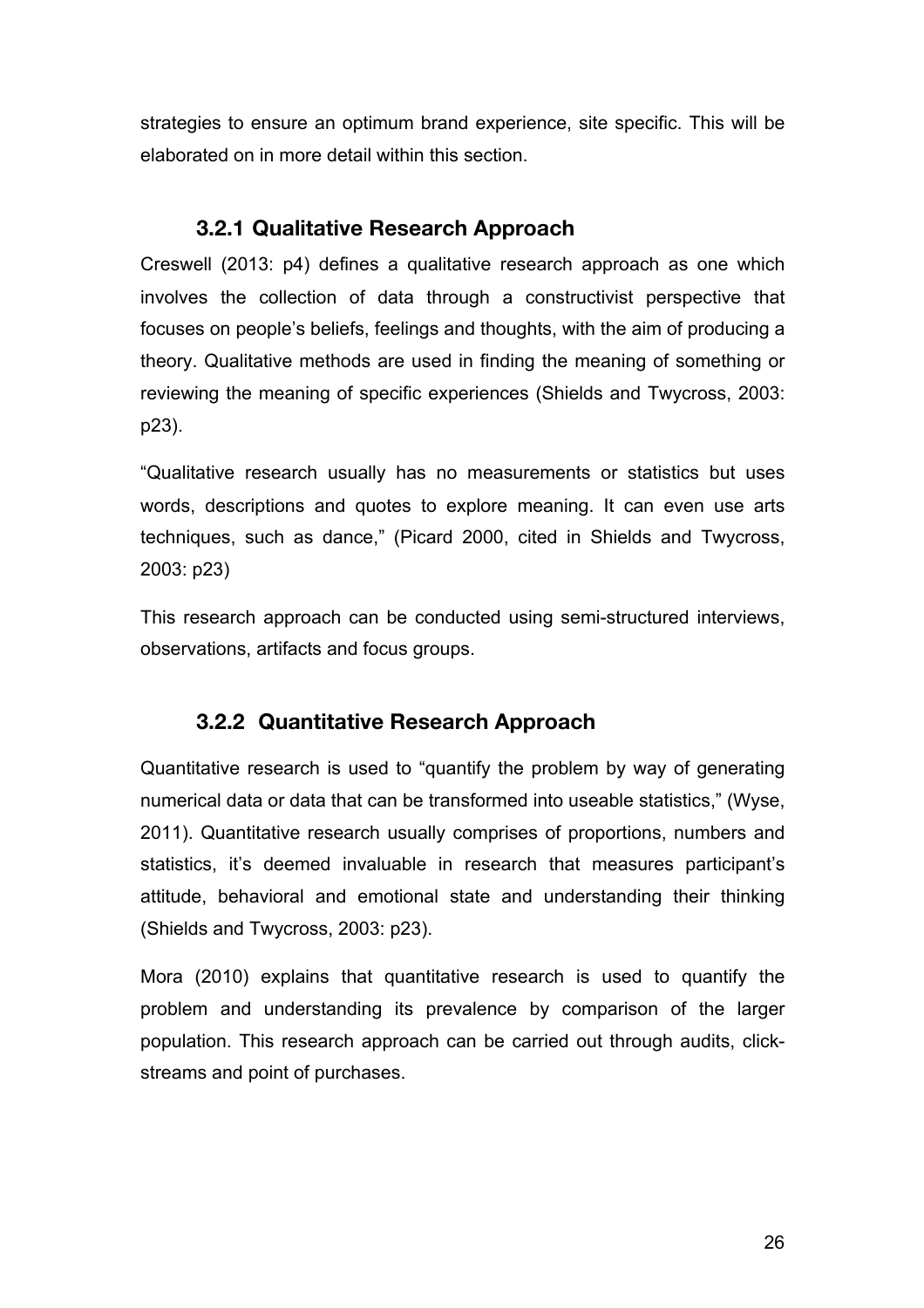strategies to ensure an optimum brand experience, site specific. This will be elaborated on in more detail within this section.

### 3.2.1 Qualitative Research Approach

Creswell (2013: p4) defines a qualitative research approach as one which involves the collection of data through a constructivist perspective that focuses on people's beliefs, feelings and thoughts, with the aim of producing a theory. Qualitative methods are used in finding the meaning of something or reviewing the meaning of specific experiences (Shields and Twycross, 2003: p23).

"Qualitative research usually has no measurements or statistics but uses words, descriptions and quotes to explore meaning. It can even use arts techniques, such as dance," (Picard 2000, cited in Shields and Twycross, 2003: p23)

This research approach can be conducted using semi-structured interviews, observations, artifacts and focus groups.

### 3.2.2 Quantitative Research Approach

Quantitative research is used to "quantify the problem by way of generating numerical data or data that can be transformed into useable statistics," (Wyse, 2011). Quantitative research usually comprises of proportions, numbers and statistics, it's deemed invaluable in research that measures participant's attitude, behavioral and emotional state and understanding their thinking (Shields and Twycross, 2003: p23).

Mora (2010) explains that quantitative research is used to quantify the problem and understanding its prevalence by comparison of the larger population. This research approach can be carried out through audits, click-streams and point of purchases.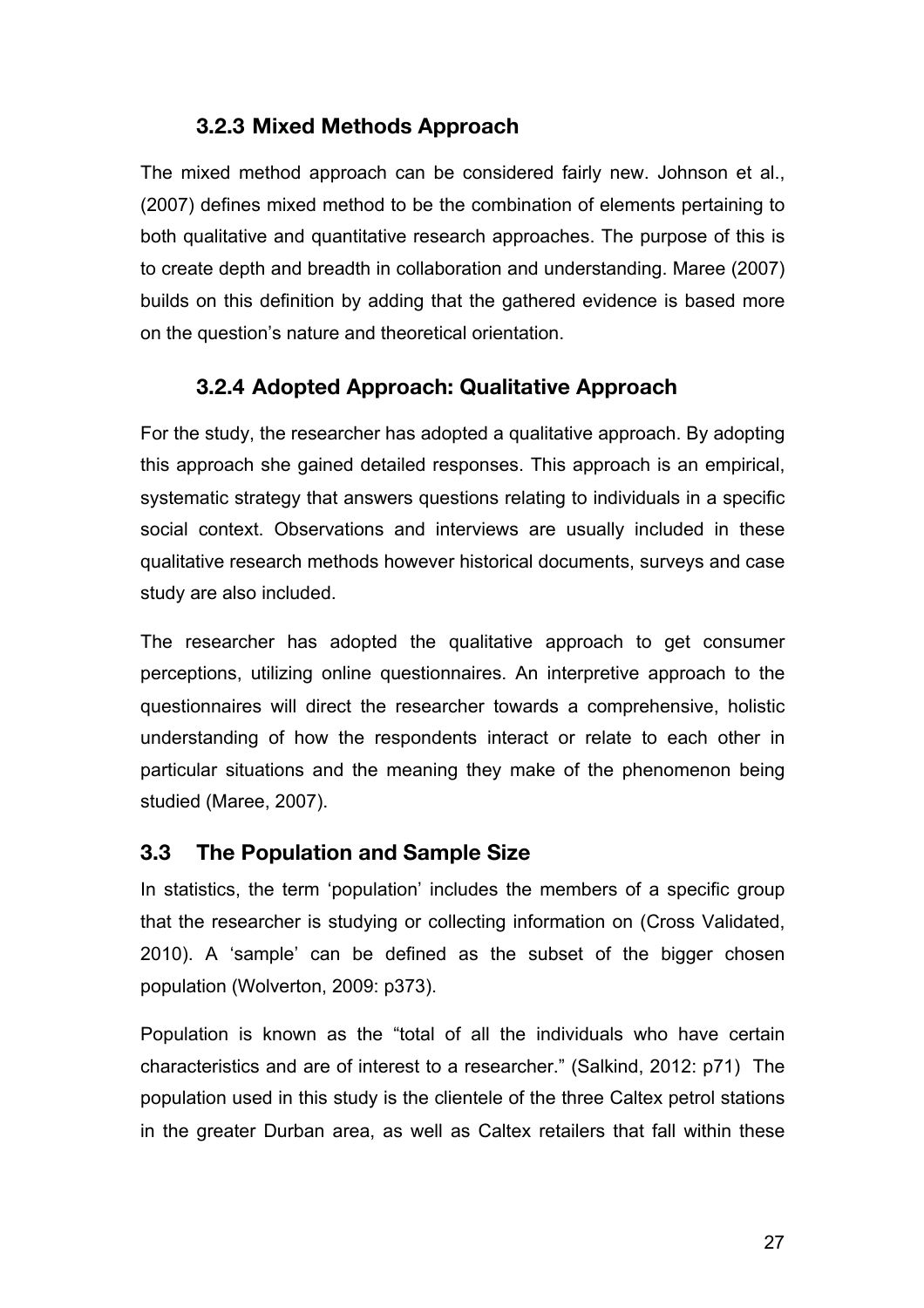### 3.2.3 Mixed Methods Approach

The mixed method approach can be considered fairly new. Johnson et al., (2007) defines mixed method to be the combination of elements pertaining to both qualitative and quantitative research approaches. The purpose of this is to create depth and breadth in collaboration and understanding. Maree (2007) builds on this definition by adding that the gathered evidence is based more on the question's nature and theoretical orientation.

### 3.2.4 Adopted Approach: Qualitative Approach

For the study, the researcher has adopted a qualitative approach. By adopting this approach she gained detailed responses. This approach is an empirical, systematic strategy that answers questions relating to individuals in a specific social context. Observations and interviews are usually included in these qualitative research methods however historical documents, surveys and case study are also included.

The researcher has adopted the qualitative approach to get consumer perceptions, utilizing online questionnaires. An interpretive approach to the questionnaires will direct the researcher towards a comprehensive, holistic understanding of how the respondents interact or relate to each other in particular situations and the meaning they make of the phenomenon being studied (Maree, 2007).

## 3.3 The Population and Sample Size

In statistics, the term 'population' includes the members of a specific group that the researcher is studying or collecting information on (Cross Validated, 2010). A 'sample' can be defined as the subset of the bigger chosen population (Wolverton, 2009: p373).

Population is known as the "total of all the individuals who have certain characteristics and are of interest to a researcher." (Salkind, 2012: p71) The population used in this study is the clientele of the three Caltex petrol stations in the greater Durban area, as well as Caltex retailers that fall within these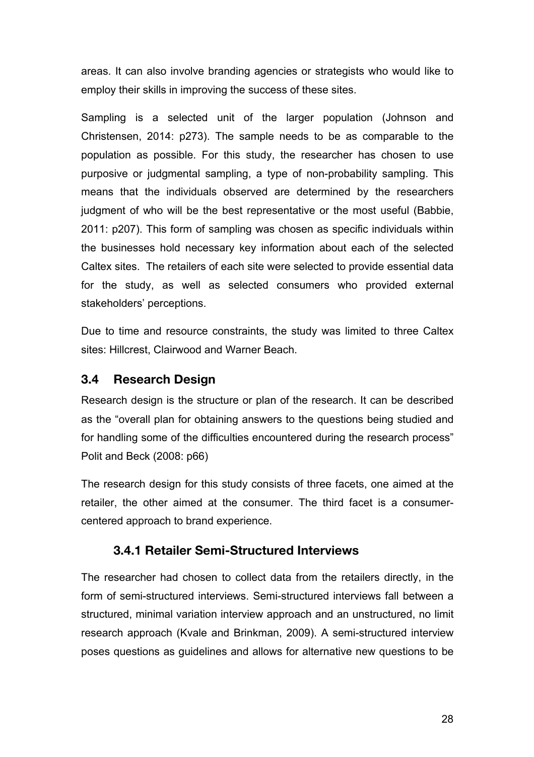areas. It can also involve branding agencies or strategists who would like to employ their skills in improving the success of these sites.

Sampling is a selected unit of the larger population (Johnson and Christensen, 2014: p273). The sample needs to be as comparable to the population as possible. For this study, the researcher has chosen to use purposive or judgmental sampling, a type of non-probability sampling. This means that the individuals observed are determined by the researchers judgment of who will be the best representative or the most useful (Babbie, 2011: p207). This form of sampling was chosen as specific individuals within the businesses hold necessary key information about each of the selected Caltex sites. The retailers of each site were selected to provide essential data for the study, as well as selected consumers who provided external stakeholders' perceptions.

Due to time and resource constraints, the study was limited to three Caltex sites: Hillcrest, Clairwood and Warner Beach.

## 3.4 Research Design

Research design is the structure or plan of the research. It can be described as the "overall plan for obtaining answers to the questions being studied and for handling some of the difficulties encountered during the research process" Polit and Beck (2008: p66)

The research design for this study consists of three facets, one aimed at the retailer, the other aimed at the consumer. The third facet is a consumer-centered approach to brand experience.

### 3.4.1 Retailer Semi-Structured Interviews

The researcher had chosen to collect data from the retailers directly, in the form of semi-structured interviews. Semi-structured interviews fall between a structured, minimal variation interview approach and an unstructured, no limit research approach (Kvale and Brinkman, 2009). A semi-structured interview poses questions as guidelines and allows for alternative new questions to be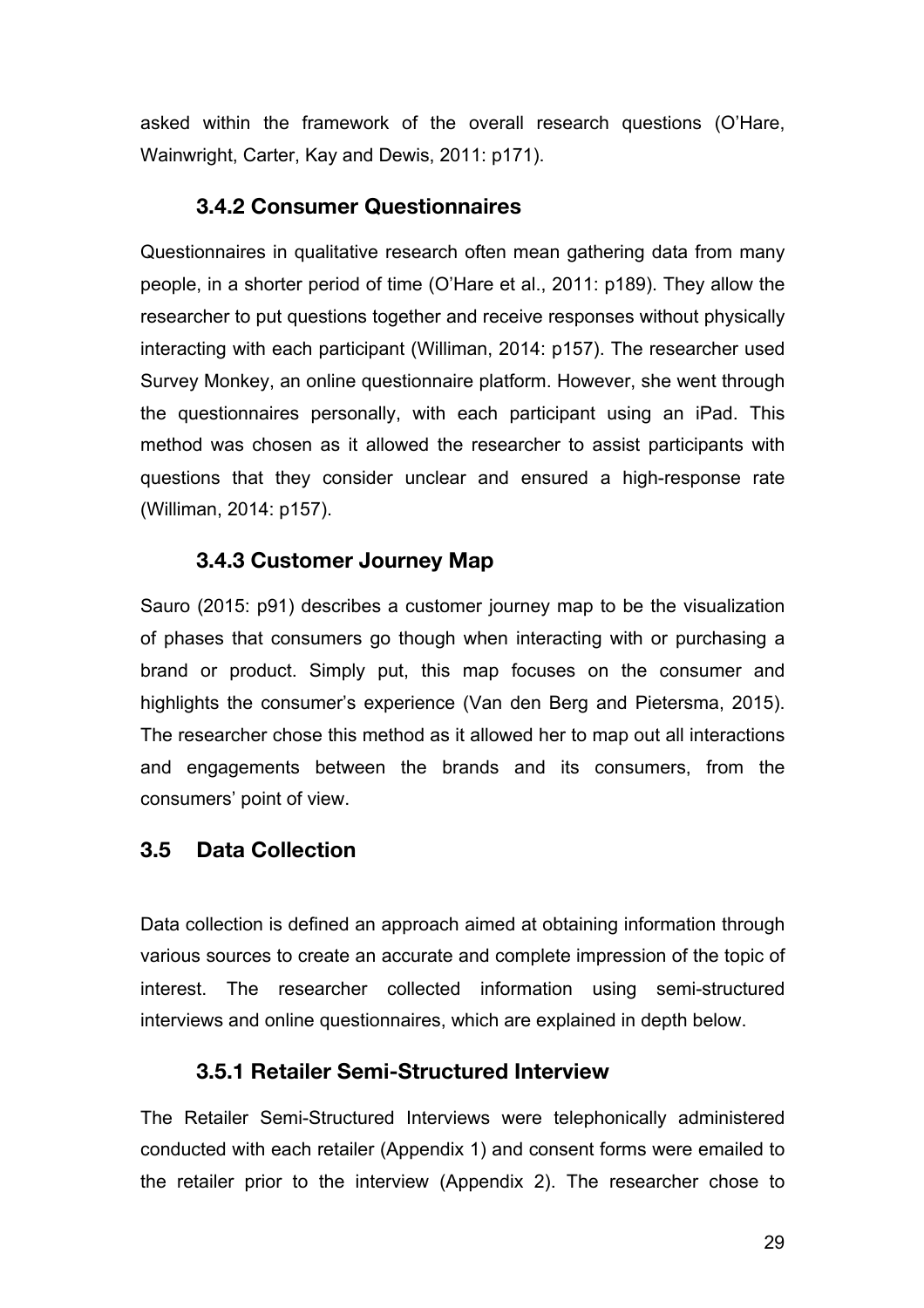asked within the framework of the overall research questions (O'Hare, Wainwright, Carter, Kay and Dewis, 2011: p171).

### 3.4.2 Consumer Questionnaires

Questionnaires in qualitative research often mean gathering data from many people, in a shorter period of time (O'Hare et al., 2011: p189). They allow the researcher to put questions together and receive responses without physically interacting with each participant (Williman, 2014: p157). The researcher used Survey Monkey, an online questionnaire platform. However, she went through the questionnaires personally, with each participant using an iPad. This method was chosen as it allowed the researcher to assist participants with questions that they consider unclear and ensured a high-response rate (Williman, 2014: p157).

### 3.4.3 Customer Journey Map

Sauro (2015: p91) describes a customer journey map to be the visualization of phases that consumers go though when interacting with or purchasing a brand or product. Simply put, this map focuses on the consumer and highlights the consumer's experience (Van den Berg and Pietersma, 2015). The researcher chose this method as it allowed her to map out all interactions and engagements between the brands and its consumers, from the consumers' point of view.

## 3.5 Data Collection

Data collection is defined an approach aimed at obtaining information through various sources to create an accurate and complete impression of the topic of interest. The researcher collected information using semi-structured interviews and online questionnaires, which are explained in depth below.

### 3.5.1 Retailer Semi-Structured Interview

The Retailer Semi-Structured Interviews were telephonically administered conducted with each retailer (Appendix 1) and consent forms were emailed to the retailer prior to the interview (Appendix 2). The researcher chose to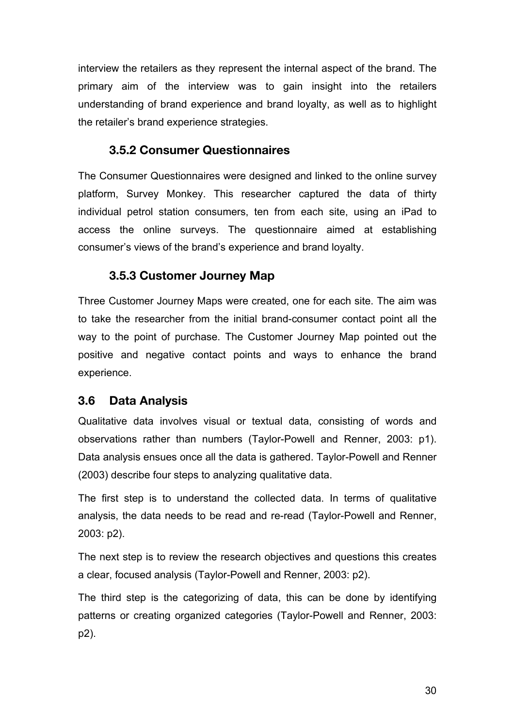interview the retailers as they represent the internal aspect of the brand. The primary aim of the interview was to gain insight into the retailers understanding of brand experience and brand loyalty, as well as to highlight the retailer's brand experience strategies.

### 3.5.2 Consumer Questionnaires

The Consumer Questionnaires were designed and linked to the online survey platform, Survey Monkey. This researcher captured the data of thirty individual petrol station consumers, ten from each site, using an iPad to access the online surveys. The questionnaire aimed at establishing consumer's views of the brand's experience and brand loyalty.

### 3.5.3 Customer Journey Map

Three Customer Journey Maps were created, one for each site. The aim was to take the researcher from the initial brand-consumer contact point all the way to the point of purchase. The Customer Journey Map pointed out the positive and negative contact points and ways to enhance the brand experience.

## 3.6 Data Analysis

Qualitative data involves visual or textual data, consisting of words and observations rather than numbers (Taylor-Powell and Renner, 2003: p1). Data analysis ensues once all the data is gathered. Taylor-Powell and Renner (2003) describe four steps to analyzing qualitative data.

The first step is to understand the collected data. In terms of qualitative analysis, the data needs to be read and re-read (Taylor-Powell and Renner, 2003: p2).

The next step is to review the research objectives and questions this creates a clear, focused analysis (Taylor-Powell and Renner, 2003: p2).

The third step is the categorizing of data, this can be done by identifying patterns or creating organized categories (Taylor-Powell and Renner, 2003: p2).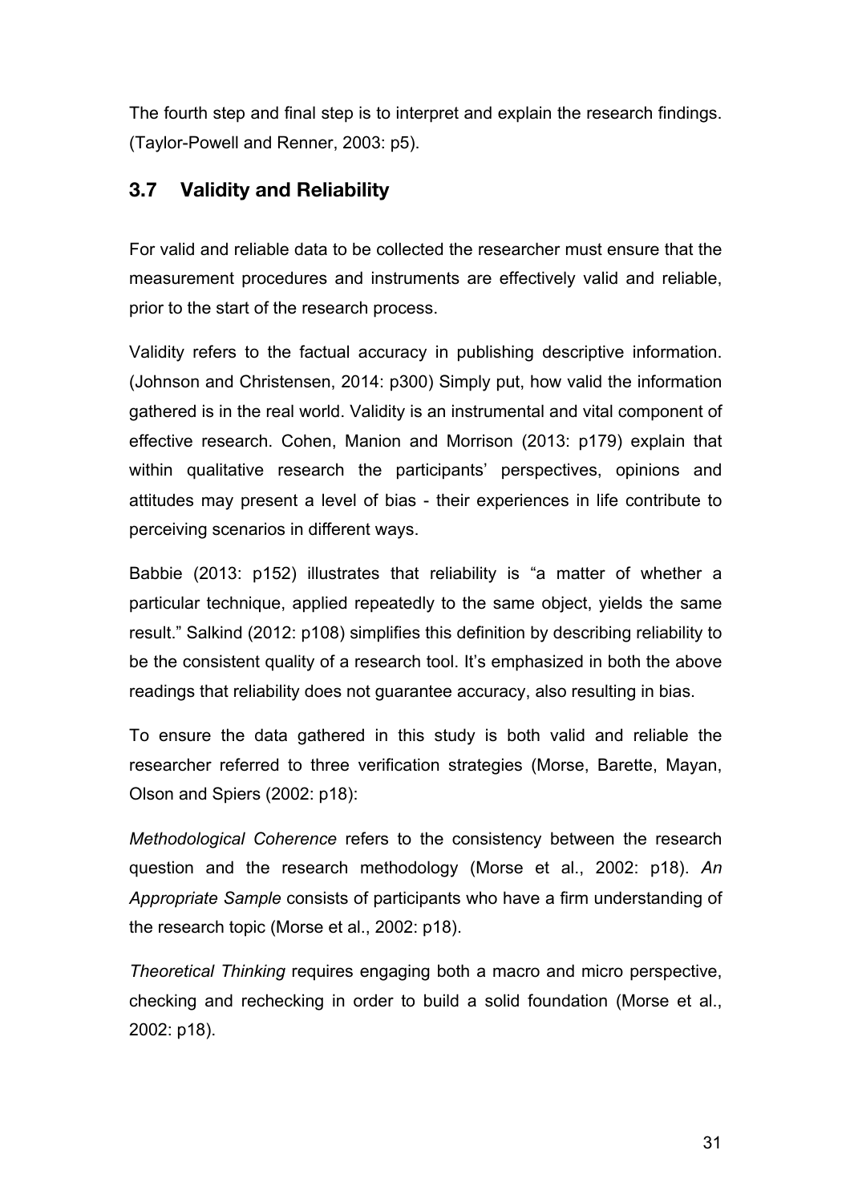The fourth step and final step is to interpret and explain the research findings. (Taylor-Powell and Renner, 2003: p5).

## 3.7 Validity and Reliability

For valid and reliable data to be collected the researcher must ensure that the measurement procedures and instruments are effectively valid and reliable, prior to the start of the research process.

Validity refers to the factual accuracy in publishing descriptive information. (Johnson and Christensen, 2014: p300) Simply put, how valid the information gathered is in the real world. Validity is an instrumental and vital component of effective research. Cohen, Manion and Morrison (2013: p179) explain that within qualitative research the participants' perspectives, opinions and attitudes may present a level of bias - their experiences in life contribute to perceiving scenarios in different ways.

Babbie (2013: p152) illustrates that reliability is "a matter of whether a particular technique, applied repeatedly to the same object, yields the same result." Salkind (2012: p108) simplifies this definition by describing reliability to be the consistent quality of a research tool. It's emphasized in both the above readings that reliability does not guarantee accuracy, also resulting in bias.

To ensure the data gathered in this study is both valid and reliable the researcher referred to three verification strategies (Morse, Barette, Mayan, Olson and Spiers (2002: p18):

*Methodological Coherence* refers to the consistency between the research question and the research methodology (Morse et al., 2002: p18). *An Appropriate Sample* consists of participants who have a firm understanding of the research topic (Morse et al., 2002: p18).

*Theoretical Thinking* requires engaging both a macro and micro perspective, checking and rechecking in order to build a solid foundation (Morse et al., 2002: p18).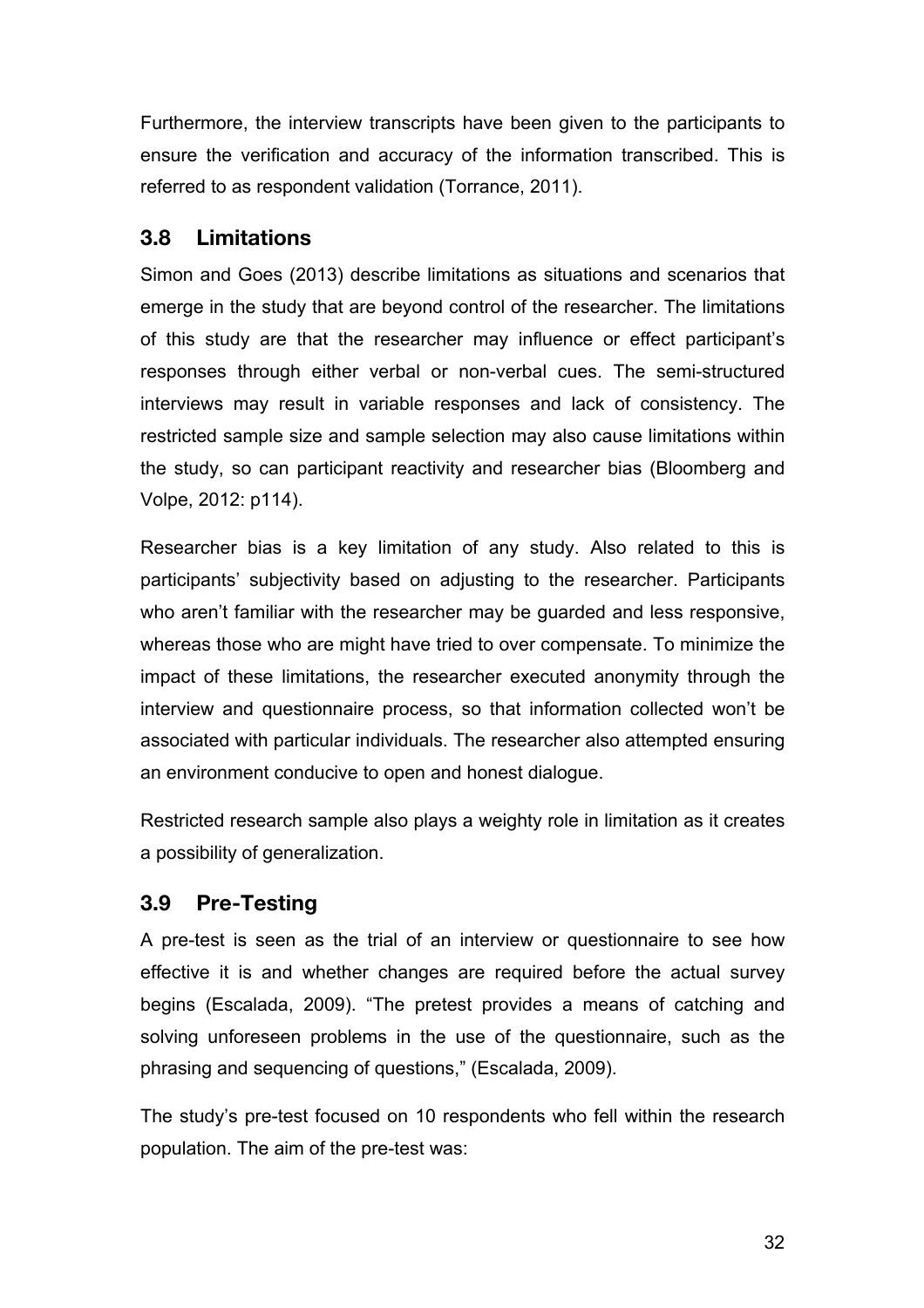Furthermore, the interview transcripts have been given to the participants to ensure the verification and accuracy of the information transcribed. This is referred to as respondent validation (Torrance, 2011).

## 3.8 Limitations

Simon and Goes (2013) describe limitations as situations and scenarios that emerge in the study that are beyond control of the researcher. The limitations of this study are that the researcher may influence or effect participant's responses through either verbal or non-verbal cues. The semi-structured interviews may result in variable responses and lack of consistency. The restricted sample size and sample selection may also cause limitations within the study, so can participant reactivity and researcher bias (Bloomberg and Volpe, 2012: p114).

Researcher bias is a key limitation of any study. Also related to this is participants' subjectivity based on adjusting to the researcher. Participants who aren't familiar with the researcher may be guarded and less responsive, whereas those who are might have tried to over compensate. To minimize the impact of these limitations, the researcher executed anonymity through the interview and questionnaire process, so that information collected won't be associated with particular individuals. The researcher also attempted ensuring an environment conducive to open and honest dialogue.

Restricted research sample also plays a weighty role in limitation as it creates a possibility of generalization.

## 3.9 Pre-Testing

A pre-test is seen as the trial of an interview or questionnaire to see how effective it is and whether changes are required before the actual survey begins (Escalada, 2009). "The pretest provides a means of catching and solving unforeseen problems in the use of the questionnaire, such as the phrasing and sequencing of questions," (Escalada, 2009).

The study's pre-test focused on 10 respondents who fell within the research population. The aim of the pre-test was: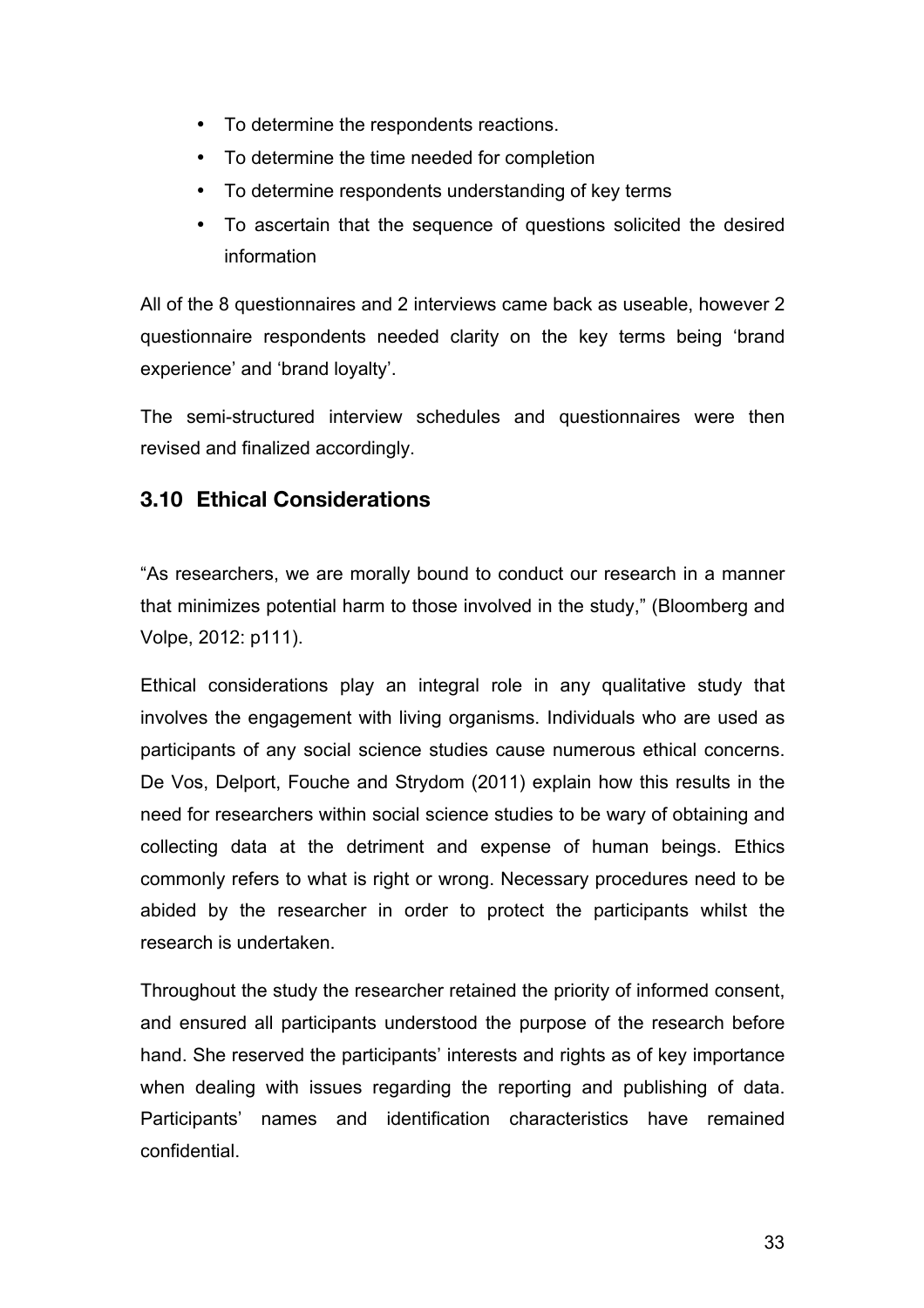- To determine the respondents reactions.
- To determine the time needed for completion
- To determine respondents understanding of key terms
- To ascertain that the sequence of questions solicited the desired information

All of the 8 questionnaires and 2 interviews came back as useable, however 2 questionnaire respondents needed clarity on the key terms being 'brand experience' and 'brand loyalty'.

The semi-structured interview schedules and questionnaires were then revised and finalized accordingly.

## 3.10 Ethical Considerations

"As researchers, we are morally bound to conduct our research in a manner that minimizes potential harm to those involved in the study," (Bloomberg and Volpe, 2012: p111).

Ethical considerations play an integral role in any qualitative study that involves the engagement with living organisms. Individuals who are used as participants of any social science studies cause numerous ethical concerns. De Vos, Delport, Fouche and Strydom (2011) explain how this results in the need for researchers within social science studies to be wary of obtaining and collecting data at the detriment and expense of human beings. Ethics commonly refers to what is right or wrong. Necessary procedures need to be abided by the researcher in order to protect the participants whilst the research is undertaken.

Throughout the study the researcher retained the priority of informed consent, and ensured all participants understood the purpose of the research before hand. She reserved the participants' interests and rights as of key importance when dealing with issues regarding the reporting and publishing of data. Participants' names and identification characteristics have remained confidential.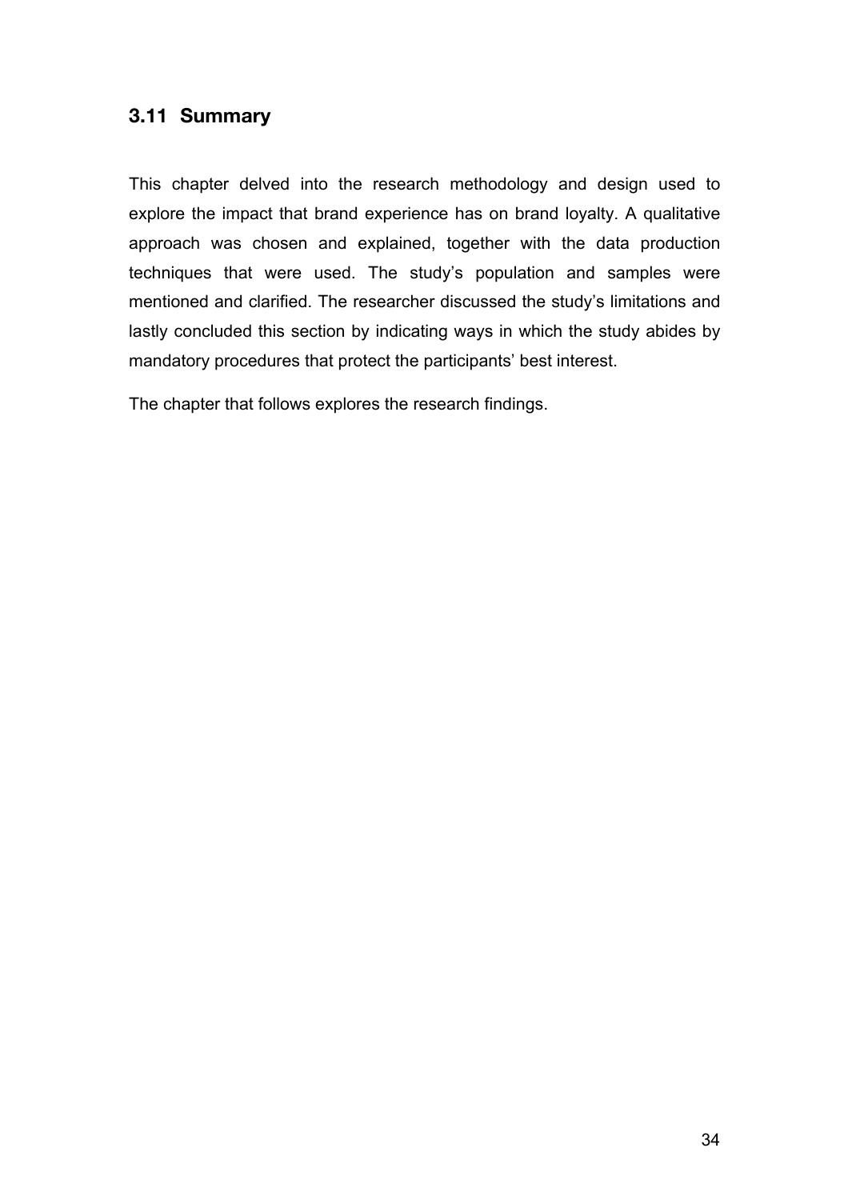## 3.11 Summary

This chapter delved into the research methodology and design used to explore the impact that brand experience has on brand loyalty. A qualitative approach was chosen and explained, together with the data production techniques that were used. The study's population and samples were mentioned and clarified. The researcher discussed the study's limitations and lastly concluded this section by indicating ways in which the study abides by mandatory procedures that protect the participants' best interest.

The chapter that follows explores the research findings.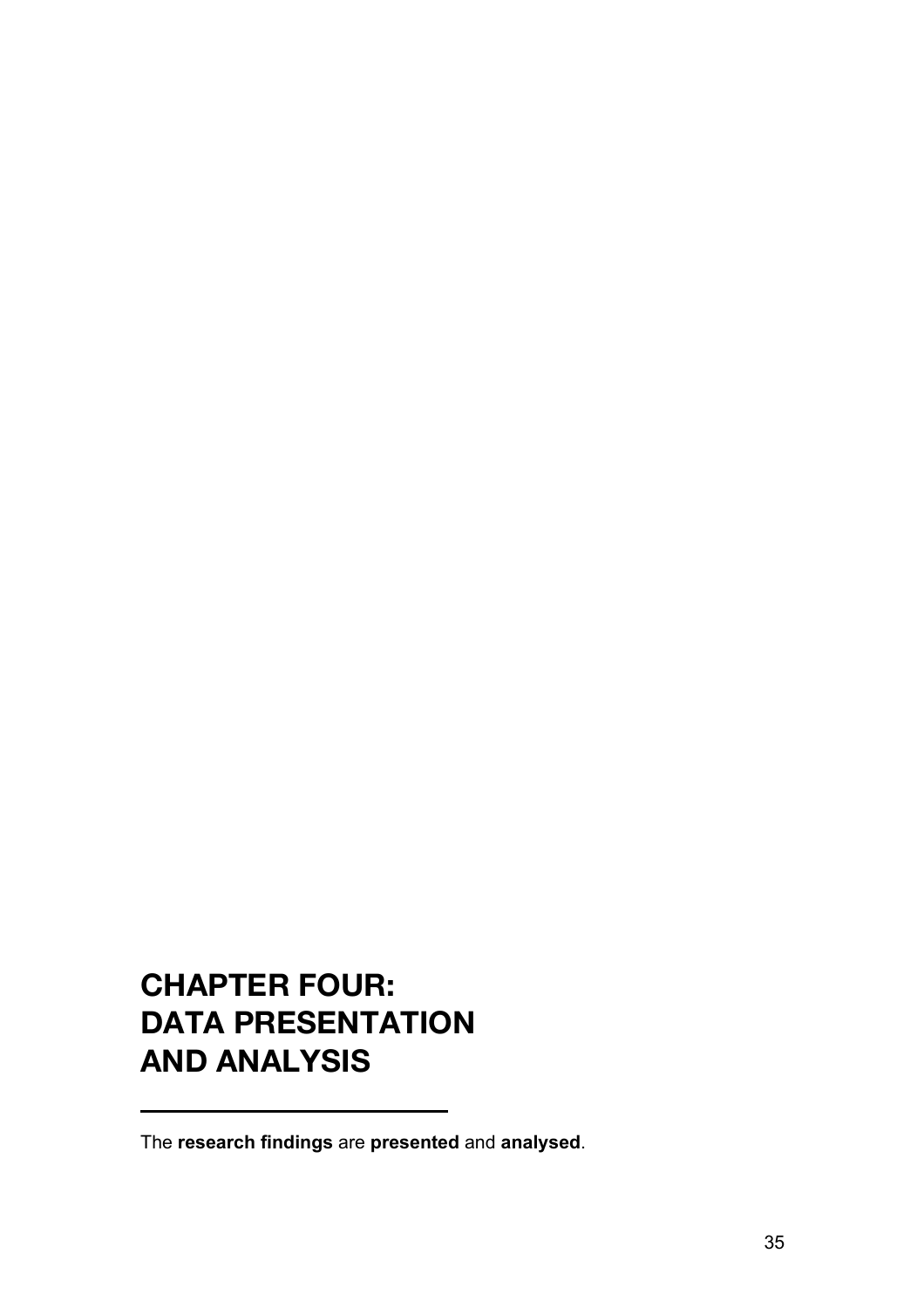# CHAPTER FOUR: DATA PRESENTATION AND ANALYSIS

The **research findings** are **presented** and **analysed**.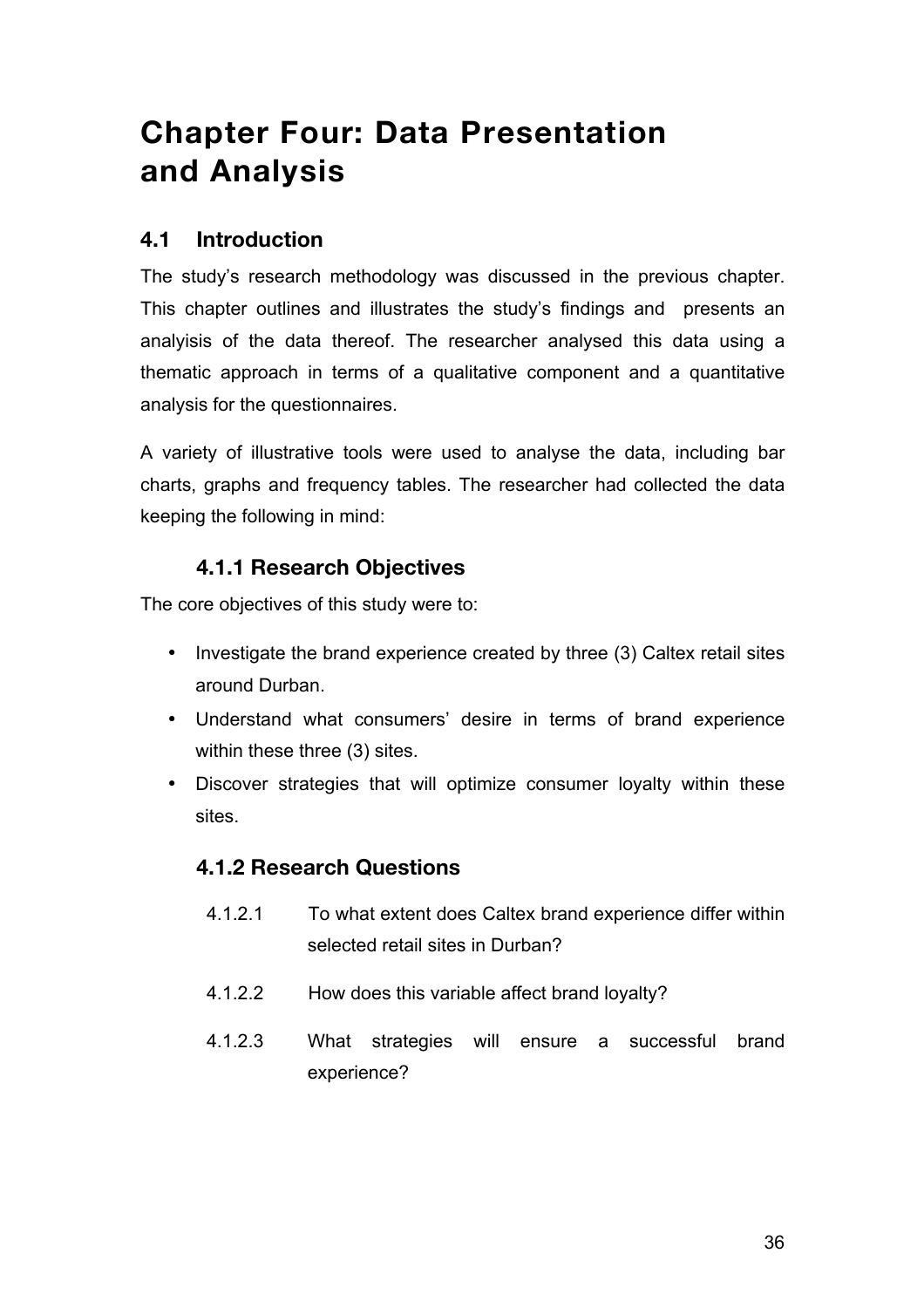# Chapter Four: Data Presentation and Analysis

## 4.1 Introduction

The study's research methodology was discussed in the previous chapter. This chapter outlines and illustrates the study's findings and presents an analyisis of the data thereof. The researcher analysed this data using a thematic approach in terms of a qualitative component and a quantitative analysis for the questionnaires.

A variety of illustrative tools were used to analyse the data, including bar charts, graphs and frequency tables. The researcher had collected the data keeping the following in mind:

### 4.1.1 Research Objectives

The core objectives of this study were to:

- Investigate the brand experience created by three (3) Caltex retail sites around Durban.
- Understand what consumers' desire in terms of brand experience within these three (3) sites.
- Discover strategies that will optimize consumer loyalty within these sites.

### 4.1.2 Research Questions

4.1.2.1 To what extent does Caltex brand experience differ within selected retail sites in Durban?

4.1.2.2 How does this variable affect brand loyalty?

4.1.2.3 What strategies will ensure a successful brand experience?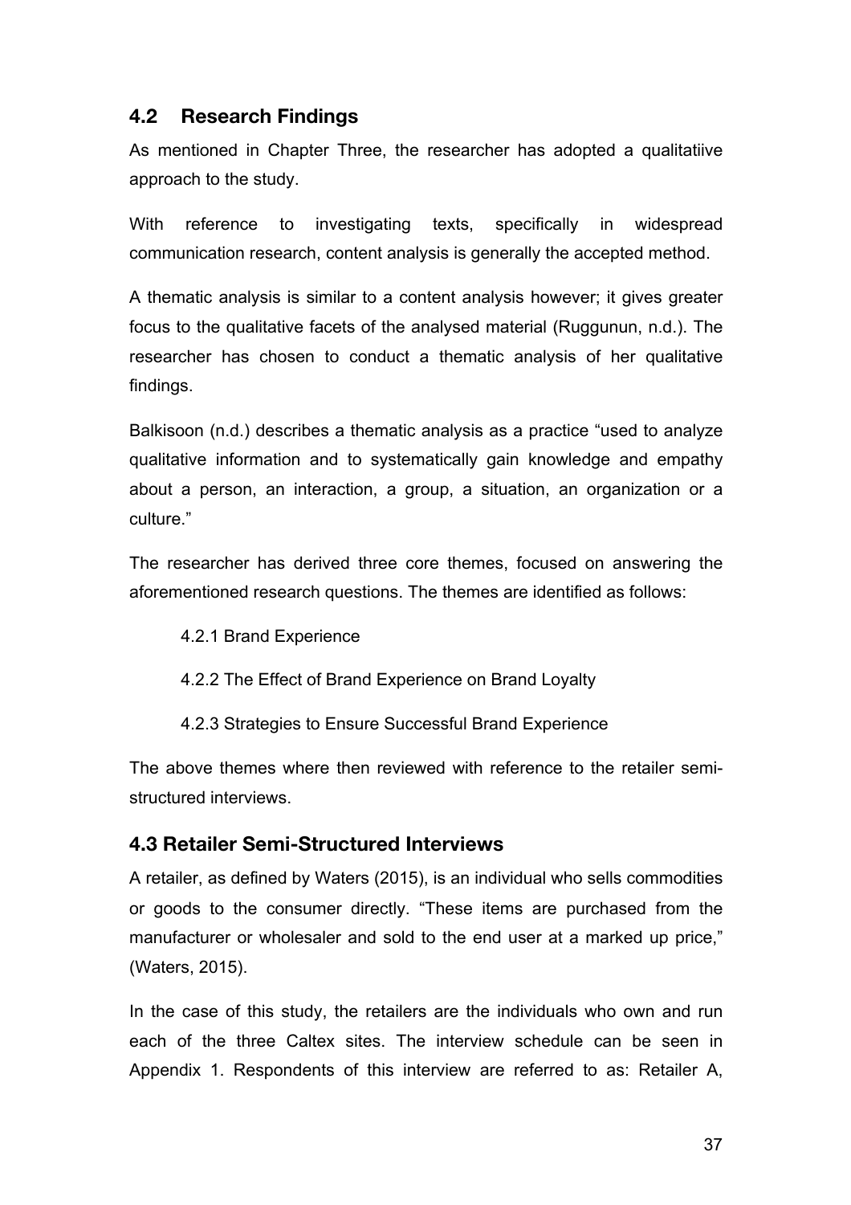## 4.2 Research Findings

As mentioned in Chapter Three, the researcher has adopted a qualitatiive approach to the study.

With reference to investigating texts, specifically in widespread communication research, content analysis is generally the accepted method.

A thematic analysis is similar to a content analysis however; it gives greater focus to the qualitative facets of the analysed material (Ruggunun, n.d.). The researcher has chosen to conduct a thematic analysis of her qualitative findings.

Balkisoon (n.d.) describes a thematic analysis as a practice "used to analyze qualitative information and to systematically gain knowledge and empathy about a person, an interaction, a group, a situation, an organization or a culture."

The researcher has derived three core themes, focused on answering the aforementioned research questions. The themes are identified as follows:

4.2.1 Brand Experience

4.2.2 The Effect of Brand Experience on Brand Loyalty

4.2.3 Strategies to Ensure Successful Brand Experience

The above themes where then reviewed with reference to the retailer semi-structured interviews.

## 4.3 Retailer Semi-Structured Interviews

A retailer, as defined by Waters (2015), is an individual who sells commodities or goods to the consumer directly. "These items are purchased from the manufacturer or wholesaler and sold to the end user at a marked up price," (Waters, 2015).

In the case of this study, the retailers are the individuals who own and run each of the three Caltex sites. The interview schedule can be seen in Appendix 1. Respondents of this interview are referred to as: Retailer A,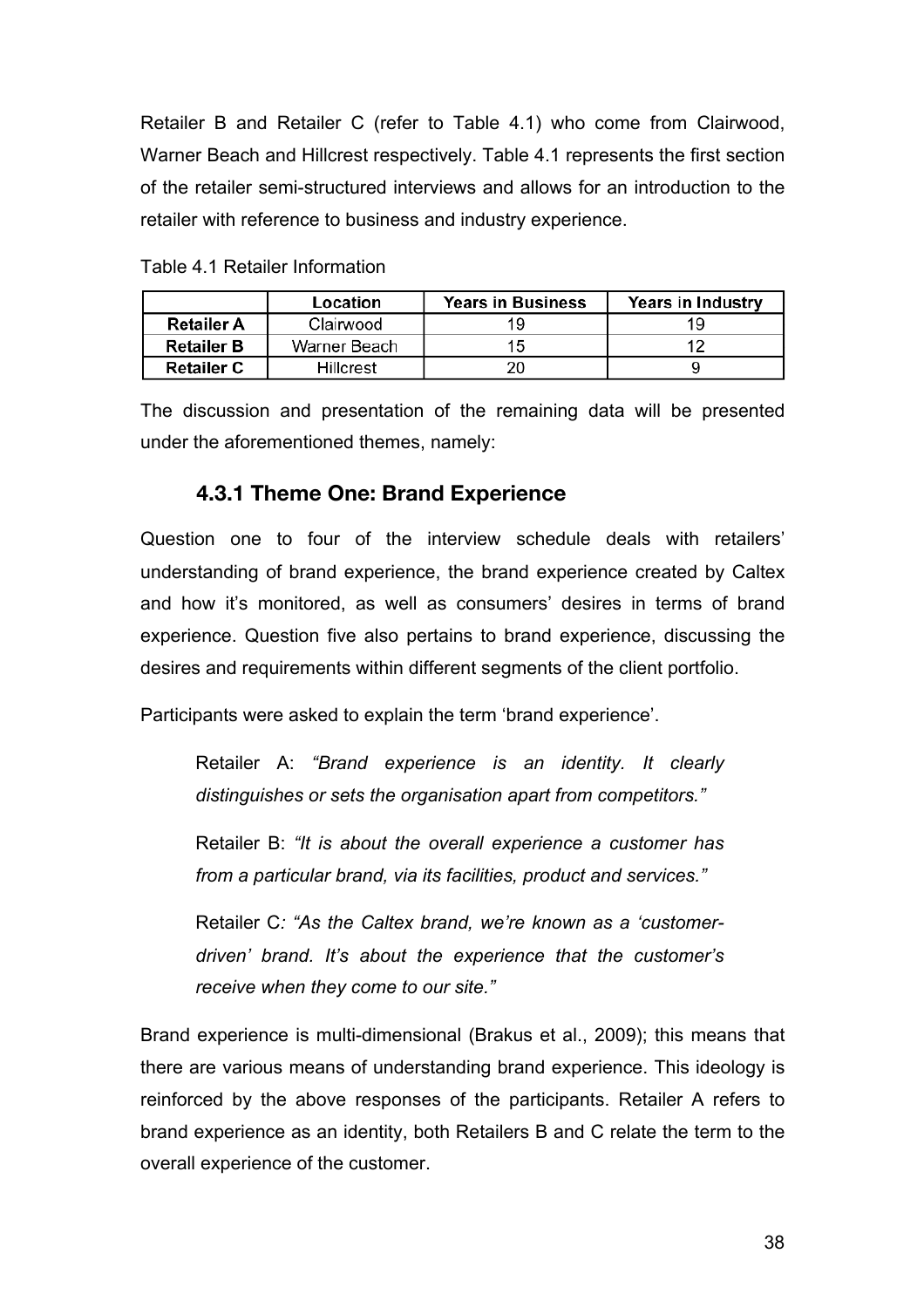Retailer B and Retailer C (refer to Table 4.1) who come from Clairwood, Warner Beach and Hillcrest respectively. Table 4.1 represents the first section of the retailer semi-structured interviews and allows for an introduction to the retailer with reference to business and industry experience.

Table 4.1 Retailer Information

| | Location | Years in Business | Years in Industry |
|---|---|---|---|
| **Retailer A** | Clairwood | 19 | 19 |
| **Retailer B** | Warner Beach | 15 | 12 |
| **Retailer C** | Hillcrest | 20 | 9 |

The discussion and presentation of the remaining data will be presented under the aforementioned themes, namely:

### 4.3.1 Theme One: Brand Experience

Question one to four of the interview schedule deals with retailers' understanding of brand experience, the brand experience created by Caltex and how it's monitored, as well as consumers' desires in terms of brand experience. Question five also pertains to brand experience, discussing the desires and requirements within different segments of the client portfolio.

Participants were asked to explain the term 'brand experience'.

> Retailer A: *"Brand experience is an identity. It clearly distinguishes or sets the organisation apart from competitors."*
>
> Retailer B: *"It is about the overall experience a customer has from a particular brand, via its facilities, product and services."*
>
> Retailer C*: "As the Caltex brand, we're known as a 'customer-driven' brand. It's about the experience that the customer's receive when they come to our site."*

Brand experience is multi-dimensional (Brakus et al., 2009); this means that there are various means of understanding brand experience. This ideology is reinforced by the above responses of the participants. Retailer A refers to brand experience as an identity, both Retailers B and C relate the term to the overall experience of the customer.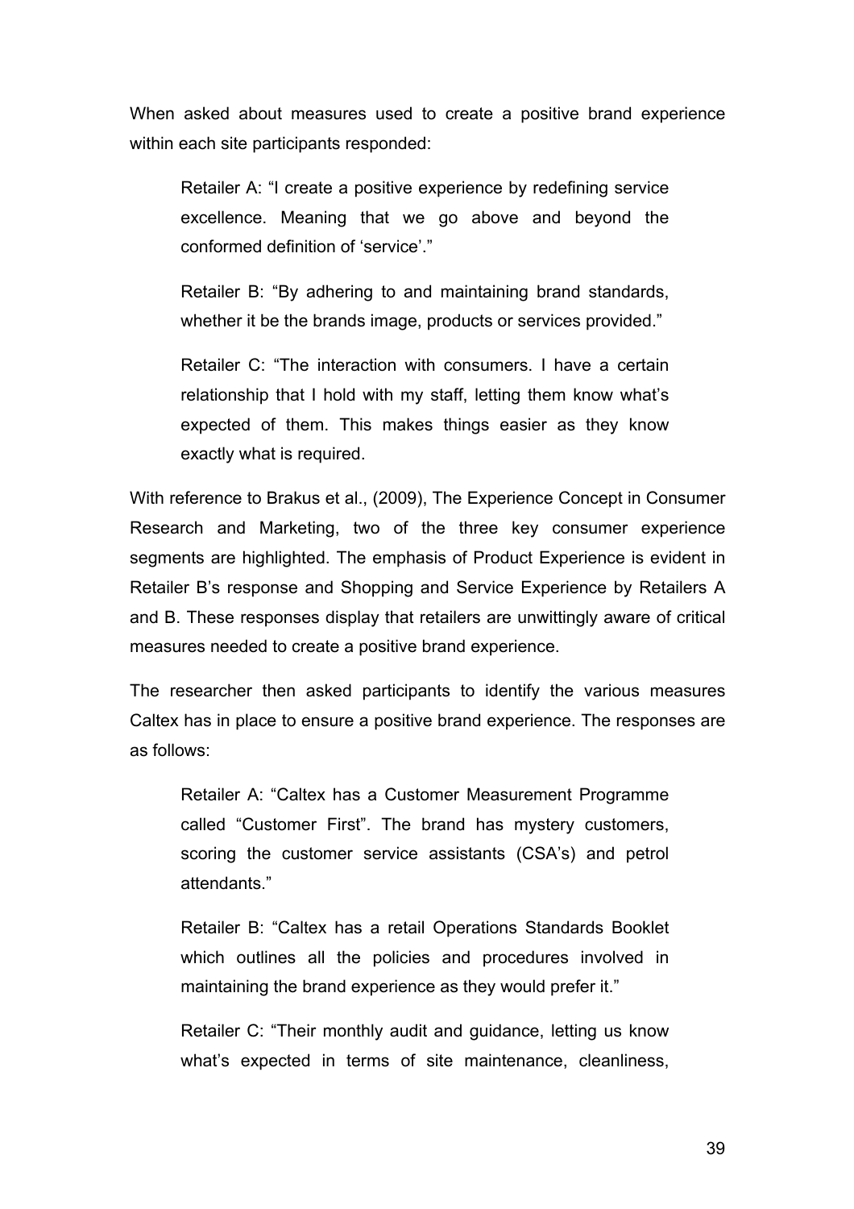When asked about measures used to create a positive brand experience within each site participants responded:

> Retailer A: "I create a positive experience by redefining service excellence. Meaning that we go above and beyond the conformed definition of 'service'."
>
> Retailer B: "By adhering to and maintaining brand standards, whether it be the brands image, products or services provided."
>
> Retailer C: "The interaction with consumers. I have a certain relationship that I hold with my staff, letting them know what's expected of them. This makes things easier as they know exactly what is required.

With reference to Brakus et al., (2009), The Experience Concept in Consumer Research and Marketing, two of the three key consumer experience segments are highlighted. The emphasis of Product Experience is evident in Retailer B's response and Shopping and Service Experience by Retailers A and B. These responses display that retailers are unwittingly aware of critical measures needed to create a positive brand experience.

The researcher then asked participants to identify the various measures Caltex has in place to ensure a positive brand experience. The responses are as follows:

> Retailer A: "Caltex has a Customer Measurement Programme called "Customer First". The brand has mystery customers, scoring the customer service assistants (CSA's) and petrol attendants."
>
> Retailer B: "Caltex has a retail Operations Standards Booklet which outlines all the policies and procedures involved in maintaining the brand experience as they would prefer it."
>
> Retailer C: "Their monthly audit and guidance, letting us know what's expected in terms of site maintenance, cleanliness,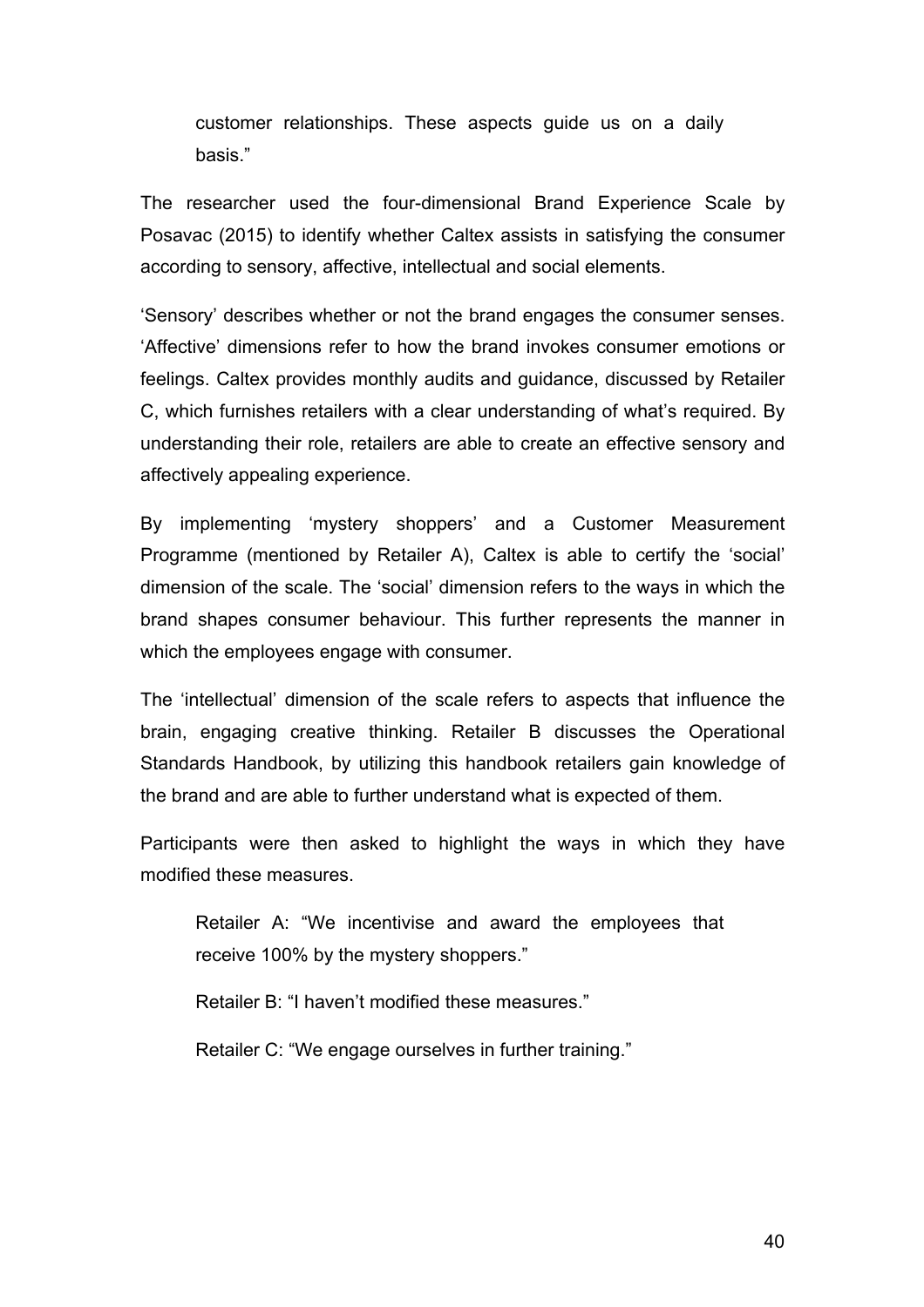> customer relationships. These aspects guide us on a daily basis."

The researcher used the four-dimensional Brand Experience Scale by Posavac (2015) to identify whether Caltex assists in satisfying the consumer according to sensory, affective, intellectual and social elements.

'Sensory' describes whether or not the brand engages the consumer senses. 'Affective' dimensions refer to how the brand invokes consumer emotions or feelings. Caltex provides monthly audits and guidance, discussed by Retailer C, which furnishes retailers with a clear understanding of what's required. By understanding their role, retailers are able to create an effective sensory and affectively appealing experience.

By implementing 'mystery shoppers' and a Customer Measurement Programme (mentioned by Retailer A), Caltex is able to certify the 'social' dimension of the scale. The 'social' dimension refers to the ways in which the brand shapes consumer behaviour. This further represents the manner in which the employees engage with consumer.

The 'intellectual' dimension of the scale refers to aspects that influence the brain, engaging creative thinking. Retailer B discusses the Operational Standards Handbook, by utilizing this handbook retailers gain knowledge of the brand and are able to further understand what is expected of them.

Participants were then asked to highlight the ways in which they have modified these measures.

> Retailer A: "We incentivise and award the employees that receive 100% by the mystery shoppers."
>
> Retailer B: "I haven't modified these measures."
>
> Retailer C: "We engage ourselves in further training."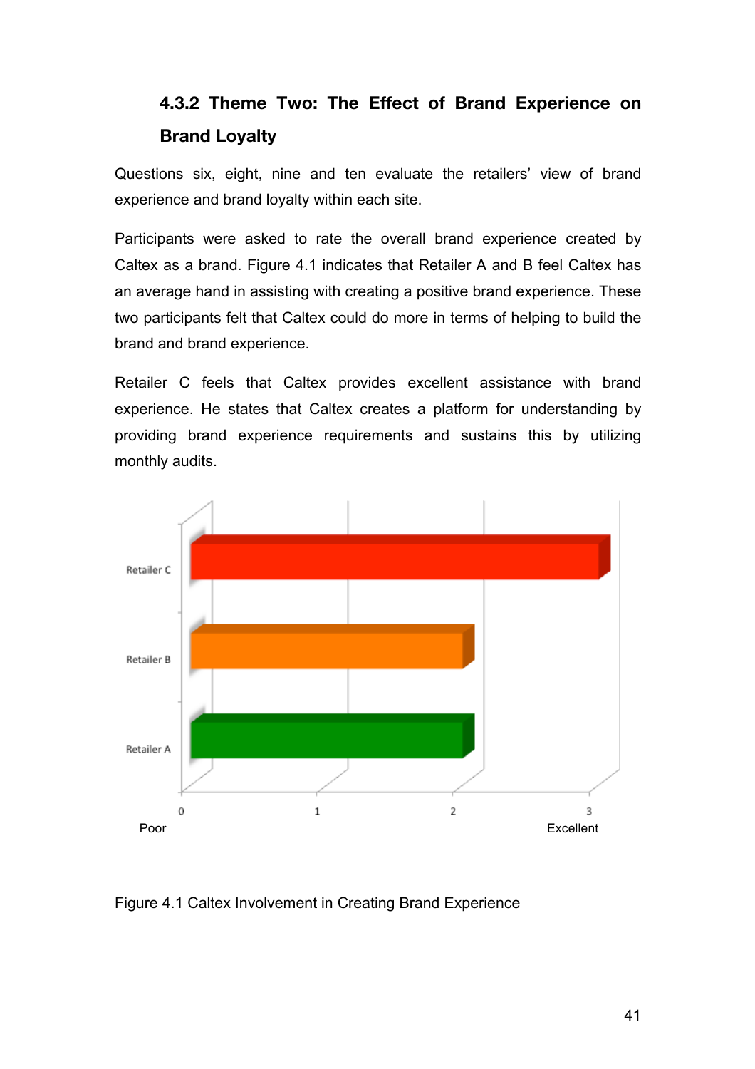### 4.3.2 Theme Two: The Effect of Brand Experience on Brand Loyalty

Questions six, eight, nine and ten evaluate the retailers' view of brand experience and brand loyalty within each site.

Participants were asked to rate the overall brand experience created by Caltex as a brand. Figure 4.1 indicates that Retailer A and B feel Caltex has an average hand in assisting with creating a positive brand experience. These two participants felt that Caltex could do more in terms of helping to build the brand and brand experience.

Retailer C feels that Caltex provides excellent assistance with brand experience. He states that Caltex creates a platform for understanding by providing brand experience requirements and sustains this by utilizing monthly audits.

Figure 4.1 Caltex Involvement in Creating Brand Experience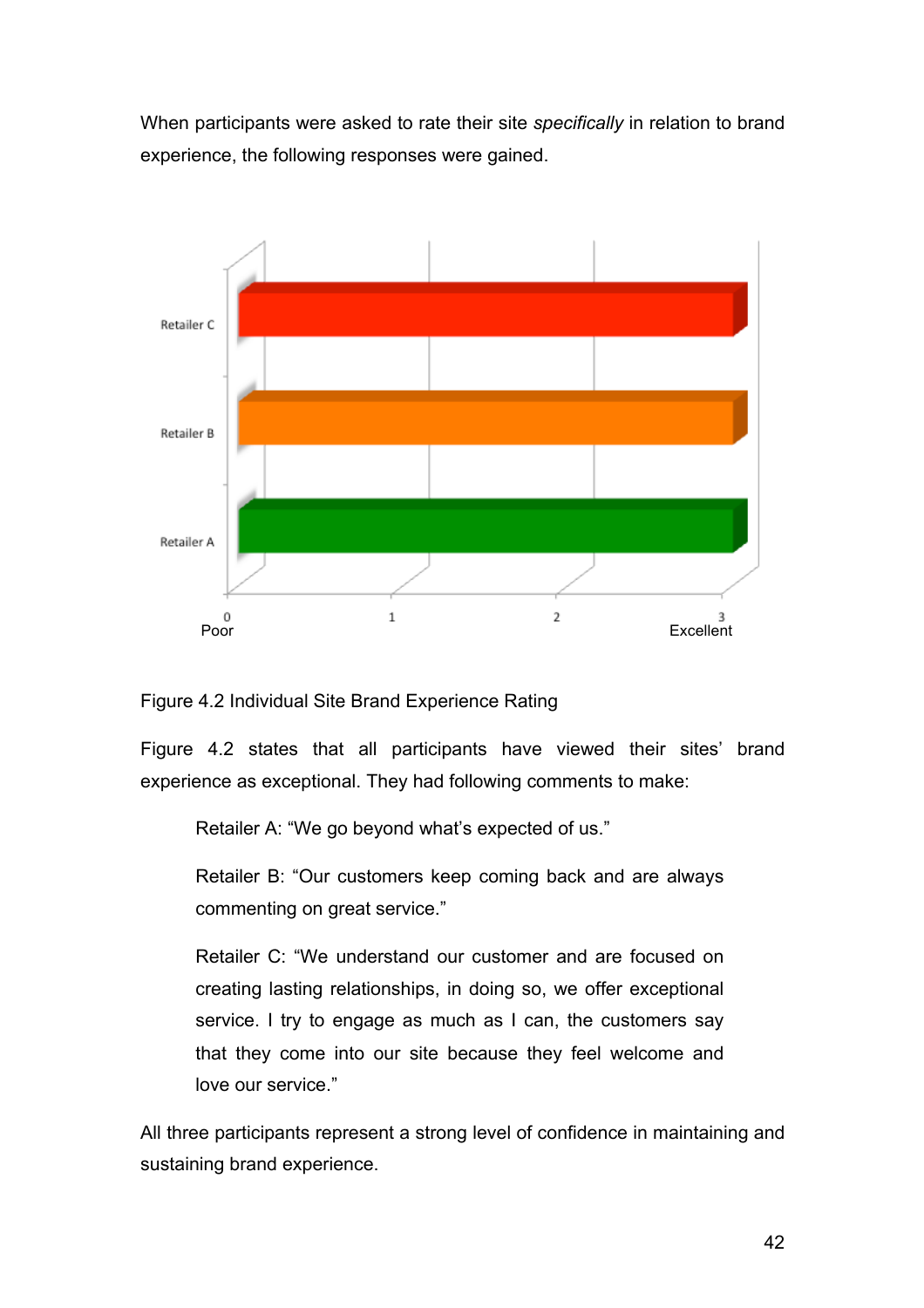When participants were asked to rate their site *specifically* in relation to brand experience, the following responses were gained.

Figure 4.2 Individual Site Brand Experience Rating

Figure 4.2 states that all participants have viewed their sites' brand experience as exceptional. They had following comments to make:

> Retailer A: "We go beyond what's expected of us."
>
> Retailer B: "Our customers keep coming back and are always commenting on great service."
>
> Retailer C: "We understand our customer and are focused on creating lasting relationships, in doing so, we offer exceptional service. I try to engage as much as I can, the customers say that they come into our site because they feel welcome and love our service."

All three participants represent a strong level of confidence in maintaining and sustaining brand experience.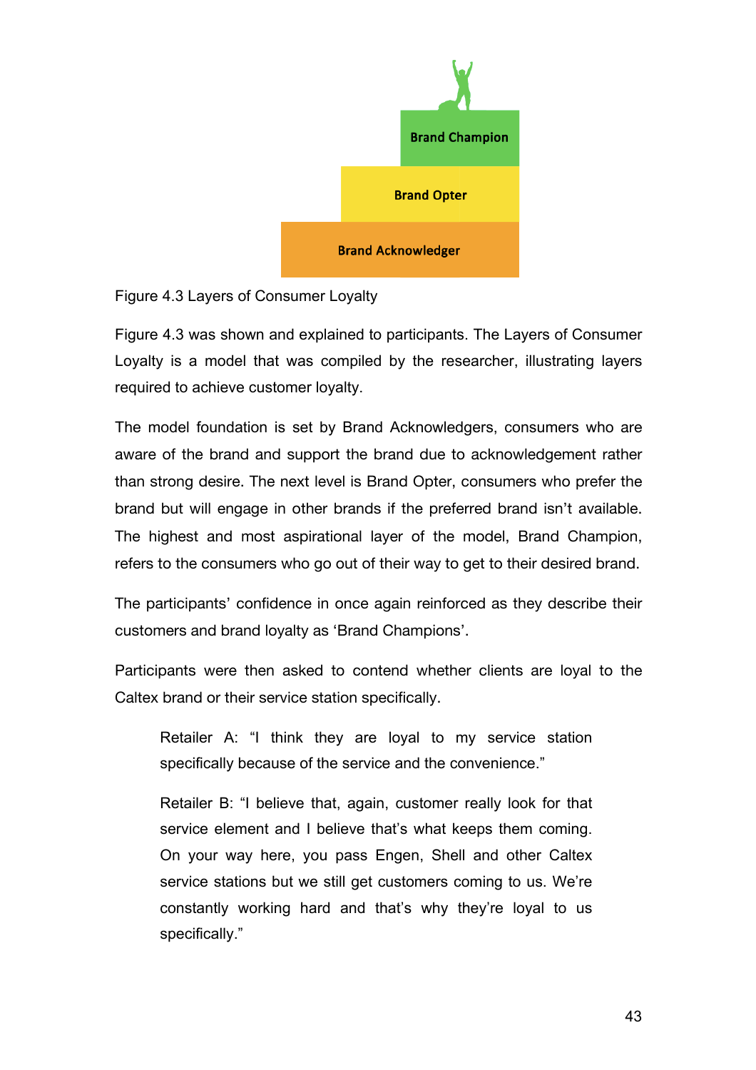Brand Champion

Brand Opter

Brand Acknowledger

Figure 4.3 Layers of Consumer Loyalty

Figure 4.3 was shown and explained to participants. The Layers of Consumer Loyalty is a model that was compiled by the researcher, illustrating layers required to achieve customer loyalty.

The model foundation is set by Brand Acknowledgers, consumers who are aware of the brand and support the brand due to acknowledgement rather than strong desire. The next level is Brand Opter, consumers who prefer the brand but will engage in other brands if the preferred brand isn't available. The highest and most aspirational layer of the model, Brand Champion, refers to the consumers who go out of their way to get to their desired brand.

The participants' confidence in once again reinforced as they describe their customers and brand loyalty as 'Brand Champions'.

Participants were then asked to contend whether clients are loyal to the Caltex brand or their service station specifically.

> Retailer A: "I think they are loyal to my service station specifically because of the service and the convenience."
>
> Retailer B: "I believe that, again, customer really look for that service element and I believe that's what keeps them coming. On your way here, you pass Engen, Shell and other Caltex service stations but we still get customers coming to us. We're constantly working hard and that's why they're loyal to us specifically."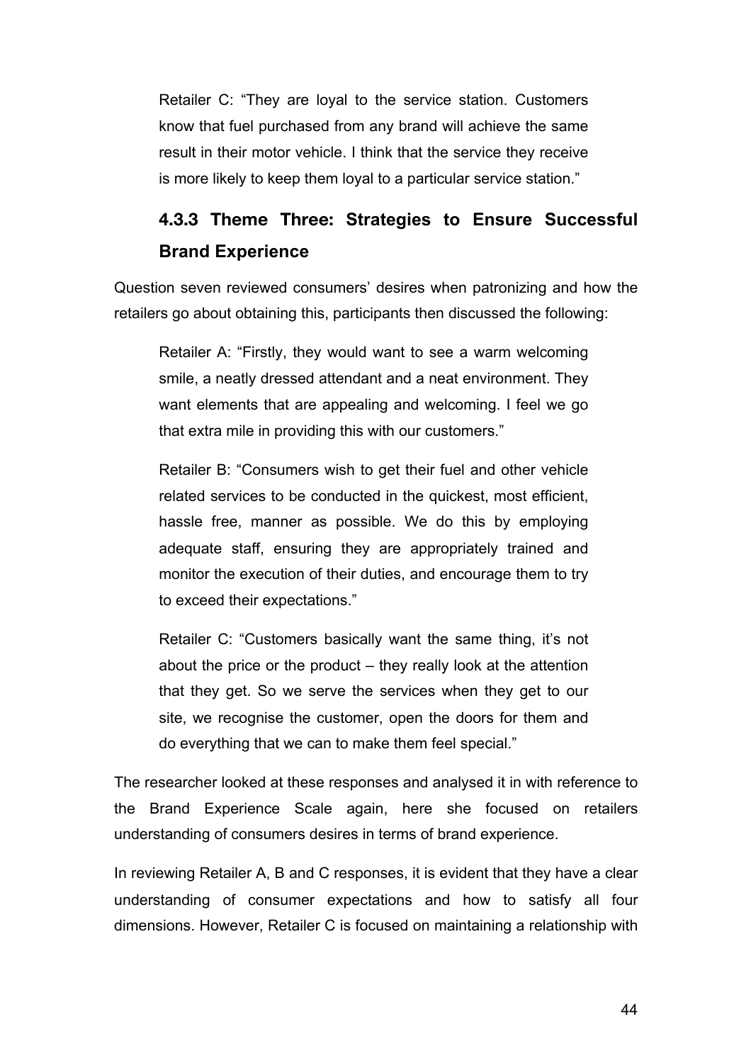> Retailer C: "They are loyal to the service station. Customers know that fuel purchased from any brand will achieve the same result in their motor vehicle. I think that the service they receive is more likely to keep them loyal to a particular service station."

### 4.3.3 Theme Three: Strategies to Ensure Successful Brand Experience

Question seven reviewed consumers' desires when patronizing and how the retailers go about obtaining this, participants then discussed the following:

> Retailer A: "Firstly, they would want to see a warm welcoming smile, a neatly dressed attendant and a neat environment. They want elements that are appealing and welcoming. I feel we go that extra mile in providing this with our customers."

> Retailer B: "Consumers wish to get their fuel and other vehicle related services to be conducted in the quickest, most efficient, hassle free, manner as possible. We do this by employing adequate staff, ensuring they are appropriately trained and monitor the execution of their duties, and encourage them to try to exceed their expectations."

> Retailer C: "Customers basically want the same thing, it's not about the price or the product – they really look at the attention that they get. So we serve the services when they get to our site, we recognise the customer, open the doors for them and do everything that we can to make them feel special."

The researcher looked at these responses and analysed it in with reference to the Brand Experience Scale again, here she focused on retailers understanding of consumers desires in terms of brand experience.

In reviewing Retailer A, B and C responses, it is evident that they have a clear understanding of consumer expectations and how to satisfy all four dimensions. However, Retailer C is focused on maintaining a relationship with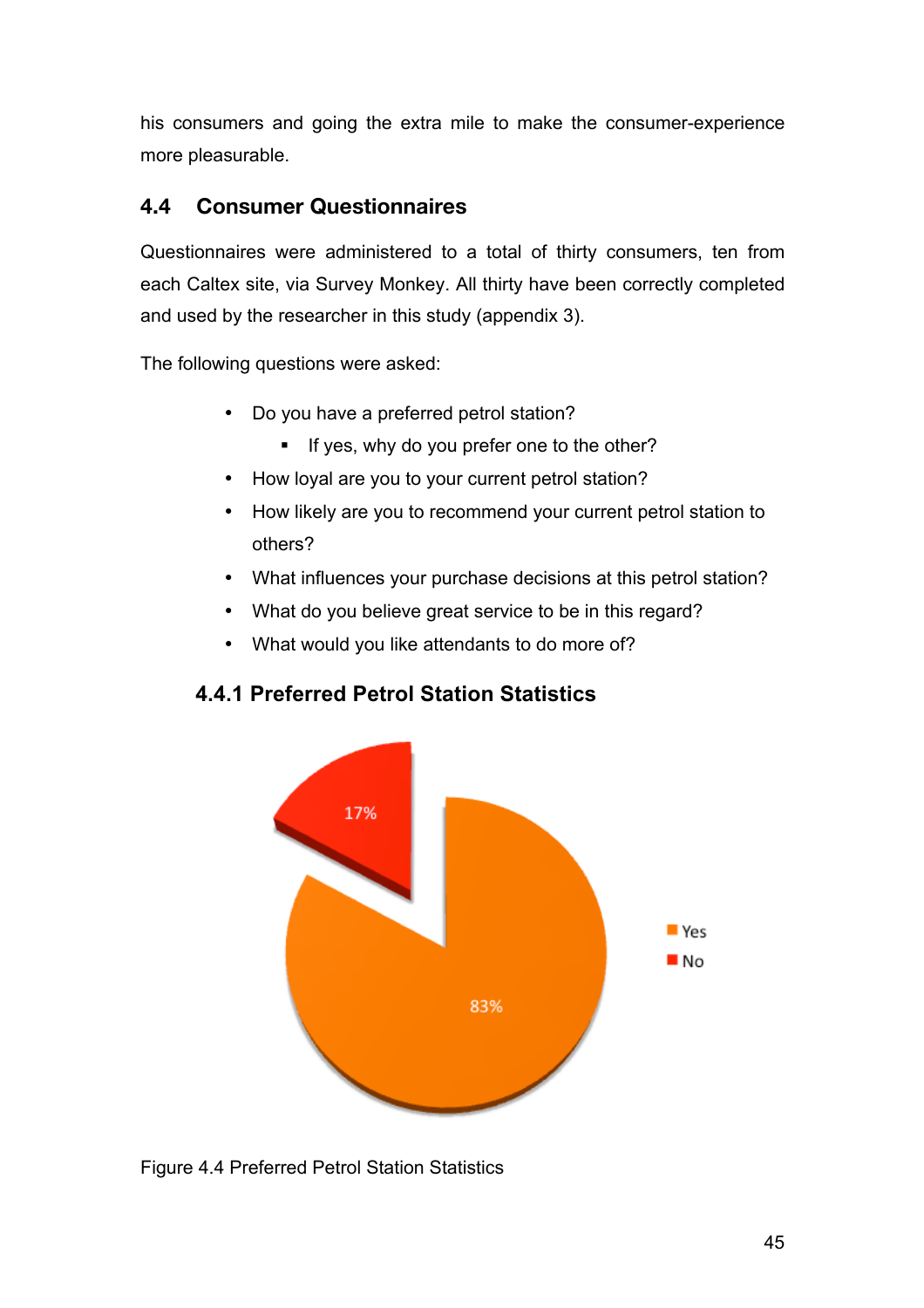his consumers and going the extra mile to make the consumer-experience more pleasurable.

## 4.4 Consumer Questionnaires

Questionnaires were administered to a total of thirty consumers, ten from each Caltex site, via Survey Monkey. All thirty have been correctly completed and used by the researcher in this study (appendix 3).

The following questions were asked:

- Do you have a preferred petrol station?
  - If yes, why do you prefer one to the other?
- How loyal are you to your current petrol station?
- How likely are you to recommend your current petrol station to others?
- What influences your purchase decisions at this petrol station?
- What do you believe great service to be in this regard?
- What would you like attendants to do more of?

### 4.4.1 Preferred Petrol Station Statistics

17%

83%

Yes
No

Figure 4.4 Preferred Petrol Station Statistics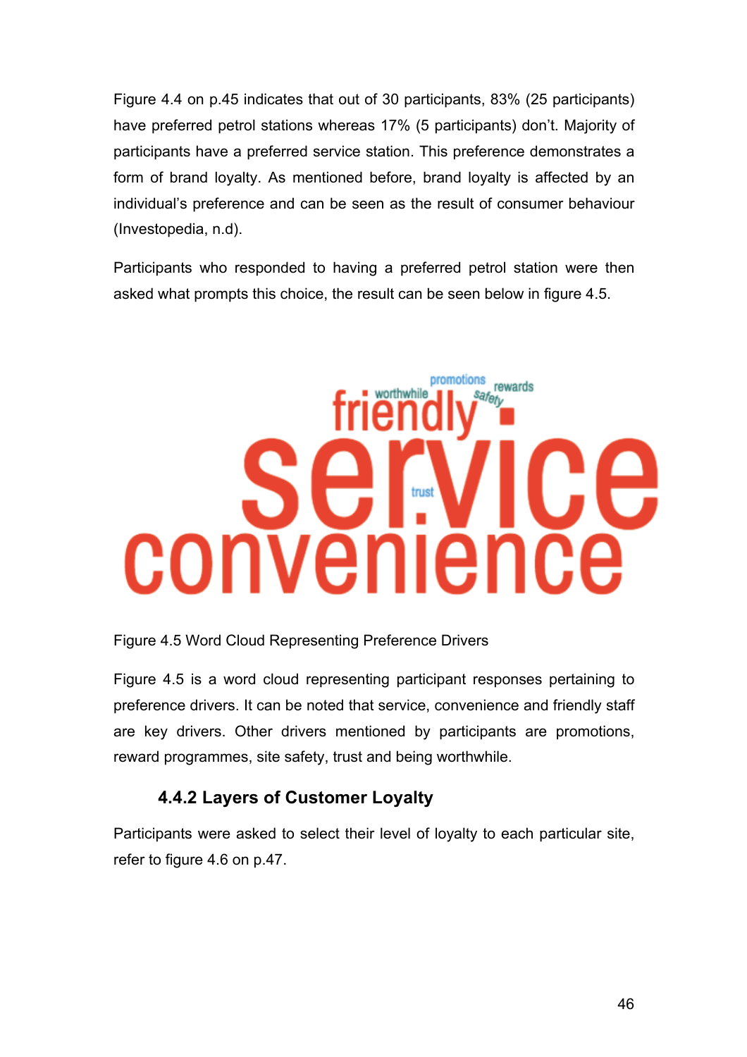Figure 4.4 on p.45 indicates that out of 30 participants, 83% (25 participants) have preferred petrol stations whereas 17% (5 participants) don't. Majority of participants have a preferred service station. This preference demonstrates a form of brand loyalty. As mentioned before, brand loyalty is affected by an individual's preference and can be seen as the result of consumer behaviour (Investopedia, n.d).

Participants who responded to having a preferred petrol station were then asked what prompts this choice, the result can be seen below in figure 4.5.

Figure 4.5 Word Cloud Representing Preference Drivers

Figure 4.5 is a word cloud representing participant responses pertaining to preference drivers. It can be noted that service, convenience and friendly staff are key drivers. Other drivers mentioned by participants are promotions, reward programmes, site safety, trust and being worthwhile.

### 4.4.2 Layers of Customer Loyalty

Participants were asked to select their level of loyalty to each particular site, refer to figure 4.6 on p.47.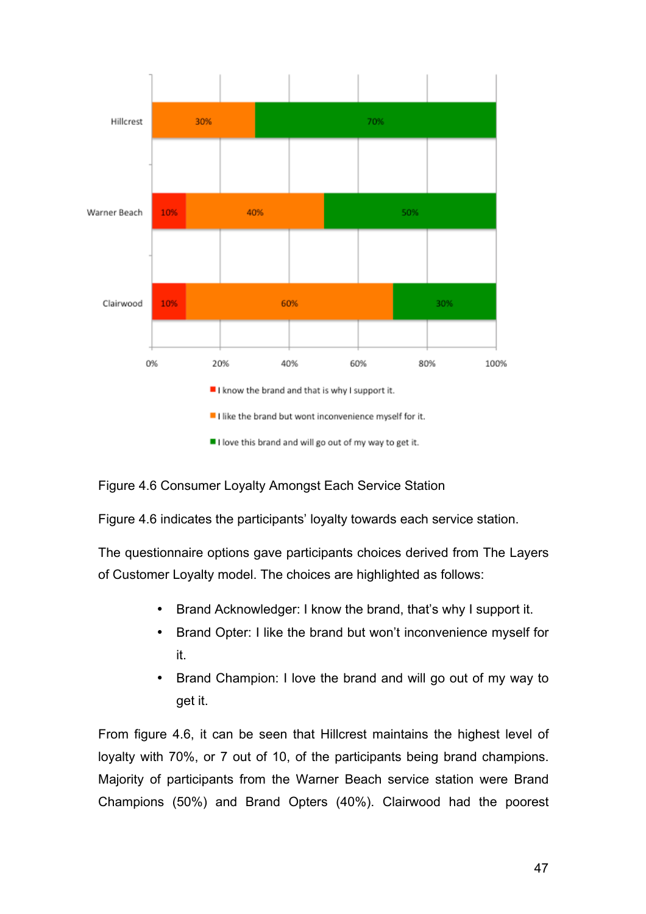Figure 4.6 Consumer Loyalty Amongst Each Service Station

Figure 4.6 indicates the participants' loyalty towards each service station.

The questionnaire options gave participants choices derived from The Layers of Customer Loyalty model. The choices are highlighted as follows:

- Brand Acknowledger: I know the brand, that's why I support it.
- Brand Opter: I like the brand but won't inconvenience myself for it.
- Brand Champion: I love the brand and will go out of my way to get it.

From figure 4.6, it can be seen that Hillcrest maintains the highest level of loyalty with 70%, or 7 out of 10, of the participants being brand champions. Majority of participants from the Warner Beach service station were Brand Champions (50%) and Brand Opters (40%). Clairwood had the poorest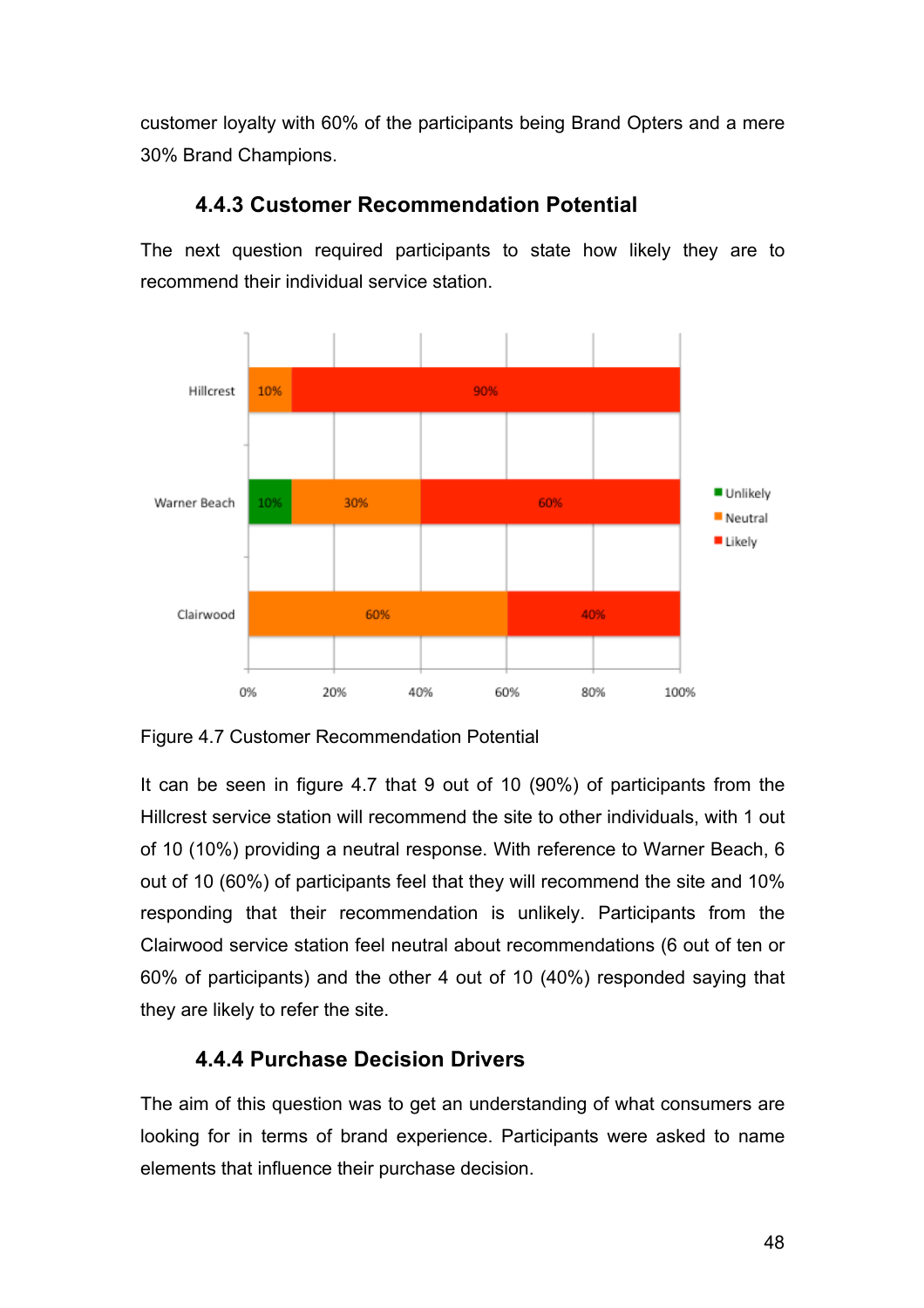customer loyalty with 60% of the participants being Brand Opters and a mere 30% Brand Champions.

### 4.4.3 Customer Recommendation Potential

The next question required participants to state how likely they are to recommend their individual service station.

Figure 4.7 Customer Recommendation Potential

It can be seen in figure 4.7 that 9 out of 10 (90%) of participants from the Hillcrest service station will recommend the site to other individuals, with 1 out of 10 (10%) providing a neutral response. With reference to Warner Beach, 6 out of 10 (60%) of participants feel that they will recommend the site and 10% responding that their recommendation is unlikely. Participants from the Clairwood service station feel neutral about recommendations (6 out of ten or 60% of participants) and the other 4 out of 10 (40%) responded saying that they are likely to refer the site.

### 4.4.4 Purchase Decision Drivers

The aim of this question was to get an understanding of what consumers are looking for in terms of brand experience. Participants were asked to name elements that influence their purchase decision.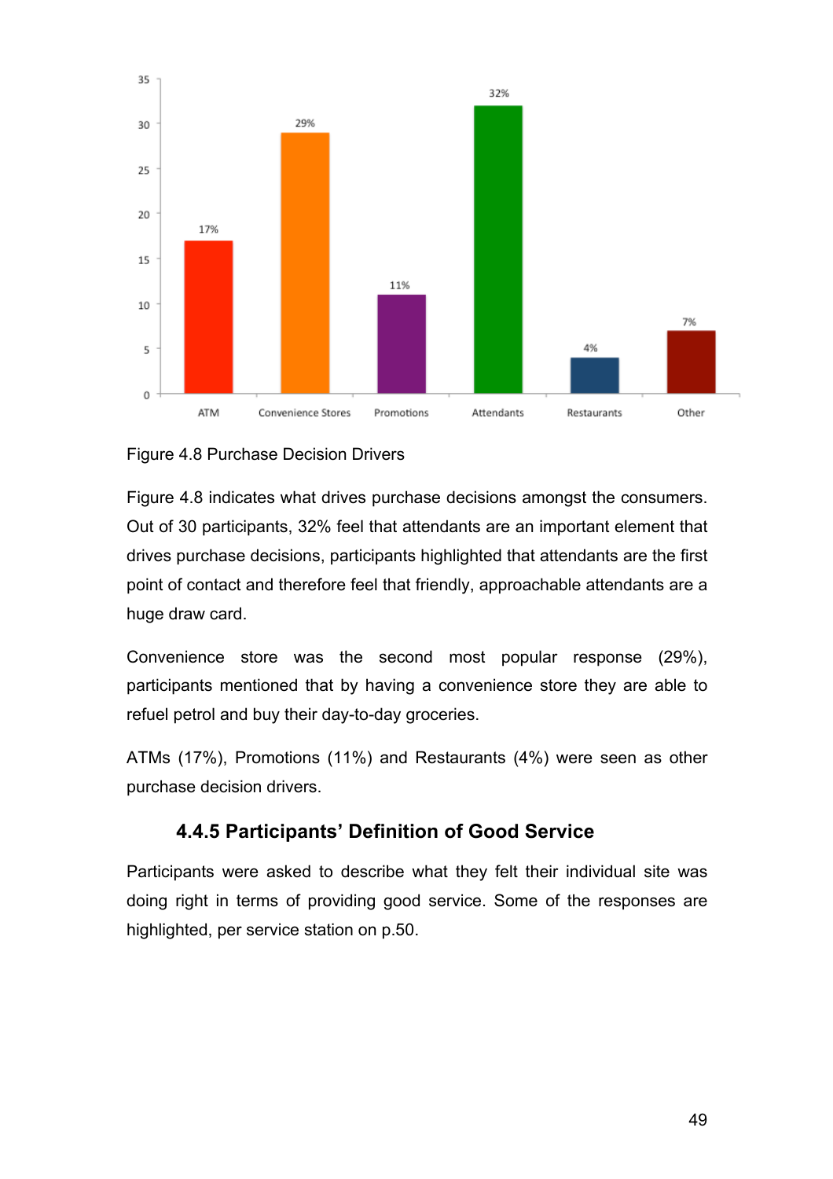Figure 4.8 Purchase Decision Drivers

Figure 4.8 indicates what drives purchase decisions amongst the consumers. Out of 30 participants, 32% feel that attendants are an important element that drives purchase decisions, participants highlighted that attendants are the first point of contact and therefore feel that friendly, approachable attendants are a huge draw card.

Convenience store was the second most popular response (29%), participants mentioned that by having a convenience store they are able to refuel petrol and buy their day-to-day groceries.

ATMs (17%), Promotions (11%) and Restaurants (4%) were seen as other purchase decision drivers.

### 4.4.5 Participants' Definition of Good Service

Participants were asked to describe what they felt their individual site was doing right in terms of providing good service. Some of the responses are highlighted, per service station on p.50.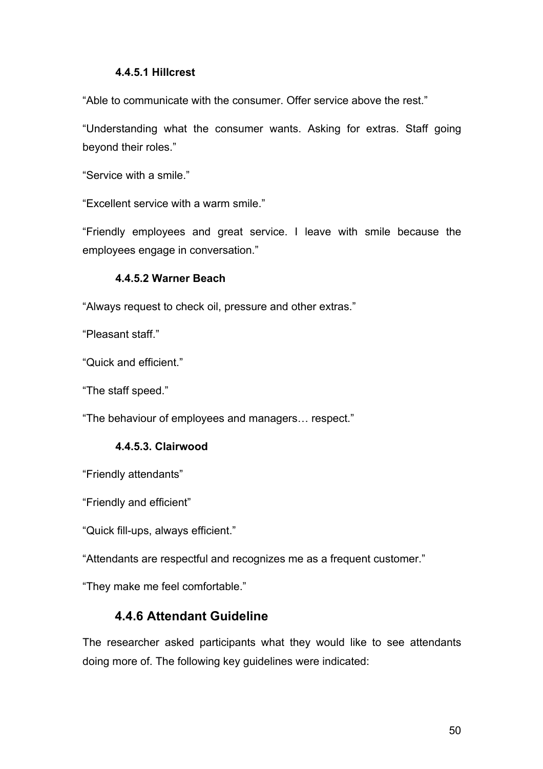#### 4.4.5.1 Hillcrest

"Able to communicate with the consumer. Offer service above the rest."

"Understanding what the consumer wants. Asking for extras. Staff going beyond their roles."

"Service with a smile."

"Excellent service with a warm smile."

"Friendly employees and great service. I leave with smile because the employees engage in conversation."

#### 4.4.5.2 Warner Beach

"Always request to check oil, pressure and other extras."

"Pleasant staff."

"Quick and efficient."

"The staff speed."

"The behaviour of employees and managers… respect."

#### 4.4.5.3. Clairwood

"Friendly attendants"

"Friendly and efficient"

"Quick fill-ups, always efficient."

"Attendants are respectful and recognizes me as a frequent customer."

"They make me feel comfortable."

### 4.4.6 Attendant Guideline

The researcher asked participants what they would like to see attendants doing more of. The following key guidelines were indicated: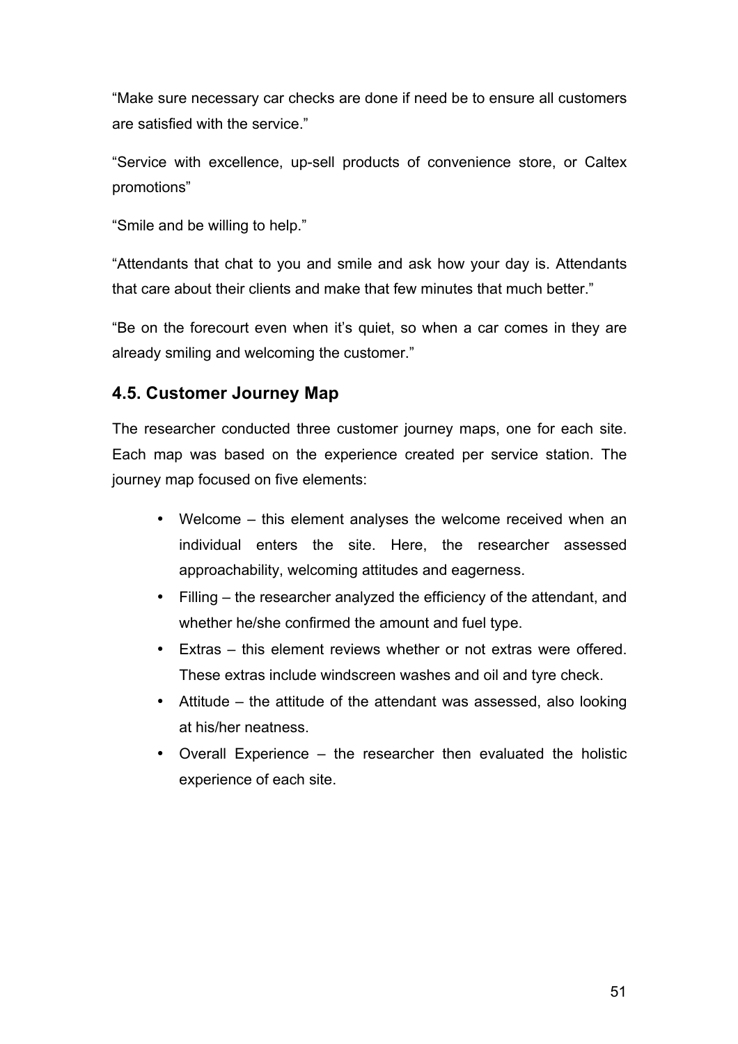"Make sure necessary car checks are done if need be to ensure all customers are satisfied with the service."

"Service with excellence, up-sell products of convenience store, or Caltex promotions"

"Smile and be willing to help."

"Attendants that chat to you and smile and ask how your day is. Attendants that care about their clients and make that few minutes that much better."

"Be on the forecourt even when it's quiet, so when a car comes in they are already smiling and welcoming the customer."

## 4.5. Customer Journey Map

The researcher conducted three customer journey maps, one for each site. Each map was based on the experience created per service station. The journey map focused on five elements:

- Welcome – this element analyses the welcome received when an individual enters the site. Here, the researcher assessed approachability, welcoming attitudes and eagerness.
- Filling – the researcher analyzed the efficiency of the attendant, and whether he/she confirmed the amount and fuel type.
- Extras – this element reviews whether or not extras were offered. These extras include windscreen washes and oil and tyre check.
- Attitude – the attitude of the attendant was assessed, also looking at his/her neatness.
- Overall Experience – the researcher then evaluated the holistic experience of each site.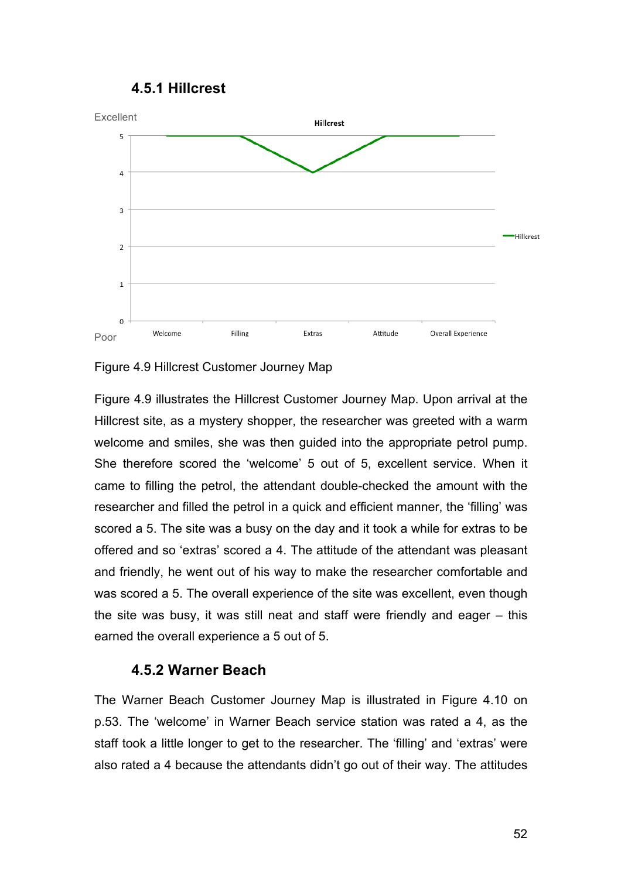### 4.5.1 Hillcrest

Figure 4.9 Hillcrest Customer Journey Map

Figure 4.9 illustrates the Hillcrest Customer Journey Map. Upon arrival at the Hillcrest site, as a mystery shopper, the researcher was greeted with a warm welcome and smiles, she was then guided into the appropriate petrol pump. She therefore scored the 'welcome' 5 out of 5, excellent service. When it came to filling the petrol, the attendant double-checked the amount with the researcher and filled the petrol in a quick and efficient manner, the 'filling' was scored a 5. The site was a busy on the day and it took a while for extras to be offered and so 'extras' scored a 4. The attitude of the attendant was pleasant and friendly, he went out of his way to make the researcher comfortable and was scored a 5. The overall experience of the site was excellent, even though the site was busy, it was still neat and staff were friendly and eager – this earned the overall experience a 5 out of 5.

### 4.5.2 Warner Beach

The Warner Beach Customer Journey Map is illustrated in Figure 4.10 on p.53. The 'welcome' in Warner Beach service station was rated a 4, as the staff took a little longer to get to the researcher. The 'filling' and 'extras' were also rated a 4 because the attendants didn't go out of their way. The attitudes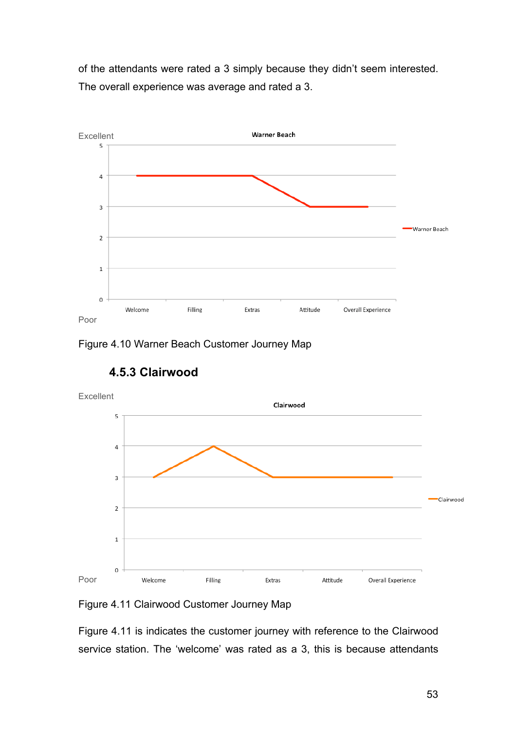of the attendants were rated a 3 simply because they didn't seem interested. The overall experience was average and rated a 3.

Figure 4.10 Warner Beach Customer Journey Map

### 4.5.3 Clairwood

Figure 4.11 Clairwood Customer Journey Map

Figure 4.11 is indicates the customer journey with reference to the Clairwood service station. The 'welcome' was rated as a 3, this is because attendants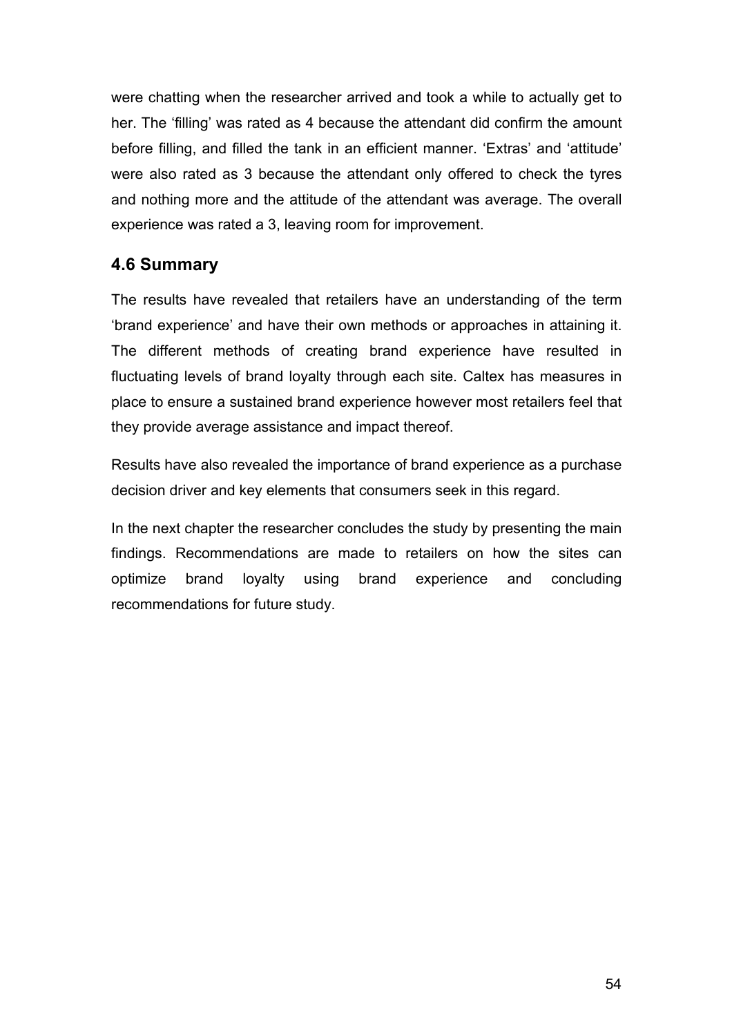were chatting when the researcher arrived and took a while to actually get to her. The 'filling' was rated as 4 because the attendant did confirm the amount before filling, and filled the tank in an efficient manner. 'Extras' and 'attitude' were also rated as 3 because the attendant only offered to check the tyres and nothing more and the attitude of the attendant was average. The overall experience was rated a 3, leaving room for improvement.

## 4.6 Summary

The results have revealed that retailers have an understanding of the term 'brand experience' and have their own methods or approaches in attaining it. The different methods of creating brand experience have resulted in fluctuating levels of brand loyalty through each site. Caltex has measures in place to ensure a sustained brand experience however most retailers feel that they provide average assistance and impact thereof.

Results have also revealed the importance of brand experience as a purchase decision driver and key elements that consumers seek in this regard.

In the next chapter the researcher concludes the study by presenting the main findings. Recommendations are made to retailers on how the sites can optimize brand loyalty using brand experience and concluding recommendations for future study.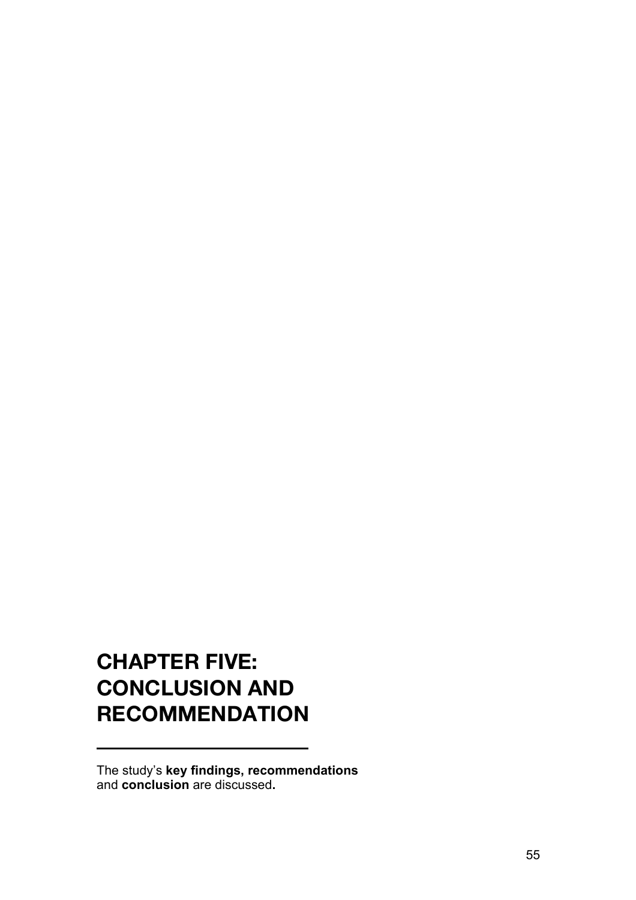# CHAPTER FIVE: CONCLUSION AND RECOMMENDATION

The study's **key findings, recommendations** and **conclusion** are discussed**.**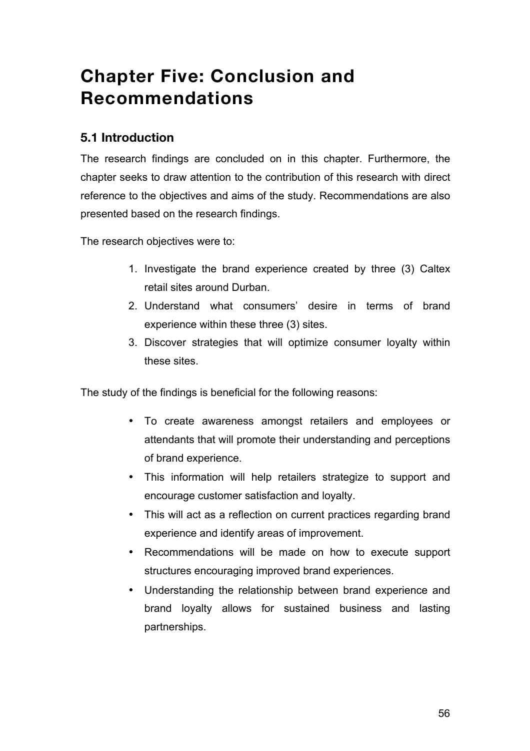# Chapter Five: Conclusion and Recommendations

## 5.1 Introduction

The research findings are concluded on in this chapter. Furthermore, the chapter seeks to draw attention to the contribution of this research with direct reference to the objectives and aims of the study. Recommendations are also presented based on the research findings.

The research objectives were to:

1. Investigate the brand experience created by three (3) Caltex retail sites around Durban.
2. Understand what consumers' desire in terms of brand experience within these three (3) sites.
3. Discover strategies that will optimize consumer loyalty within these sites.

The study of the findings is beneficial for the following reasons:

- To create awareness amongst retailers and employees or attendants that will promote their understanding and perceptions of brand experience.
- This information will help retailers strategize to support and encourage customer satisfaction and loyalty.
- This will act as a reflection on current practices regarding brand experience and identify areas of improvement.
- Recommendations will be made on how to execute support structures encouraging improved brand experiences.
- Understanding the relationship between brand experience and brand loyalty allows for sustained business and lasting partnerships.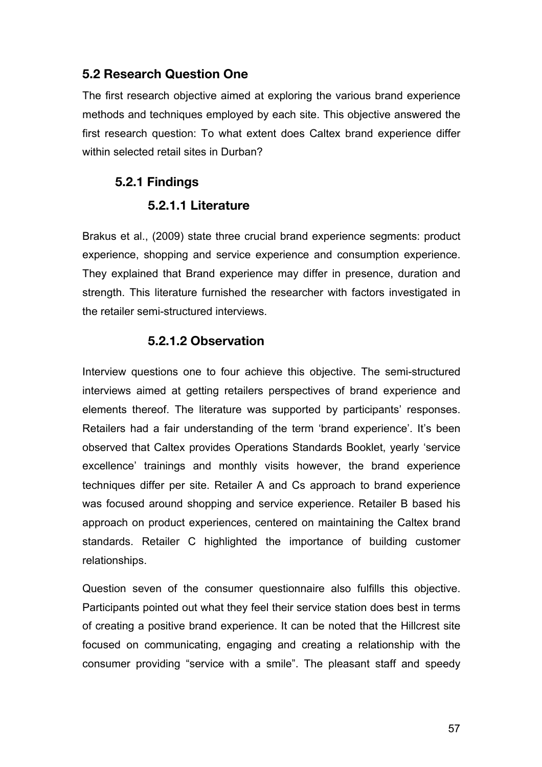## 5.2 Research Question One

The first research objective aimed at exploring the various brand experience methods and techniques employed by each site. This objective answered the first research question: To what extent does Caltex brand experience differ within selected retail sites in Durban?

### 5.2.1 Findings

#### 5.2.1.1 Literature

Brakus et al., (2009) state three crucial brand experience segments: product experience, shopping and service experience and consumption experience. They explained that Brand experience may differ in presence, duration and strength. This literature furnished the researcher with factors investigated in the retailer semi-structured interviews.

#### 5.2.1.2 Observation

Interview questions one to four achieve this objective. The semi-structured interviews aimed at getting retailers perspectives of brand experience and elements thereof. The literature was supported by participants' responses. Retailers had a fair understanding of the term 'brand experience'. It's been observed that Caltex provides Operations Standards Booklet, yearly 'service excellence' trainings and monthly visits however, the brand experience techniques differ per site. Retailer A and Cs approach to brand experience was focused around shopping and service experience. Retailer B based his approach on product experiences, centered on maintaining the Caltex brand standards. Retailer C highlighted the importance of building customer relationships.

Question seven of the consumer questionnaire also fulfills this objective. Participants pointed out what they feel their service station does best in terms of creating a positive brand experience. It can be noted that the Hillcrest site focused on communicating, engaging and creating a relationship with the consumer providing "service with a smile". The pleasant staff and speedy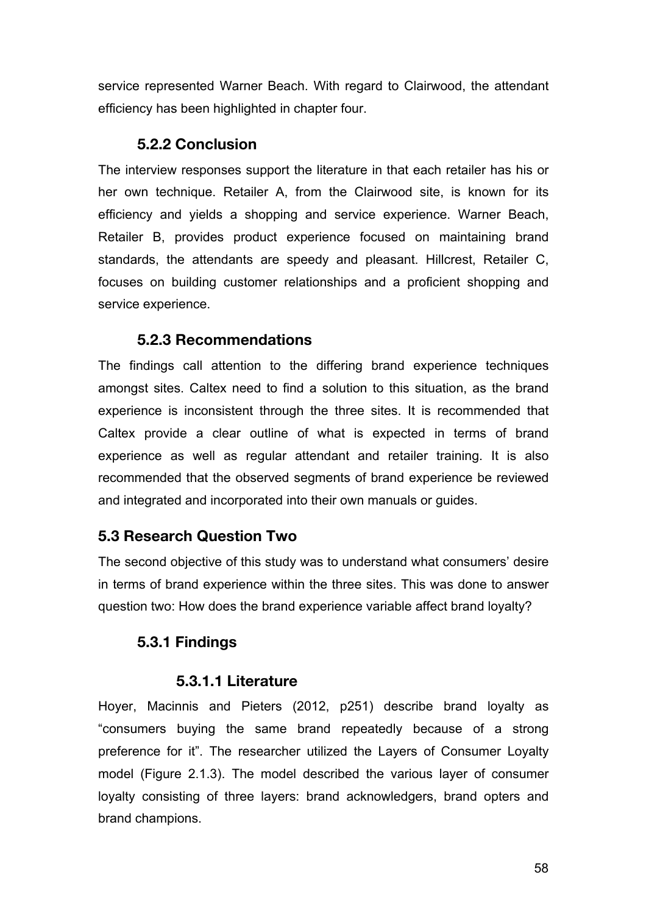service represented Warner Beach. With regard to Clairwood, the attendant efficiency has been highlighted in chapter four.

### 5.2.2 Conclusion

The interview responses support the literature in that each retailer has his or her own technique. Retailer A, from the Clairwood site, is known for its efficiency and yields a shopping and service experience. Warner Beach, Retailer B, provides product experience focused on maintaining brand standards, the attendants are speedy and pleasant. Hillcrest, Retailer C, focuses on building customer relationships and a proficient shopping and service experience.

### 5.2.3 Recommendations

The findings call attention to the differing brand experience techniques amongst sites. Caltex need to find a solution to this situation, as the brand experience is inconsistent through the three sites. It is recommended that Caltex provide a clear outline of what is expected in terms of brand experience as well as regular attendant and retailer training. It is also recommended that the observed segments of brand experience be reviewed and integrated and incorporated into their own manuals or guides.

## 5.3 Research Question Two

The second objective of this study was to understand what consumers' desire in terms of brand experience within the three sites. This was done to answer question two: How does the brand experience variable affect brand loyalty?

### 5.3.1 Findings

#### 5.3.1.1 Literature

Hoyer, Macinnis and Pieters (2012, p251) describe brand loyalty as "consumers buying the same brand repeatedly because of a strong preference for it". The researcher utilized the Layers of Consumer Loyalty model (Figure 2.1.3). The model described the various layer of consumer loyalty consisting of three layers: brand acknowledgers, brand opters and brand champions.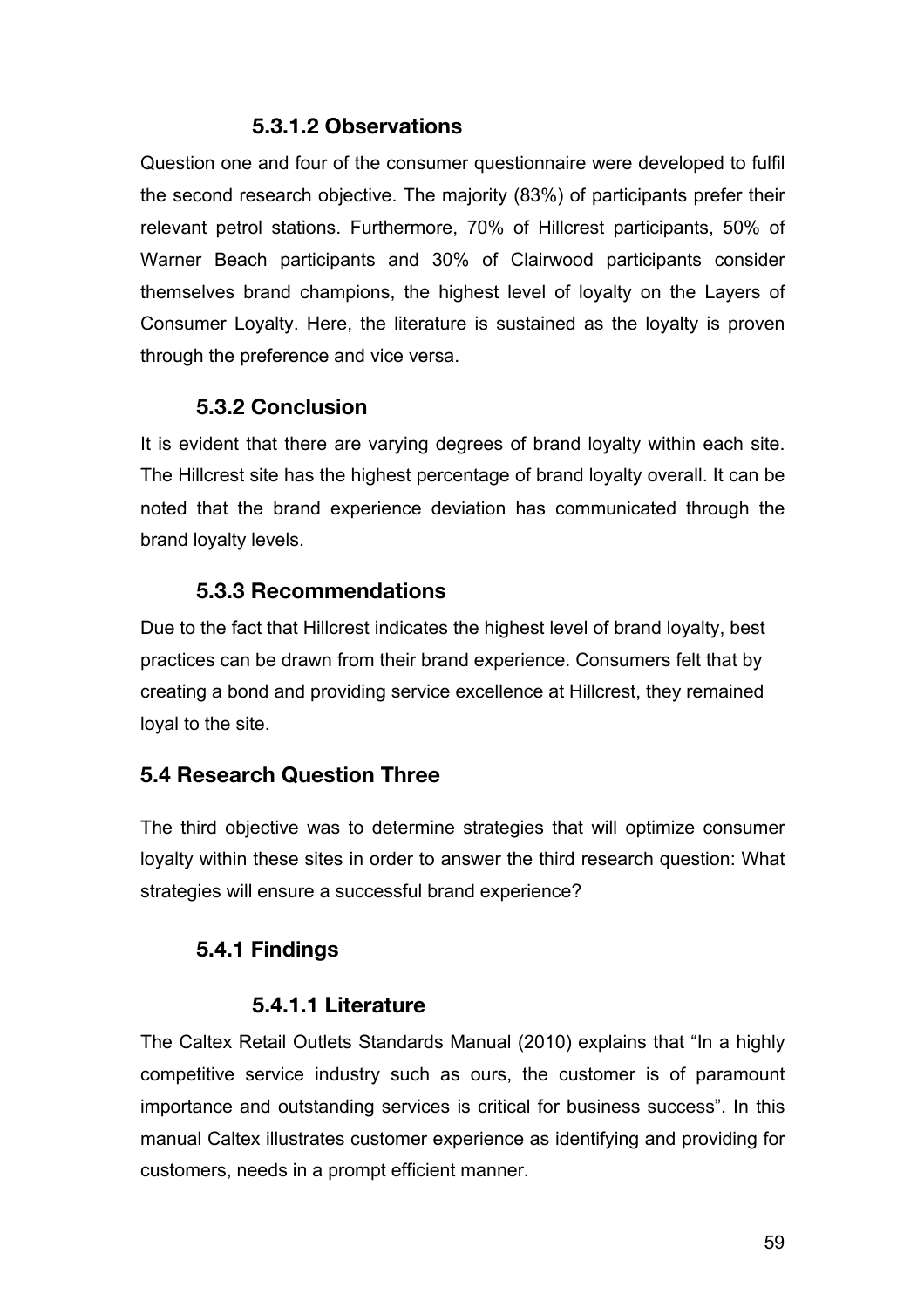#### 5.3.1.2 Observations

Question one and four of the consumer questionnaire were developed to fulfil the second research objective. The majority (83%) of participants prefer their relevant petrol stations. Furthermore, 70% of Hillcrest participants, 50% of Warner Beach participants and 30% of Clairwood participants consider themselves brand champions, the highest level of loyalty on the Layers of Consumer Loyalty. Here, the literature is sustained as the loyalty is proven through the preference and vice versa.

### 5.3.2 Conclusion

It is evident that there are varying degrees of brand loyalty within each site. The Hillcrest site has the highest percentage of brand loyalty overall. It can be noted that the brand experience deviation has communicated through the brand loyalty levels.

### 5.3.3 Recommendations

Due to the fact that Hillcrest indicates the highest level of brand loyalty, best practices can be drawn from their brand experience. Consumers felt that by creating a bond and providing service excellence at Hillcrest, they remained loyal to the site.

## 5.4 Research Question Three

The third objective was to determine strategies that will optimize consumer loyalty within these sites in order to answer the third research question: What strategies will ensure a successful brand experience?

### 5.4.1 Findings

#### 5.4.1.1 Literature

The Caltex Retail Outlets Standards Manual (2010) explains that "In a highly competitive service industry such as ours, the customer is of paramount importance and outstanding services is critical for business success". In this manual Caltex illustrates customer experience as identifying and providing for customers, needs in a prompt efficient manner.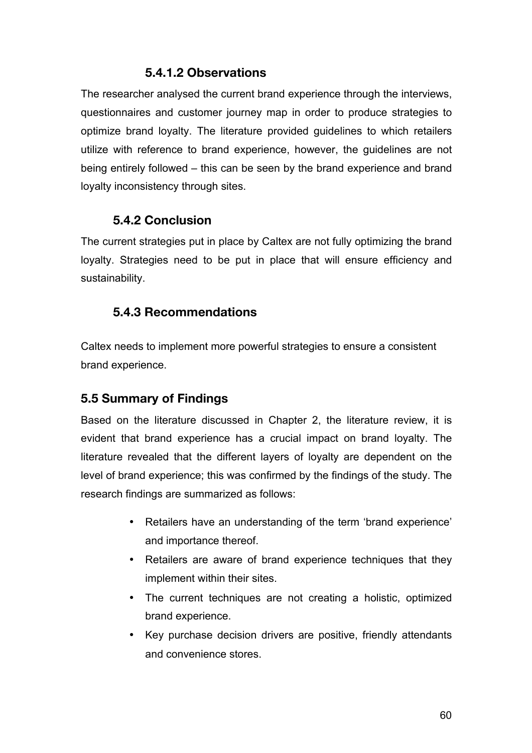#### 5.4.1.2 Observations

The researcher analysed the current brand experience through the interviews, questionnaires and customer journey map in order to produce strategies to optimize brand loyalty. The literature provided guidelines to which retailers utilize with reference to brand experience, however, the guidelines are not being entirely followed – this can be seen by the brand experience and brand loyalty inconsistency through sites.

### 5.4.2 Conclusion

The current strategies put in place by Caltex are not fully optimizing the brand loyalty. Strategies need to be put in place that will ensure efficiency and sustainability.

### 5.4.3 Recommendations

Caltex needs to implement more powerful strategies to ensure a consistent brand experience.

## 5.5 Summary of Findings

Based on the literature discussed in Chapter 2, the literature review, it is evident that brand experience has a crucial impact on brand loyalty. The literature revealed that the different layers of loyalty are dependent on the level of brand experience; this was confirmed by the findings of the study. The research findings are summarized as follows:

- Retailers have an understanding of the term 'brand experience' and importance thereof.
- Retailers are aware of brand experience techniques that they implement within their sites.
- The current techniques are not creating a holistic, optimized brand experience.
- Key purchase decision drivers are positive, friendly attendants and convenience stores.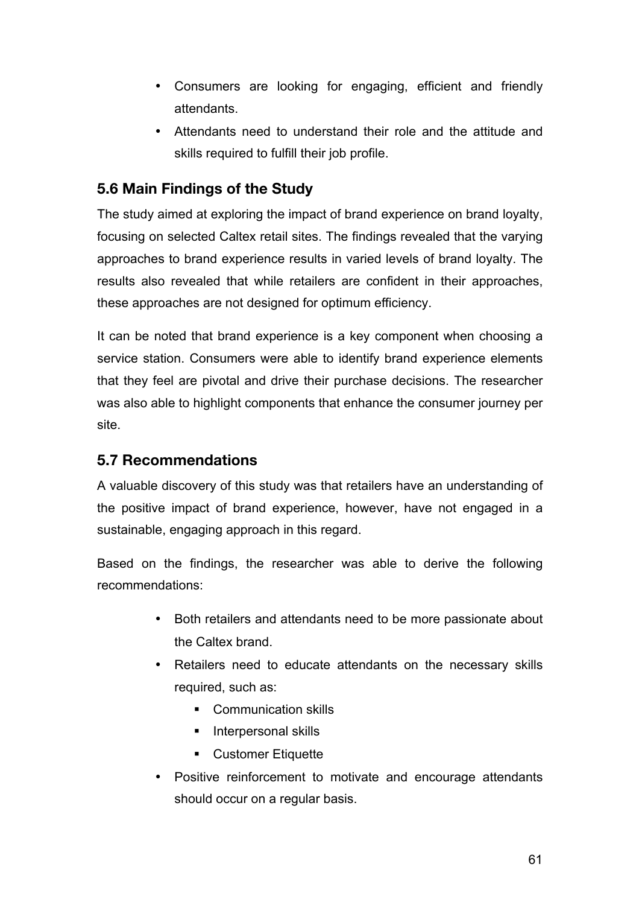- Consumers are looking for engaging, efficient and friendly attendants.
- Attendants need to understand their role and the attitude and skills required to fulfill their job profile.

## 5.6 Main Findings of the Study

The study aimed at exploring the impact of brand experience on brand loyalty, focusing on selected Caltex retail sites. The findings revealed that the varying approaches to brand experience results in varied levels of brand loyalty. The results also revealed that while retailers are confident in their approaches, these approaches are not designed for optimum efficiency.

It can be noted that brand experience is a key component when choosing a service station. Consumers were able to identify brand experience elements that they feel are pivotal and drive their purchase decisions. The researcher was also able to highlight components that enhance the consumer journey per site.

## 5.7 Recommendations

A valuable discovery of this study was that retailers have an understanding of the positive impact of brand experience, however, have not engaged in a sustainable, engaging approach in this regard.

Based on the findings, the researcher was able to derive the following recommendations:

- Both retailers and attendants need to be more passionate about the Caltex brand.
- Retailers need to educate attendants on the necessary skills required, such as:
  - Communication skills
  - Interpersonal skills
  - Customer Etiquette
- Positive reinforcement to motivate and encourage attendants should occur on a regular basis.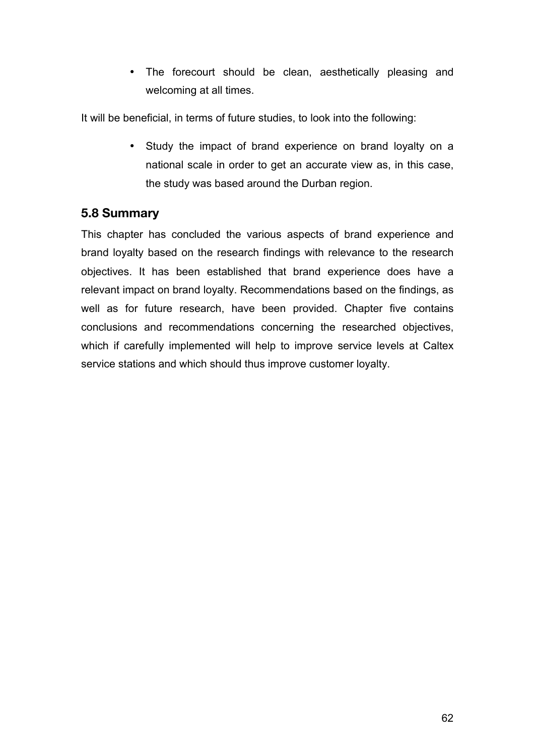- The forecourt should be clean, aesthetically pleasing and welcoming at all times.

It will be beneficial, in terms of future studies, to look into the following:

- Study the impact of brand experience on brand loyalty on a national scale in order to get an accurate view as, in this case, the study was based around the Durban region.

## 5.8 Summary

This chapter has concluded the various aspects of brand experience and brand loyalty based on the research findings with relevance to the research objectives. It has been established that brand experience does have a relevant impact on brand loyalty. Recommendations based on the findings, as well as for future research, have been provided. Chapter five contains conclusions and recommendations concerning the researched objectives, which if carefully implemented will help to improve service levels at Caltex service stations and which should thus improve customer loyalty.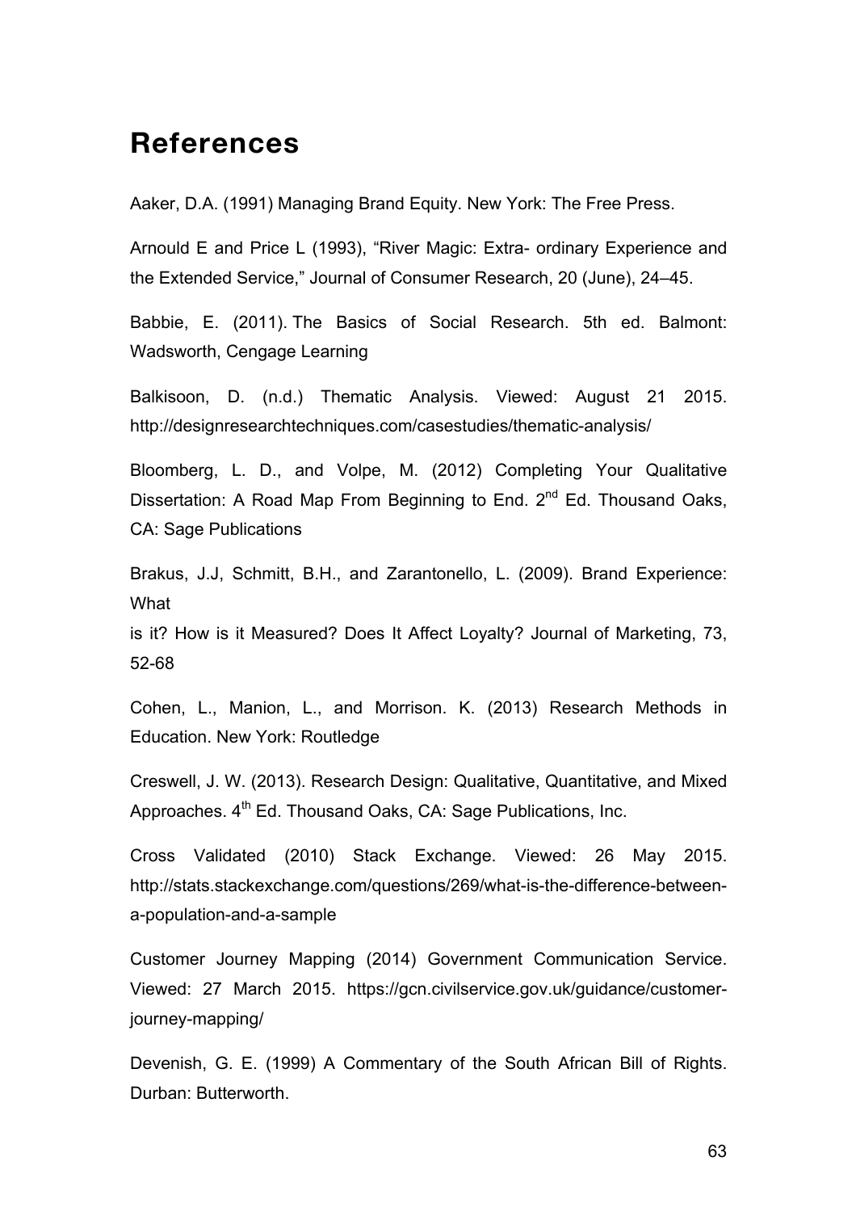# References

Aaker, D.A. (1991) Managing Brand Equity. New York: The Free Press.

Arnould E and Price L (1993), "River Magic: Extra- ordinary Experience and the Extended Service," Journal of Consumer Research, 20 (June), 24–45.

Babbie, E. (2011). The Basics of Social Research. 5th ed. Balmont: Wadsworth, Cengage Learning

Balkisoon, D. (n.d.) Thematic Analysis. Viewed: August 21 2015. http://designresearchtechniques.com/casestudies/thematic-analysis/

Bloomberg, L. D., and Volpe, M. (2012) Completing Your Qualitative Dissertation: A Road Map From Beginning to End. 2nd Ed. Thousand Oaks, CA: Sage Publications

Brakus, J.J, Schmitt, B.H., and Zarantonello, L. (2009). Brand Experience: What
is it? How is it Measured? Does It Affect Loyalty? Journal of Marketing, 73, 52-68

Cohen, L., Manion, L., and Morrison. K. (2013) Research Methods in Education. New York: Routledge

Creswell, J. W. (2013). Research Design: Qualitative, Quantitative, and Mixed Approaches. 4th Ed. Thousand Oaks, CA: Sage Publications, Inc.

Cross Validated (2010) Stack Exchange. Viewed: 26 May 2015. http://stats.stackexchange.com/questions/269/what-is-the-difference-between-a-population-and-a-sample

Customer Journey Mapping (2014) Government Communication Service. Viewed: 27 March 2015. https://gcn.civilservice.gov.uk/guidance/customer-journey-mapping/

Devenish, G. E. (1999) A Commentary of the South African Bill of Rights. Durban: Butterworth.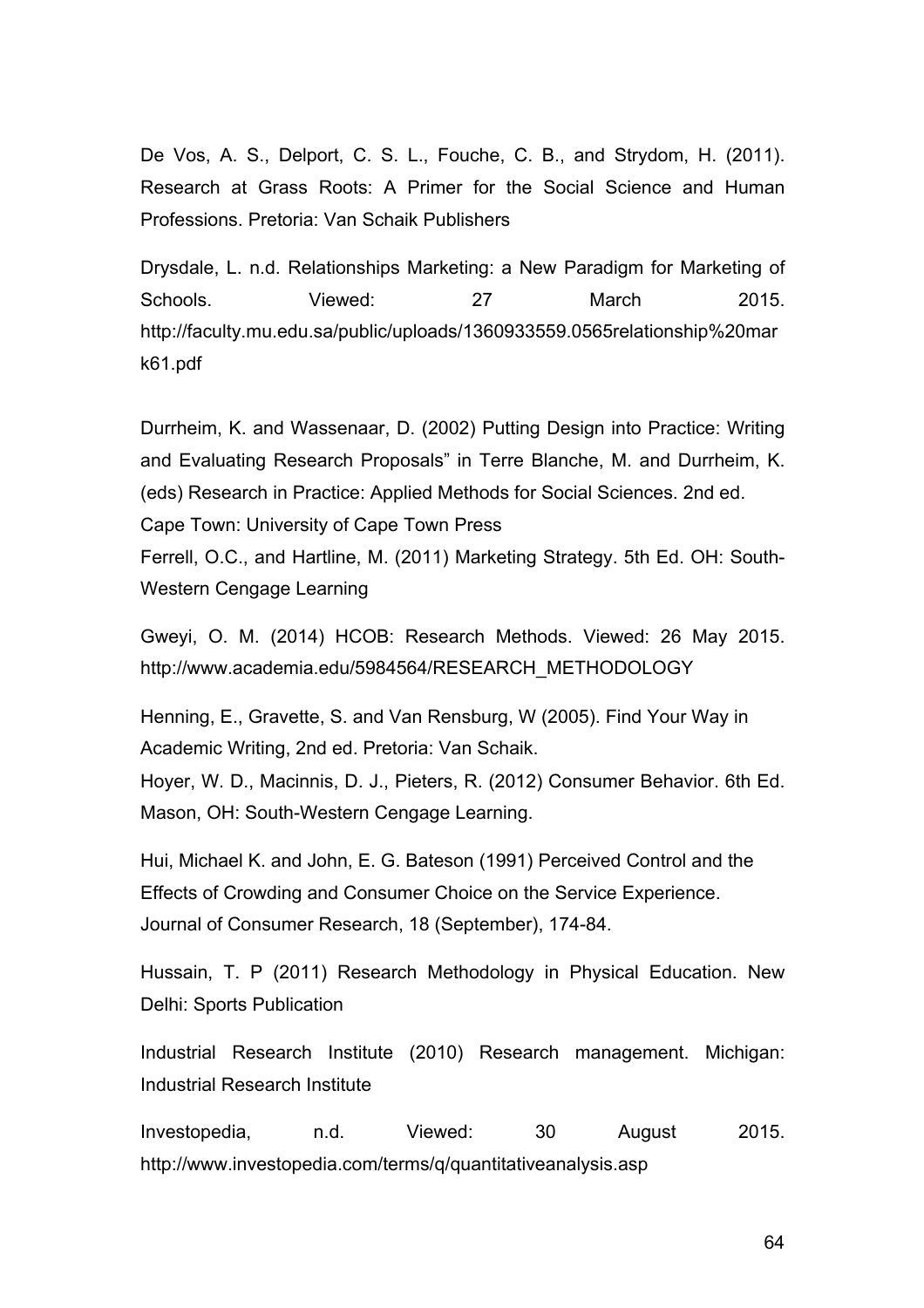De Vos, A. S., Delport, C. S. L., Fouche, C. B., and Strydom, H. (2011). Research at Grass Roots: A Primer for the Social Science and Human Professions. Pretoria: Van Schaik Publishers

Drysdale, L. n.d. Relationships Marketing: a New Paradigm for Marketing of Schools. Viewed: 27 March 2015. http://faculty.mu.edu.sa/public/uploads/1360933559.0565relationship%20mark61.pdf

Durrheim, K. and Wassenaar, D. (2002) Putting Design into Practice: Writing and Evaluating Research Proposals" in Terre Blanche, M. and Durrheim, K. (eds) Research in Practice: Applied Methods for Social Sciences. 2nd ed. Cape Town: University of Cape Town Press

Ferrell, O.C., and Hartline, M. (2011) Marketing Strategy. 5th Ed. OH: South-Western Cengage Learning

Gweyi, O. M. (2014) HCOB: Research Methods. Viewed: 26 May 2015. http://www.academia.edu/5984564/RESEARCH_METHODOLOGY

Henning, E., Gravette, S. and Van Rensburg, W (2005). Find Your Way in Academic Writing, 2nd ed. Pretoria: Van Schaik.

Hoyer, W. D., Macinnis, D. J., Pieters, R. (2012) Consumer Behavior. 6th Ed. Mason, OH: South-Western Cengage Learning.

Hui, Michael K. and John, E. G. Bateson (1991) Perceived Control and the Effects of Crowding and Consumer Choice on the Service Experience. Journal of Consumer Research, 18 (September), 174-84.

Hussain, T. P (2011) Research Methodology in Physical Education. New Delhi: Sports Publication

Industrial Research Institute (2010) Research management. Michigan: Industrial Research Institute

Investopedia, n.d. Viewed: 30 August 2015. http://www.investopedia.com/terms/q/quantitativeanalysis.asp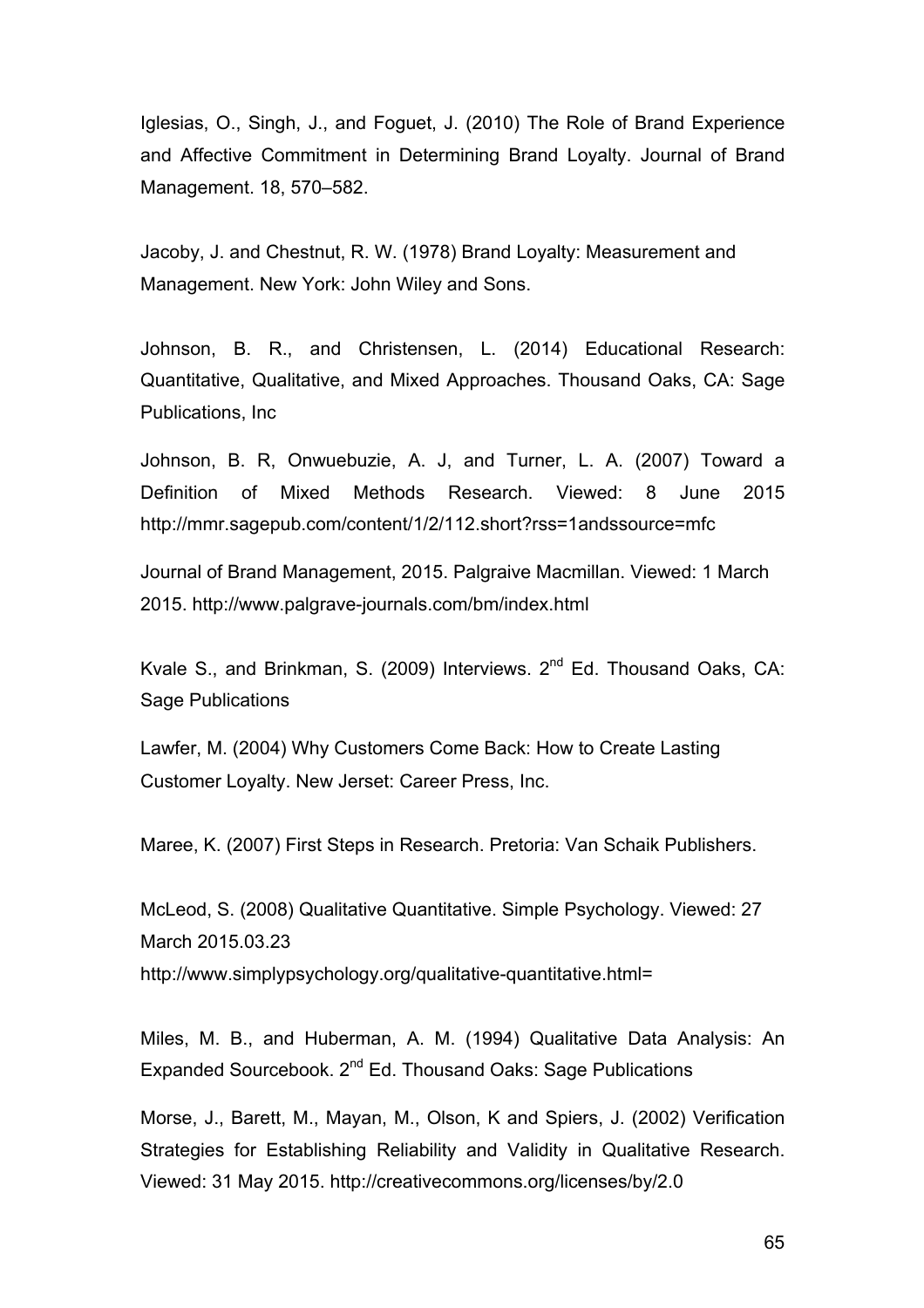Iglesias, O., Singh, J., and Foguet, J. (2010) The Role of Brand Experience and Affective Commitment in Determining Brand Loyalty. Journal of Brand Management. 18, 570–582.

Jacoby, J. and Chestnut, R. W. (1978) Brand Loyalty: Measurement and Management. New York: John Wiley and Sons.

Johnson, B. R., and Christensen, L. (2014) Educational Research: Quantitative, Qualitative, and Mixed Approaches. Thousand Oaks, CA: Sage Publications, Inc

Johnson, B. R, Onwuebuzie, A. J, and Turner, L. A. (2007) Toward a Definition of Mixed Methods Research. Viewed: 8 June 2015 http://mmr.sagepub.com/content/1/2/112.short?rss=1andssource=mfc

Journal of Brand Management, 2015. Palgraive Macmillan. Viewed: 1 March 2015. http://www.palgrave-journals.com/bm/index.html

Kvale S., and Brinkman, S. (2009) Interviews. 2nd Ed. Thousand Oaks, CA: Sage Publications

Lawfer, M. (2004) Why Customers Come Back: How to Create Lasting Customer Loyalty. New Jerset: Career Press, Inc.

Maree, K. (2007) First Steps in Research. Pretoria: Van Schaik Publishers.

McLeod, S. (2008) Qualitative Quantitative. Simple Psychology. Viewed: 27 March 2015.03.23
http://www.simplypsychology.org/qualitative-quantitative.html=

Miles, M. B., and Huberman, A. M. (1994) Qualitative Data Analysis: An Expanded Sourcebook. 2nd Ed. Thousand Oaks: Sage Publications

Morse, J., Barett, M., Mayan, M., Olson, K and Spiers, J. (2002) Verification Strategies for Establishing Reliability and Validity in Qualitative Research. Viewed: 31 May 2015. http://creativecommons.org/licenses/by/2.0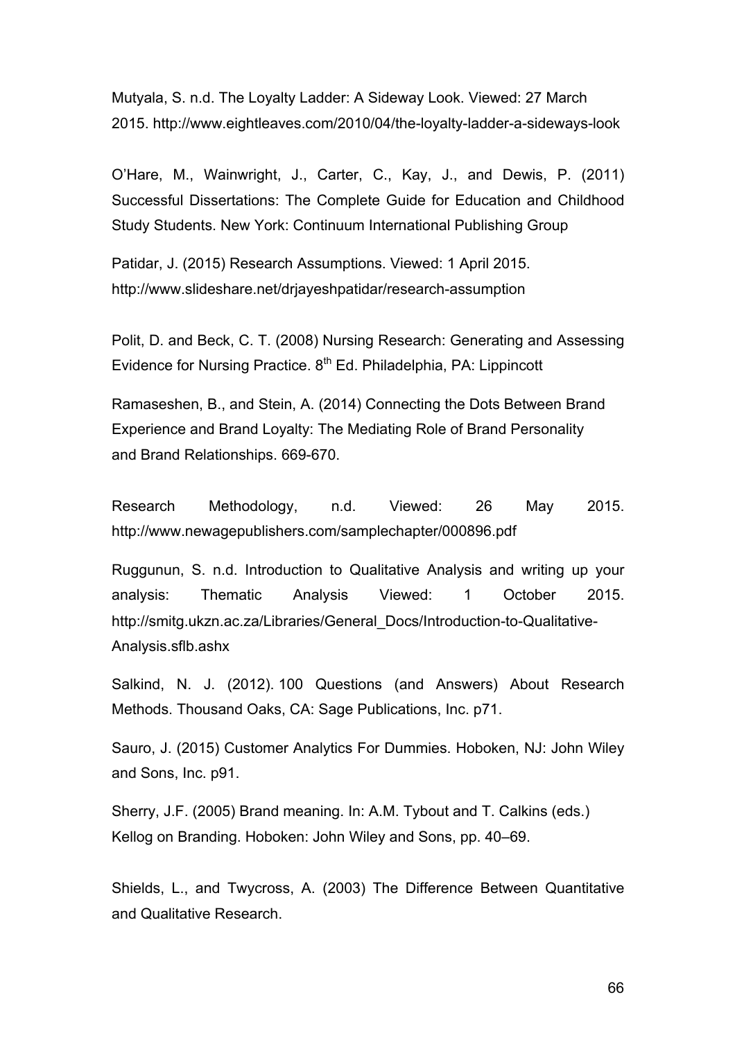Mutyala, S. n.d. The Loyalty Ladder: A Sideway Look. Viewed: 27 March 2015. http://www.eightleaves.com/2010/04/the-loyalty-ladder-a-sideways-look

O'Hare, M., Wainwright, J., Carter, C., Kay, J., and Dewis, P. (2011) Successful Dissertations: The Complete Guide for Education and Childhood Study Students. New York: Continuum International Publishing Group

Patidar, J. (2015) Research Assumptions. Viewed: 1 April 2015. http://www.slideshare.net/drjayeshpatidar/research-assumption

Polit, D. and Beck, C. T. (2008) Nursing Research: Generating and Assessing Evidence for Nursing Practice. 8th Ed. Philadelphia, PA: Lippincott

Ramaseshen, B., and Stein, A. (2014) Connecting the Dots Between Brand Experience and Brand Loyalty: The Mediating Role of Brand Personality and Brand Relationships. 669-670.

Research Methodology, n.d. Viewed: 26 May 2015. http://www.newagepublishers.com/samplechapter/000896.pdf

Ruggunun, S. n.d. Introduction to Qualitative Analysis and writing up your analysis: Thematic Analysis Viewed: 1 October 2015. http://smitg.ukzn.ac.za/Libraries/General_Docs/Introduction-to-Qualitative-Analysis.sflb.ashx

Salkind, N. J. (2012). 100 Questions (and Answers) About Research Methods. Thousand Oaks, CA: Sage Publications, Inc. p71.

Sauro, J. (2015) Customer Analytics For Dummies. Hoboken, NJ: John Wiley and Sons, Inc. p91.

Sherry, J.F. (2005) Brand meaning. In: A.M. Tybout and T. Calkins (eds.) Kellog on Branding. Hoboken: John Wiley and Sons, pp. 40–69.

Shields, L., and Twycross, A. (2003) The Difference Between Quantitative and Qualitative Research.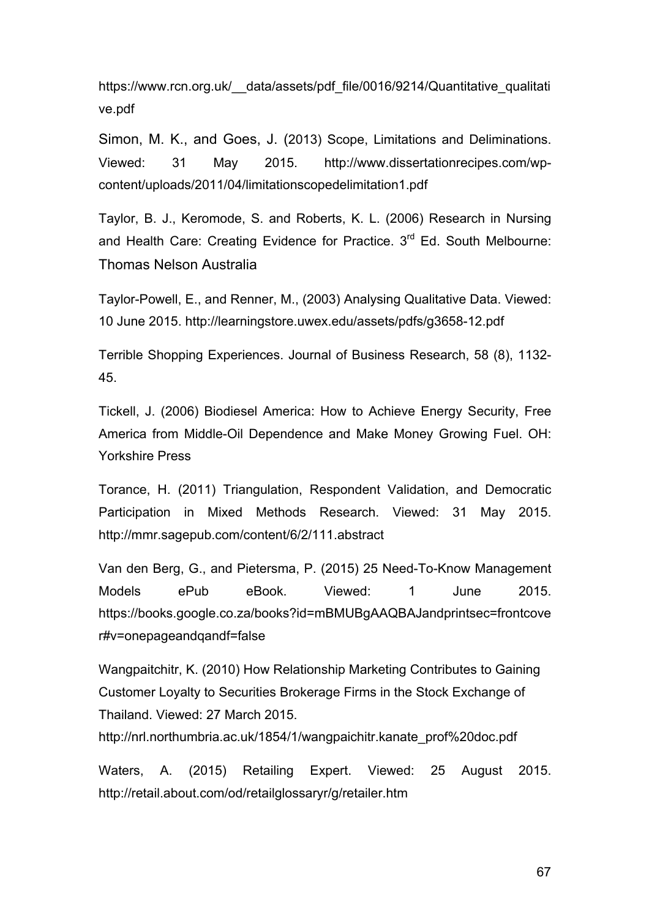https://www.rcn.org.uk/__data/assets/pdf_file/0016/9214/Quantitative_qualitative.pdf

Simon, M. K., and Goes, J. (2013) Scope, Limitations and Deliminations. Viewed: 31 May 2015. http://www.dissertationrecipes.com/wp-content/uploads/2011/04/limitationscopedelimitation1.pdf

Taylor, B. J., Keromode, S. and Roberts, K. L. (2006) Research in Nursing and Health Care: Creating Evidence for Practice. 3rd Ed. South Melbourne: Thomas Nelson Australia

Taylor-Powell, E., and Renner, M., (2003) Analysing Qualitative Data. Viewed: 10 June 2015. http://learningstore.uwex.edu/assets/pdfs/g3658-12.pdf

Terrible Shopping Experiences. Journal of Business Research, 58 (8), 1132-45.

Tickell, J. (2006) Biodiesel America: How to Achieve Energy Security, Free America from Middle-Oil Dependence and Make Money Growing Fuel. OH: Yorkshire Press

Torance, H. (2011) Triangulation, Respondent Validation, and Democratic Participation in Mixed Methods Research. Viewed: 31 May 2015. http://mmr.sagepub.com/content/6/2/111.abstract

Van den Berg, G., and Pietersma, P. (2015) 25 Need-To-Know Management Models ePub eBook. Viewed: 1 June 2015. https://books.google.co.za/books?id=mBMUBgAAQBAJandprintsec=frontcover#v=onepageandqandf=false

Wangpaitchitr, K. (2010) How Relationship Marketing Contributes to Gaining Customer Loyalty to Securities Brokerage Firms in the Stock Exchange of Thailand. Viewed: 27 March 2015. http://nrl.northumbria.ac.uk/1854/1/wangpaichitr.kanate_prof%20doc.pdf

Waters, A. (2015) Retailing Expert. Viewed: 25 August 2015. http://retail.about.com/od/retailglossaryr/g/retailer.htm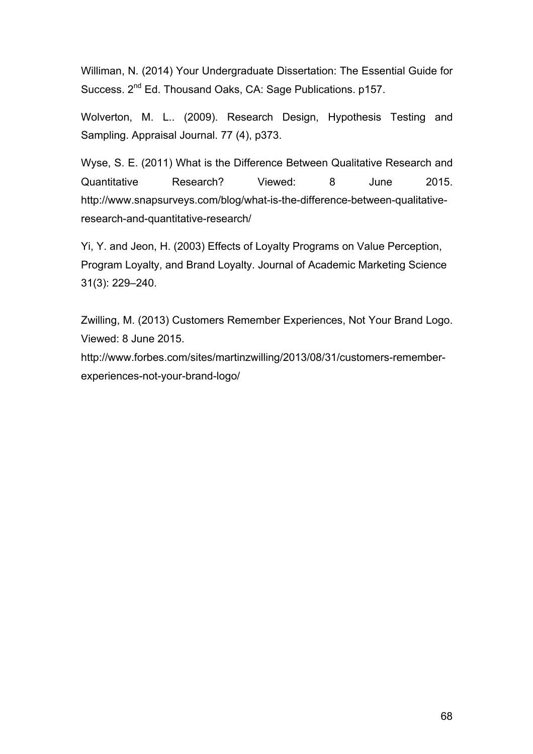Williman, N. (2014) Your Undergraduate Dissertation: The Essential Guide for Success. 2nd Ed. Thousand Oaks, CA: Sage Publications. p157.

Wolverton, M. L.. (2009). Research Design, Hypothesis Testing and Sampling. Appraisal Journal. 77 (4), p373.

Wyse, S. E. (2011) What is the Difference Between Qualitative Research and Quantitative Research? Viewed: 8 June 2015. http://www.snapsurveys.com/blog/what-is-the-difference-between-qualitative-research-and-quantitative-research/

Yi, Y. and Jeon, H. (2003) Effects of Loyalty Programs on Value Perception, Program Loyalty, and Brand Loyalty. Journal of Academic Marketing Science 31(3): 229–240.

Zwilling, M. (2013) Customers Remember Experiences, Not Your Brand Logo. Viewed: 8 June 2015.
http://www.forbes.com/sites/martinzwilling/2013/08/31/customers-remember-experiences-not-your-brand-logo/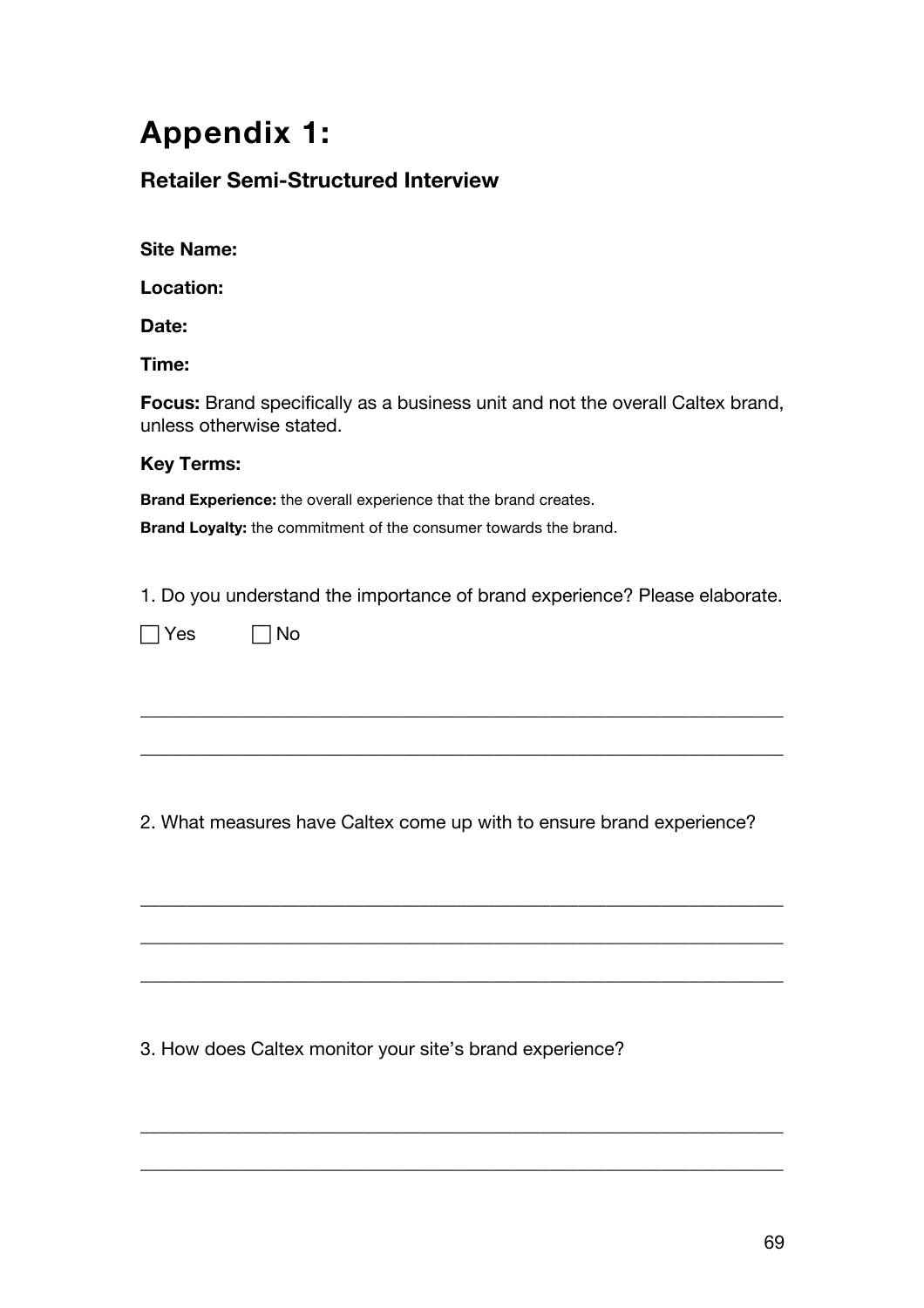# Appendix 1:

## Retailer Semi-Structured Interview

**Site Name:**

**Location:**

**Date:**

**Time:**

**Focus:** Brand specifically as a business unit and not the overall Caltex brand, unless otherwise stated.

**Key Terms:**

**Brand Experience:** the overall experience that the brand creates.

**Brand Loyalty:** the commitment of the consumer towards the brand.

1. Do you understand the importance of brand experience? Please elaborate.

☐ Yes ☐ No

______________________________________________________________

______________________________________________________________

2. What measures have Caltex come up with to ensure brand experience?

______________________________________________________________

______________________________________________________________

______________________________________________________________

3. How does Caltex monitor your site's brand experience?

______________________________________________________________

______________________________________________________________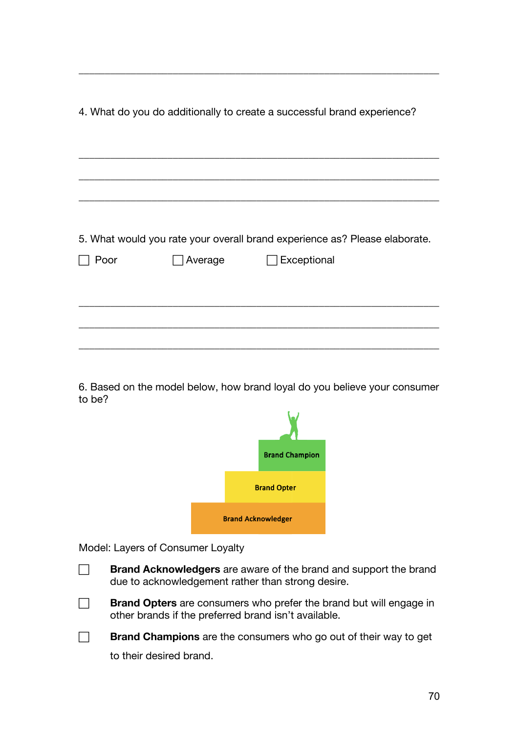\_\_\_\_\_\_\_\_\_\_\_\_\_\_\_\_\_\_\_\_\_\_\_\_\_\_\_\_\_\_\_\_\_\_\_\_\_\_\_\_\_\_\_\_\_\_\_\_\_\_\_\_\_\_\_\_\_\_\_\_

4. What do you do additionally to create a successful brand experience?

\_\_\_\_\_\_\_\_\_\_\_\_\_\_\_\_\_\_\_\_\_\_\_\_\_\_\_\_\_\_\_\_\_\_\_\_\_\_\_\_\_\_\_\_\_\_\_\_\_\_\_\_\_\_\_\_\_\_\_\_

\_\_\_\_\_\_\_\_\_\_\_\_\_\_\_\_\_\_\_\_\_\_\_\_\_\_\_\_\_\_\_\_\_\_\_\_\_\_\_\_\_\_\_\_\_\_\_\_\_\_\_\_\_\_\_\_\_\_\_\_

\_\_\_\_\_\_\_\_\_\_\_\_\_\_\_\_\_\_\_\_\_\_\_\_\_\_\_\_\_\_\_\_\_\_\_\_\_\_\_\_\_\_\_\_\_\_\_\_\_\_\_\_\_\_\_\_\_\_\_\_

5. What would you rate your overall brand experience as? Please elaborate.

☐ Poor ☐ Average ☐ Exceptional

\_\_\_\_\_\_\_\_\_\_\_\_\_\_\_\_\_\_\_\_\_\_\_\_\_\_\_\_\_\_\_\_\_\_\_\_\_\_\_\_\_\_\_\_\_\_\_\_\_\_\_\_\_\_\_\_\_\_\_\_

\_\_\_\_\_\_\_\_\_\_\_\_\_\_\_\_\_\_\_\_\_\_\_\_\_\_\_\_\_\_\_\_\_\_\_\_\_\_\_\_\_\_\_\_\_\_\_\_\_\_\_\_\_\_\_\_\_\_\_\_

\_\_\_\_\_\_\_\_\_\_\_\_\_\_\_\_\_\_\_\_\_\_\_\_\_\_\_\_\_\_\_\_\_\_\_\_\_\_\_\_\_\_\_\_\_\_\_\_\_\_\_\_\_\_\_\_\_\_\_\_

6. Based on the model below, how brand loyal do you believe your consumer to be?

Brand Champion

Brand Opter

Brand Acknowledger

Model: Layers of Consumer Loyalty

☐ **Brand Acknowledgers** are aware of the brand and support the brand due to acknowledgement rather than strong desire.

☐ **Brand Opters** are consumers who prefer the brand but will engage in other brands if the preferred brand isn't available.

☐ **Brand Champions** are the consumers who go out of their way to get to their desired brand.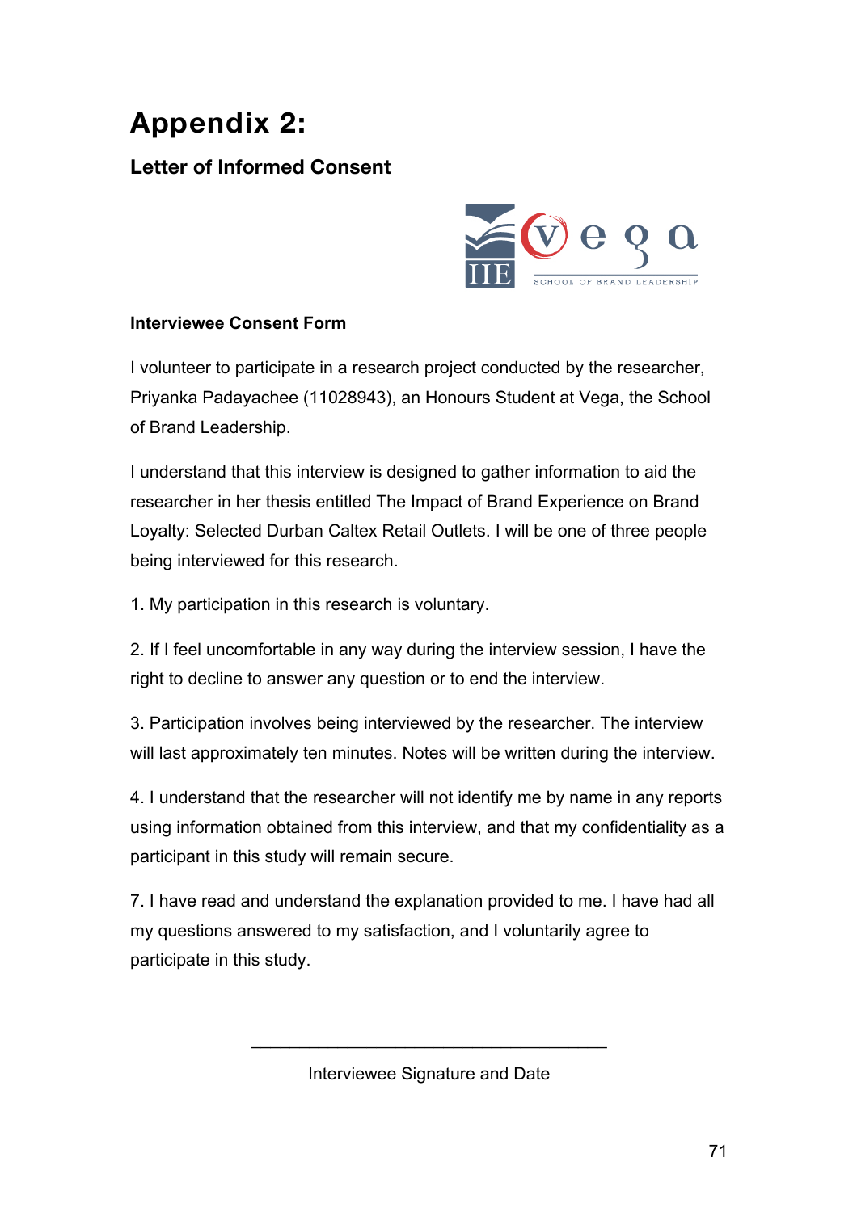# Appendix 2:

## Letter of Informed Consent

### Interviewee Consent Form

I volunteer to participate in a research project conducted by the researcher, Priyanka Padayachee (11028943), an Honours Student at Vega, the School of Brand Leadership.

I understand that this interview is designed to gather information to aid the researcher in her thesis entitled The Impact of Brand Experience on Brand Loyalty: Selected Durban Caltex Retail Outlets. I will be one of three people being interviewed for this research.

1. My participation in this research is voluntary.

2. If I feel uncomfortable in any way during the interview session, I have the right to decline to answer any question or to end the interview.

3. Participation involves being interviewed by the researcher. The interview will last approximately ten minutes. Notes will be written during the interview.

4. I understand that the researcher will not identify me by name in any reports using information obtained from this interview, and that my confidentiality as a participant in this study will remain secure.

7. I have read and understand the explanation provided to me. I have had all my questions answered to my satisfaction, and I voluntarily agree to participate in this study.

\_\_\_\_\_\_\_\_\_\_\_\_\_\_\_\_\_\_\_\_\_\_\_\_\_\_\_\_\_\_\_\_\_\_\_\_\_\_\_\_

Interviewee Signature and Date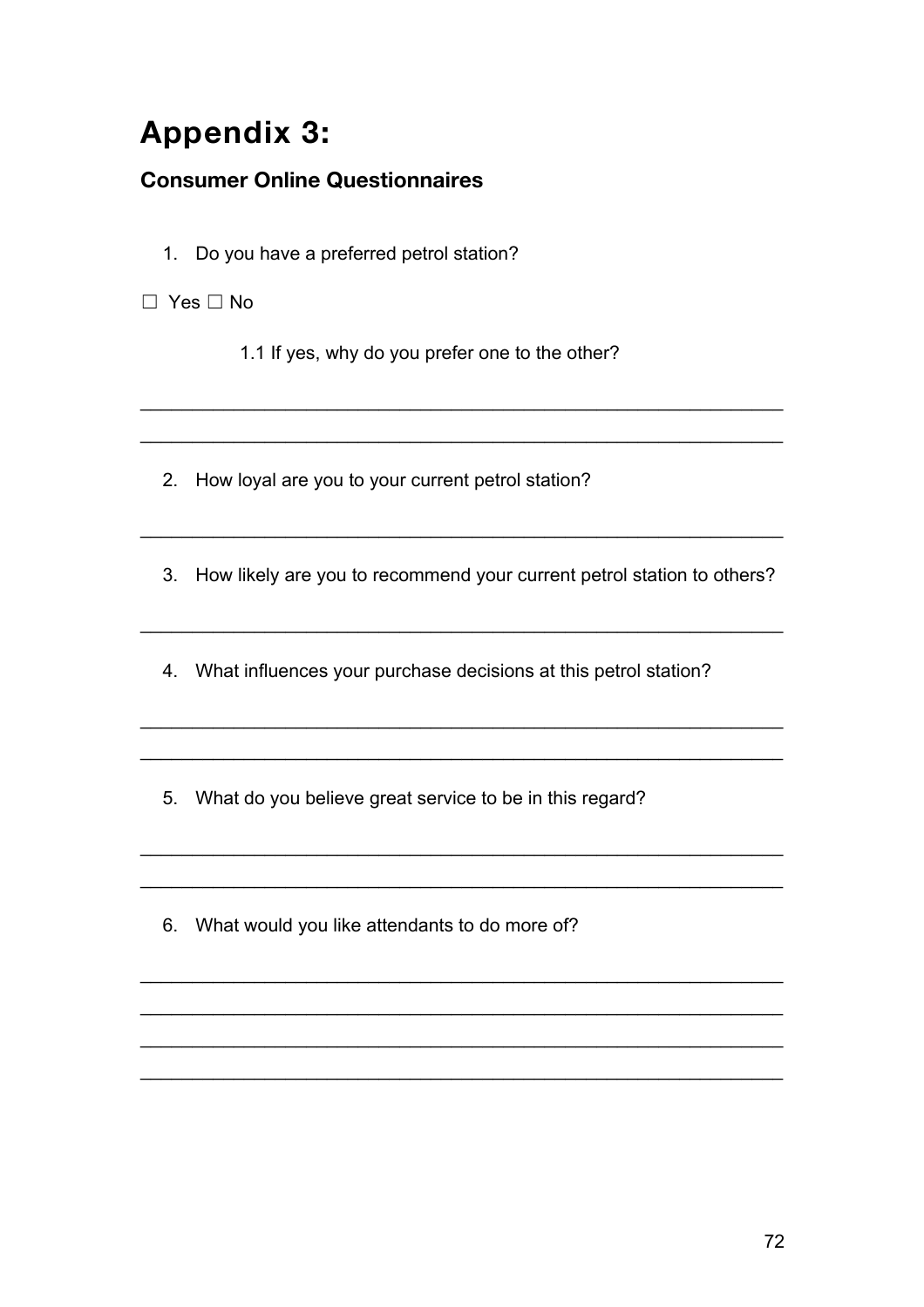# Appendix 3:

## Consumer Online Questionnaires

1. Do you have a preferred petrol station?

☐ Yes ☐ No

1.1 If yes, why do you prefer one to the other?

______________________________________________________________

______________________________________________________________

2. How loyal are you to your current petrol station?

______________________________________________________________

3. How likely are you to recommend your current petrol station to others?

______________________________________________________________

4. What influences your purchase decisions at this petrol station?

______________________________________________________________

______________________________________________________________

5. What do you believe great service to be in this regard?

______________________________________________________________

______________________________________________________________

6. What would you like attendants to do more of?

______________________________________________________________

______________________________________________________________

______________________________________________________________

______________________________________________________________